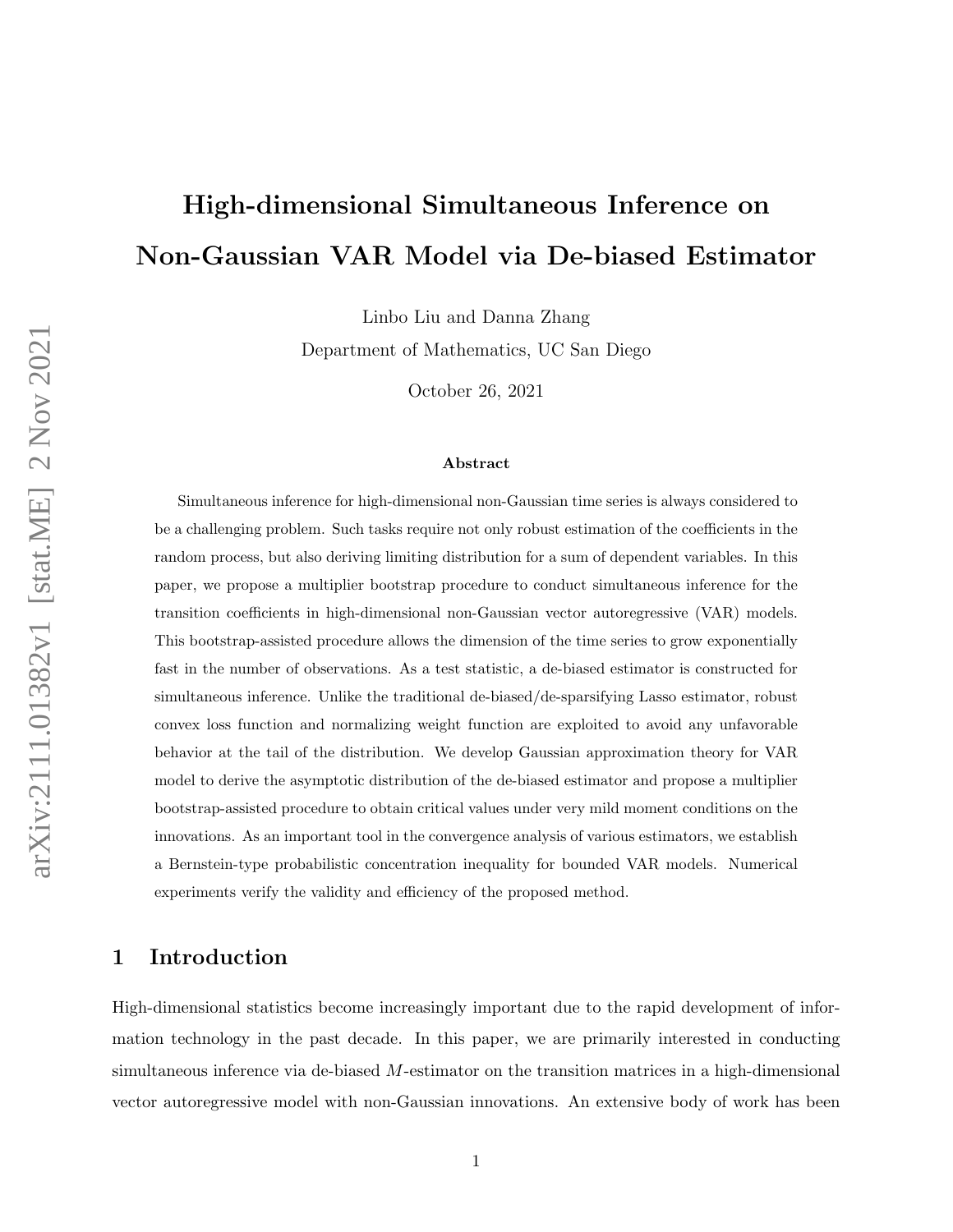# High-dimensional Simultaneous Inference on Non-Gaussian VAR Model via De-biased Estimator

Linbo Liu and Danna Zhang

Department of Mathematics, UC San Diego

October 26, 2021

### Abstract

Simultaneous inference for high-dimensional non-Gaussian time series is always considered to be a challenging problem. Such tasks require not only robust estimation of the coefficients in the random process, but also deriving limiting distribution for a sum of dependent variables. In this paper, we propose a multiplier bootstrap procedure to conduct simultaneous inference for the transition coefficients in high-dimensional non-Gaussian vector autoregressive (VAR) models. This bootstrap-assisted procedure allows the dimension of the time series to grow exponentially fast in the number of observations. As a test statistic, a de-biased estimator is constructed for simultaneous inference. Unlike the traditional de-biased/de-sparsifying Lasso estimator, robust convex loss function and normalizing weight function are exploited to avoid any unfavorable behavior at the tail of the distribution. We develop Gaussian approximation theory for VAR model to derive the asymptotic distribution of the de-biased estimator and propose a multiplier bootstrap-assisted procedure to obtain critical values under very mild moment conditions on the innovations. As an important tool in the convergence analysis of various estimators, we establish a Bernstein-type probabilistic concentration inequality for bounded VAR models. Numerical experiments verify the validity and efficiency of the proposed method.

## 1 Introduction

High-dimensional statistics become increasingly important due to the rapid development of information technology in the past decade. In this paper, we are primarily interested in conducting simultaneous inference via de-biased $M$-estimator on the transition matrices in a high-dimensional vector autoregressive model with non-Gaussian innovations. An extensive body of work has been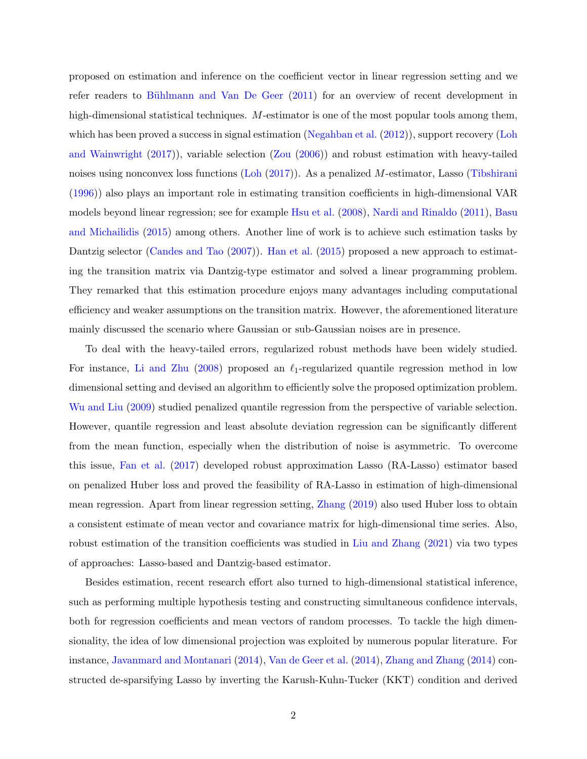proposed on estimation and inference on the coefficient vector in linear regression setting and we refer readers to Bühlmann and Van De Geer (2011) for an overview of recent development in high-dimensional statistical techniques. $M$-estimator is one of the most popular tools among them, which has been proved a success in signal estimation (Negahban et al. (2012)), support recovery (Loh and Wainwright (2017)), variable selection (Zou (2006)) and robust estimation with heavy-tailed noises using nonconvex loss functions (Loh (2017)). As a penalized $M$-estimator, Lasso (Tibshirani (1996)) also plays an important role in estimating transition coefficients in high-dimensional VAR models beyond linear regression; see for example Hsu et al. (2008), Nardi and Rinaldo (2011), Basu and Michailidis (2015) among others. Another line of work is to achieve such estimation tasks by Dantzig selector (Candes and Tao (2007)). Han et al. (2015) proposed a new approach to estimating the transition matrix via Dantzig-type estimator and solved a linear programming problem. They remarked that this estimation procedure enjoys many advantages including computational efficiency and weaker assumptions on the transition matrix. However, the aforementioned literature mainly discussed the scenario where Gaussian or sub-Gaussian noises are in presence.

To deal with the heavy-tailed errors, regularized robust methods have been widely studied. For instance, Li and Zhu (2008) proposed an $\ell_1$-regularized quantile regression method in low dimensional setting and devised an algorithm to efficiently solve the proposed optimization problem. Wu and Liu (2009) studied penalized quantile regression from the perspective of variable selection. However, quantile regression and least absolute deviation regression can be significantly different from the mean function, especially when the distribution of noise is asymmetric. To overcome this issue, Fan et al. (2017) developed robust approximation Lasso (RA-Lasso) estimator based on penalized Huber loss and proved the feasibility of RA-Lasso in estimation of high-dimensional mean regression. Apart from linear regression setting, Zhang (2019) also used Huber loss to obtain a consistent estimate of mean vector and covariance matrix for high-dimensional time series. Also, robust estimation of the transition coefficients was studied in Liu and Zhang (2021) via two types of approaches: Lasso-based and Dantzig-based estimator.

Besides estimation, recent research effort also turned to high-dimensional statistical inference, such as performing multiple hypothesis testing and constructing simultaneous confidence intervals, both for regression coefficients and mean vectors of random processes. To tackle the high dimensionality, the idea of low dimensional projection was exploited by numerous popular literature. For instance, Javanmard and Montanari (2014), Van de Geer et al. (2014), Zhang and Zhang (2014) constructed de-sparsifying Lasso by inverting the Karush-Kuhn-Tucker (KKT) condition and derived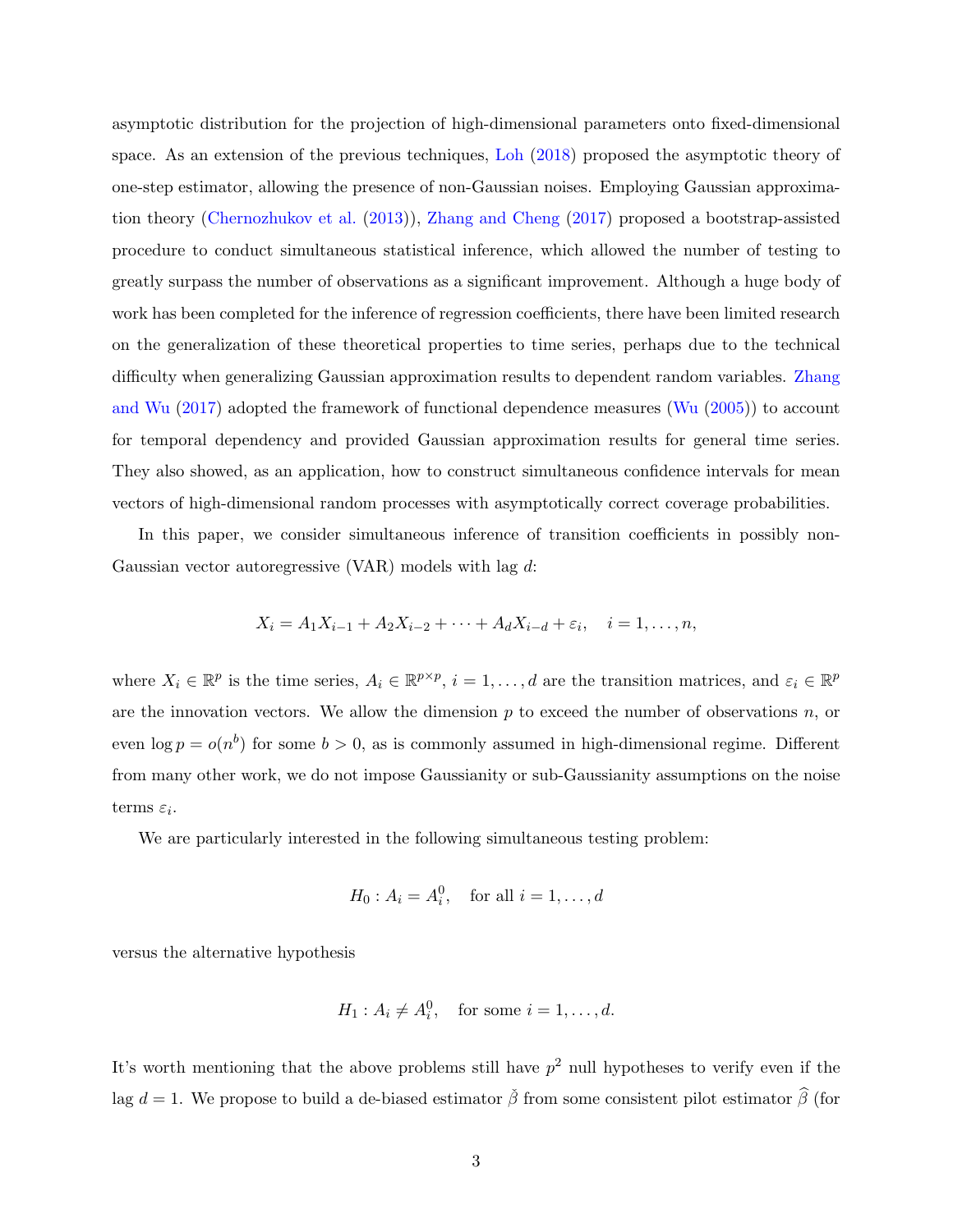asymptotic distribution for the projection of high-dimensional parameters onto fixed-dimensional space. As an extension of the previous techniques, Loh (2018) proposed the asymptotic theory of one-step estimator, allowing the presence of non-Gaussian noises. Employing Gaussian approximation theory (Chernozhukov et al. (2013)), Zhang and Cheng (2017) proposed a bootstrap-assisted procedure to conduct simultaneous statistical inference, which allowed the number of testing to greatly surpass the number of observations as a significant improvement. Although a huge body of work has been completed for the inference of regression coefficients, there have been limited research on the generalization of these theoretical properties to time series, perhaps due to the technical difficulty when generalizing Gaussian approximation results to dependent random variables. Zhang and Wu (2017) adopted the framework of functional dependence measures (Wu (2005)) to account for temporal dependency and provided Gaussian approximation results for general time series. They also showed, as an application, how to construct simultaneous confidence intervals for mean vectors of high-dimensional random processes with asymptotically correct coverage probabilities.

In this paper, we consider simultaneous inference of transition coefficients in possibly non-Gaussian vector autoregressive (VAR) models with lag $d$:

$$X_i = A_1 X_{i-1} + A_2 X_{i-2} + \cdots + A_d X_{i-d} + \varepsilon_i, \quad i = 1, \ldots, n,$$

where $X_i \in \mathbb{R}^p$ is the time series, $A_i \in \mathbb{R}^{p \times p}$, $i = 1, \ldots, d$ are the transition matrices, and $\varepsilon_i \in \mathbb{R}^p$ are the innovation vectors. We allow the dimension $p$ to exceed the number of observations $n$, or even $\log p = o(n^b)$ for some $b > 0$, as is commonly assumed in high-dimensional regime. Different from many other work, we do not impose Gaussianity or sub-Gaussianity assumptions on the noise terms $\varepsilon_i$.

We are particularly interested in the following simultaneous testing problem:

$$H_0 : A_i = A_i^0, \quad \text{for all } i = 1, \ldots, d$$

versus the alternative hypothesis

$$H_1 : A_i \neq A_i^0, \quad \text{for some } i = 1, \ldots, d.$$

It's worth mentioning that the above problems still have $p^2$ null hypotheses to verify even if the lag $d = 1$. We propose to build a de-biased estimator $\check{\beta}$ from some consistent pilot estimator $\widehat{\beta}$ (for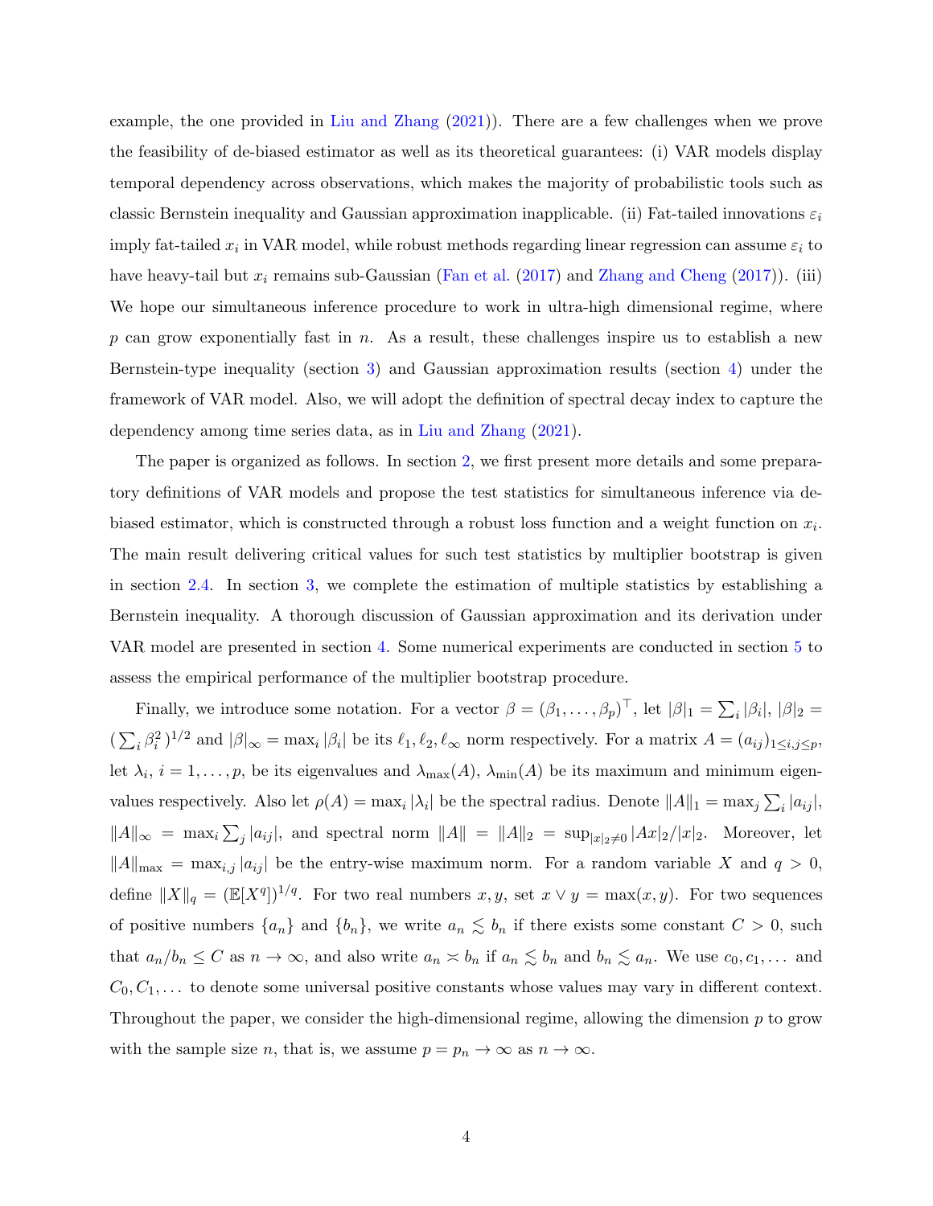example, the one provided in Liu and Zhang (2021)). There are a few challenges when we prove the feasibility of de-biased estimator as well as its theoretical guarantees: (i) VAR models display temporal dependency across observations, which makes the majority of probabilistic tools such as classic Bernstein inequality and Gaussian approximation inapplicable. (ii) Fat-tailed innovations $\varepsilon_i$ imply fat-tailed $x_i$ in VAR model, while robust methods regarding linear regression can assume $\varepsilon_i$ to have heavy-tail but $x_i$ remains sub-Gaussian (Fan et al. (2017) and Zhang and Cheng (2017)). (iii) We hope our simultaneous inference procedure to work in ultra-high dimensional regime, where $p$ can grow exponentially fast in $n$. As a result, these challenges inspire us to establish a new Bernstein-type inequality (section 3) and Gaussian approximation results (section 4) under the framework of VAR model. Also, we will adopt the definition of spectral decay index to capture the dependency among time series data, as in Liu and Zhang (2021).

The paper is organized as follows. In section 2, we first present more details and some preparatory definitions of VAR models and propose the test statistics for simultaneous inference via de-biased estimator, which is constructed through a robust loss function and a weight function on $x_i$. The main result delivering critical values for such test statistics by multiplier bootstrap is given in section 2.4. In section 3, we complete the estimation of multiple statistics by establishing a Bernstein inequality. A thorough discussion of Gaussian approximation and its derivation under VAR model are presented in section 4. Some numerical experiments are conducted in section 5 to assess the empirical performance of the multiplier bootstrap procedure.

Finally, we introduce some notation. For a vector $\beta = (\beta_1, \ldots, \beta_p)^\top$, let $|\beta|_1 = \sum_i |\beta_i|$, $|\beta|_2 = (\sum_i \beta_i^2)^{1/2}$ and $|\beta|_\infty = \max_i |\beta_i|$ be its $\ell_1, \ell_2, \ell_\infty$ norm respectively. For a matrix $A = (a_{ij})_{1 \le i,j \le p}$, let $\lambda_i$, $i = 1, \ldots, p$, be its eigenvalues and $\lambda_{\max}(A)$, $\lambda_{\min}(A)$ be its maximum and minimum eigenvalues respectively. Also let $\rho(A) = \max_i |\lambda_i|$ be the spectral radius. Denote $\|A\|_1 = \max_j \sum_i |a_{ij}|$, $\|A\|_\infty = \max_i \sum_j |a_{ij}|$, and spectral norm $\|A\| = \|A\|_2 = \sup_{|x|_2 \neq 0} |Ax|_2/|x|_2$. Moreover, let $\|A\|_{\max} = \max_{i,j} |a_{ij}|$ be the entry-wise maximum norm. For a random variable $X$ and $q > 0$, define $\|X\|_q = (\mathbb{E}[X^q])^{1/q}$. For two real numbers $x, y$, set $x \vee y = \max(x, y)$. For two sequences of positive numbers $\{a_n\}$ and $\{b_n\}$, we write $a_n \lesssim b_n$ if there exists some constant $C > 0$, such that $a_n/b_n \le C$ as $n \to \infty$, and also write $a_n \asymp b_n$ if $a_n \lesssim b_n$ and $b_n \lesssim a_n$. We use $c_0, c_1, \ldots$ and $C_0, C_1, \ldots$ to denote some universal positive constants whose values may vary in different context. Throughout the paper, we consider the high-dimensional regime, allowing the dimension $p$ to grow with the sample size $n$, that is, we assume $p = p_n \to \infty$ as $n \to \infty$.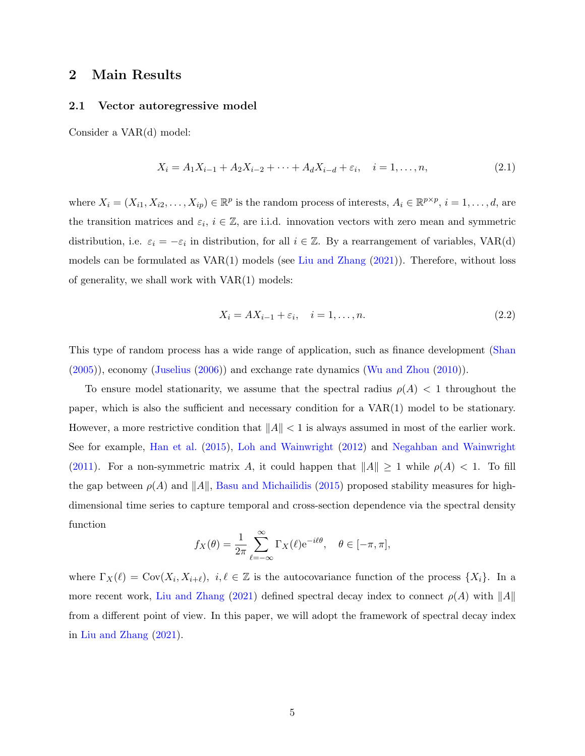## 2 Main Results

### 2.1 Vector autoregressive model

Consider a VAR(d) model:

$$X_i = A_1 X_{i-1} + A_2 X_{i-2} + \cdots + A_d X_{i-d} + \varepsilon_i, \quad i = 1, \ldots, n, \tag{2.1}$$

where $X_i = (X_{i1}, X_{i2}, \ldots, X_{ip}) \in \mathbb{R}^p$ is the random process of interests, $A_i \in \mathbb{R}^{p \times p}$, $i = 1, \ldots, d$, are the transition matrices and $\varepsilon_i$, $i \in \mathbb{Z}$, are i.i.d. innovation vectors with zero mean and symmetric distribution, i.e. $\varepsilon_i = -\varepsilon_i$ in distribution, for all $i \in \mathbb{Z}$. By a rearrangement of variables, VAR(d) models can be formulated as VAR(1) models (see Liu and Zhang (2021)). Therefore, without loss of generality, we shall work with VAR(1) models:

$$X_i = AX_{i-1} + \varepsilon_i, \quad i = 1, \ldots, n. \tag{2.2}$$

This type of random process has a wide range of application, such as finance development (Shan (2005)), economy (Juselius (2006)) and exchange rate dynamics (Wu and Zhou (2010)).

To ensure model stationarity, we assume that the spectral radius $\rho(A) < 1$ throughout the paper, which is also the sufficient and necessary condition for a VAR(1) model to be stationary. However, a more restrictive condition that $\|A\| < 1$ is always assumed in most of the earlier work. See for example, Han et al. (2015), Loh and Wainwright (2012) and Negahban and Wainwright (2011). For a non-symmetric matrix $A$, it could happen that $\|A\| \geq 1$ while $\rho(A) < 1$. To fill the gap between $\rho(A)$ and $\|A\|$, Basu and Michailidis (2015) proposed stability measures for high-dimensional time series to capture temporal and cross-section dependence via the spectral density function

$$f_X(\theta) = \frac{1}{2\pi} \sum_{\ell=-\infty}^{\infty} \Gamma_X(\ell) e^{-i\ell\theta}, \quad \theta \in [-\pi, \pi],$$

where $\Gamma_X(\ell) = \mathrm{Cov}(X_i, X_{i+\ell})$, $i, \ell \in \mathbb{Z}$ is the autocovariance function of the process $\{X_i\}$. In a more recent work, Liu and Zhang (2021) defined spectral decay index to connect $\rho(A)$ with $\|A\|$ from a different point of view. In this paper, we will adopt the framework of spectral decay index in Liu and Zhang (2021).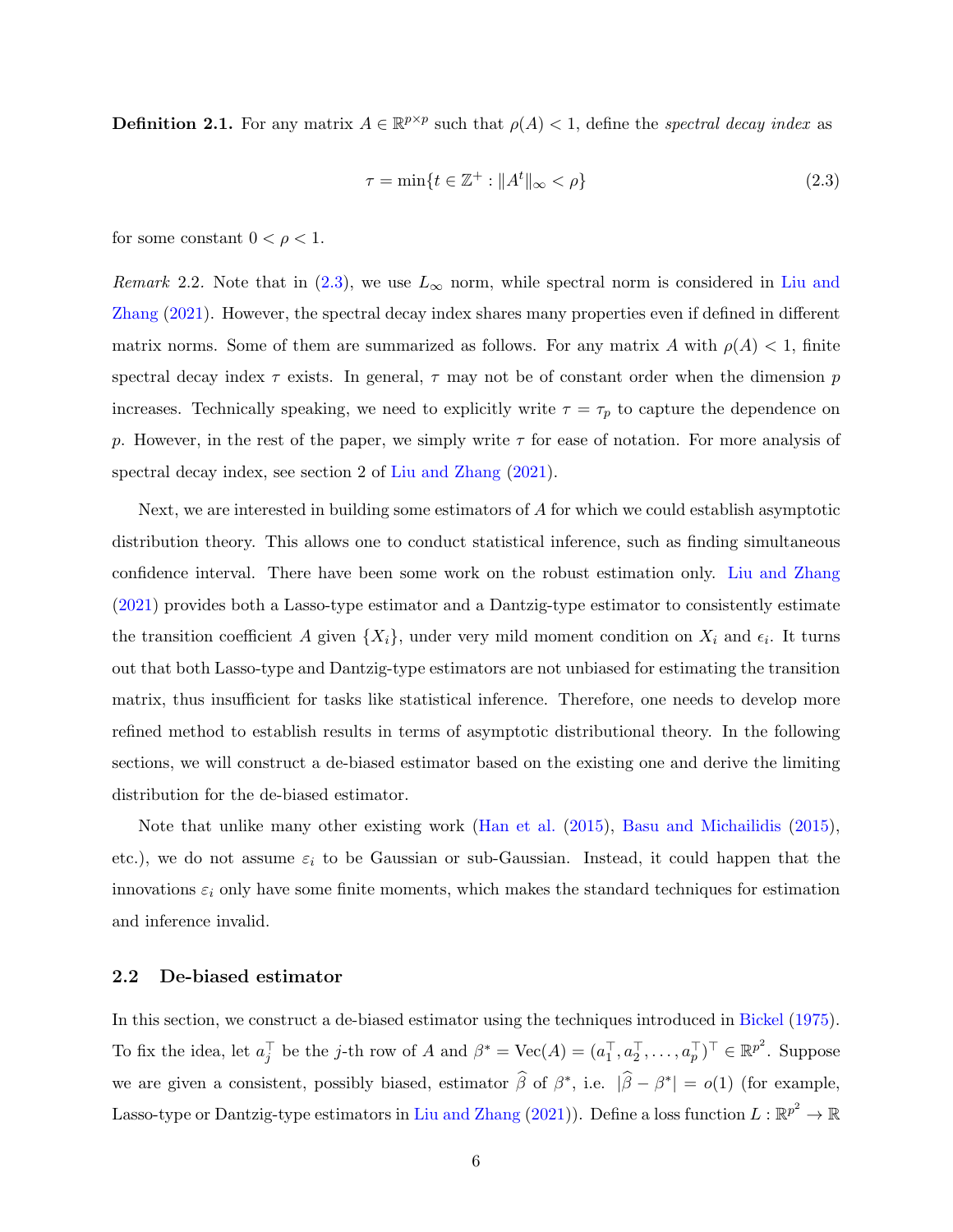**Definition 2.1.** For any matrix $A \in \mathbb{R}^{p\times p}$ such that $\rho(A) < 1$, define the *spectral decay index* as

$$\tau = \min\{t \in \mathbb{Z}^+ : \|A^t\|_\infty < \rho\} \tag{2.3}$$

for some constant $0 < \rho < 1$.

*Remark* 2.2. Note that in (2.3), we use $L_\infty$ norm, while spectral norm is considered in Liu and Zhang (2021). However, the spectral decay index shares many properties even if defined in different matrix norms. Some of them are summarized as follows. For any matrix $A$ with $\rho(A) < 1$, finite spectral decay index $\tau$ exists. In general, $\tau$ may not be of constant order when the dimension $p$ increases. Technically speaking, we need to explicitly write $\tau = \tau_p$ to capture the dependence on $p$. However, in the rest of the paper, we simply write $\tau$ for ease of notation. For more analysis of spectral decay index, see section 2 of Liu and Zhang (2021).

Next, we are interested in building some estimators of $A$ for which we could establish asymptotic distribution theory. This allows one to conduct statistical inference, such as finding simultaneous confidence interval. There have been some work on the robust estimation only. Liu and Zhang (2021) provides both a Lasso-type estimator and a Dantzig-type estimator to consistently estimate the transition coefficient $A$ given $\{X_i\}$, under very mild moment condition on $X_i$ and $\epsilon_i$. It turns out that both Lasso-type and Dantzig-type estimators are not unbiased for estimating the transition matrix, thus insufficient for tasks like statistical inference. Therefore, one needs to develop more refined method to establish results in terms of asymptotic distributional theory. In the following sections, we will construct a de-biased estimator based on the existing one and derive the limiting distribution for the de-biased estimator.

Note that unlike many other existing work (Han et al. (2015), Basu and Michailidis (2015), etc.), we do not assume $\varepsilon_i$ to be Gaussian or sub-Gaussian. Instead, it could happen that the innovations $\varepsilon_i$ only have some finite moments, which makes the standard techniques for estimation and inference invalid.

### 2.2 De-biased estimator

In this section, we construct a de-biased estimator using the techniques introduced in Bickel (1975). To fix the idea, let $a_j^\top$ be the $j$-th row of $A$ and $\beta^* = \mathrm{Vec}(A) = (a_1^\top, a_2^\top, \ldots, a_p^\top)^\top \in \mathbb{R}^{p^2}$. Suppose we are given a consistent, possibly biased, estimator $\widehat{\beta}$ of $\beta^*$, i.e. $|\widehat{\beta} - \beta^*| = o(1)$ (for example, Lasso-type or Dantzig-type estimators in Liu and Zhang (2021)). Define a loss function $L : \mathbb{R}^{p^2} \to \mathbb{R}$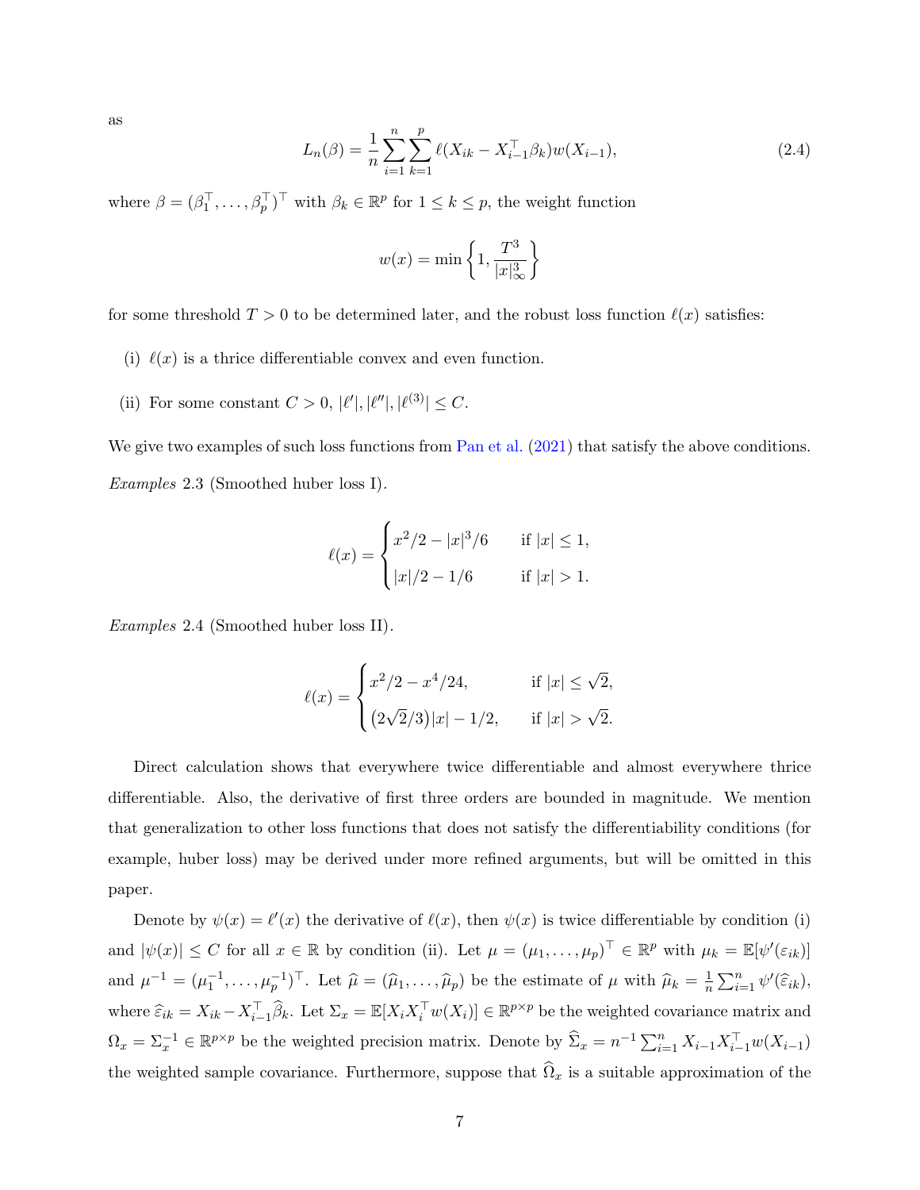as

$$L_n(\beta) = \frac{1}{n}\sum_{i=1}^{n}\sum_{k=1}^{p} \ell(X_{ik} - X_{i-1}^\top \beta_k) w(X_{i-1}), \tag{2.4}$$

where $\beta = (\beta_1^\top, \ldots, \beta_p^\top)^\top$ with $\beta_k \in \mathbb{R}^p$ for $1 \le k \le p$, the weight function

$$w(x) = \min\left\{1, \frac{T^3}{|x|_\infty^3}\right\}$$

for some threshold $T > 0$ to be determined later, and the robust loss function $\ell(x)$ satisfies:

(i) $\ell(x)$ is a thrice differentiable convex and even function.

(ii) For some constant $C > 0$, $|\ell'|, |\ell''|, |\ell^{(3)}| \le C$.

We give two examples of such loss functions from Pan et al. (2021) that satisfy the above conditions.

*Examples* 2.3 (Smoothed huber loss I).

$$\ell(x) = \begin{cases} x^2/2 - |x|^3/6 & \text{if } |x| \le 1, \\ |x|/2 - 1/6 & \text{if } |x| > 1. \end{cases}$$

*Examples* 2.4 (Smoothed huber loss II).

$$\ell(x) = \begin{cases} x^2/2 - x^4/24, & \text{if } |x| \le \sqrt{2}, \\ (2\sqrt{2}/3)|x| - 1/2, & \text{if } |x| > \sqrt{2}. \end{cases}$$

Direct calculation shows that everywhere twice differentiable and almost everywhere thrice differentiable. Also, the derivative of first three orders are bounded in magnitude. We mention that generalization to other loss functions that does not satisfy the differentiability conditions (for example, huber loss) may be derived under more refined arguments, but will be omitted in this paper.

Denote by $\psi(x) = \ell'(x)$ the derivative of $\ell(x)$, then $\psi(x)$ is twice differentiable by condition (i) and $|\psi(x)| \le C$ for all $x \in \mathbb{R}$ by condition (ii). Let $\mu = (\mu_1, \ldots, \mu_p)^\top \in \mathbb{R}^p$ with $\mu_k = \mathbb{E}[\psi'(\varepsilon_{ik})]$ and $\mu^{-1} = (\mu_1^{-1}, \ldots, \mu_p^{-1})^\top$. Let $\widehat{\mu} = (\widehat{\mu}_1, \ldots, \widehat{\mu}_p)$ be the estimate of $\mu$ with $\widehat{\mu}_k = \frac{1}{n}\sum_{i=1}^{n} \psi'(\widehat{\varepsilon}_{ik})$, where $\widehat{\varepsilon}_{ik} = X_{ik} - X_{i-1}^\top \widehat{\beta}_k$. Let $\Sigma_x = \mathbb{E}[X_i X_i^\top w(X_i)] \in \mathbb{R}^{p\times p}$ be the weighted covariance matrix and $\Omega_x = \Sigma_x^{-1} \in \mathbb{R}^{p\times p}$ be the weighted precision matrix. Denote by $\widehat{\Sigma}_x = n^{-1}\sum_{i=1}^{n} X_{i-1} X_{i-1}^\top w(X_{i-1})$ the weighted sample covariance. Furthermore, suppose that $\widehat{\Omega}_x$ is a suitable approximation of the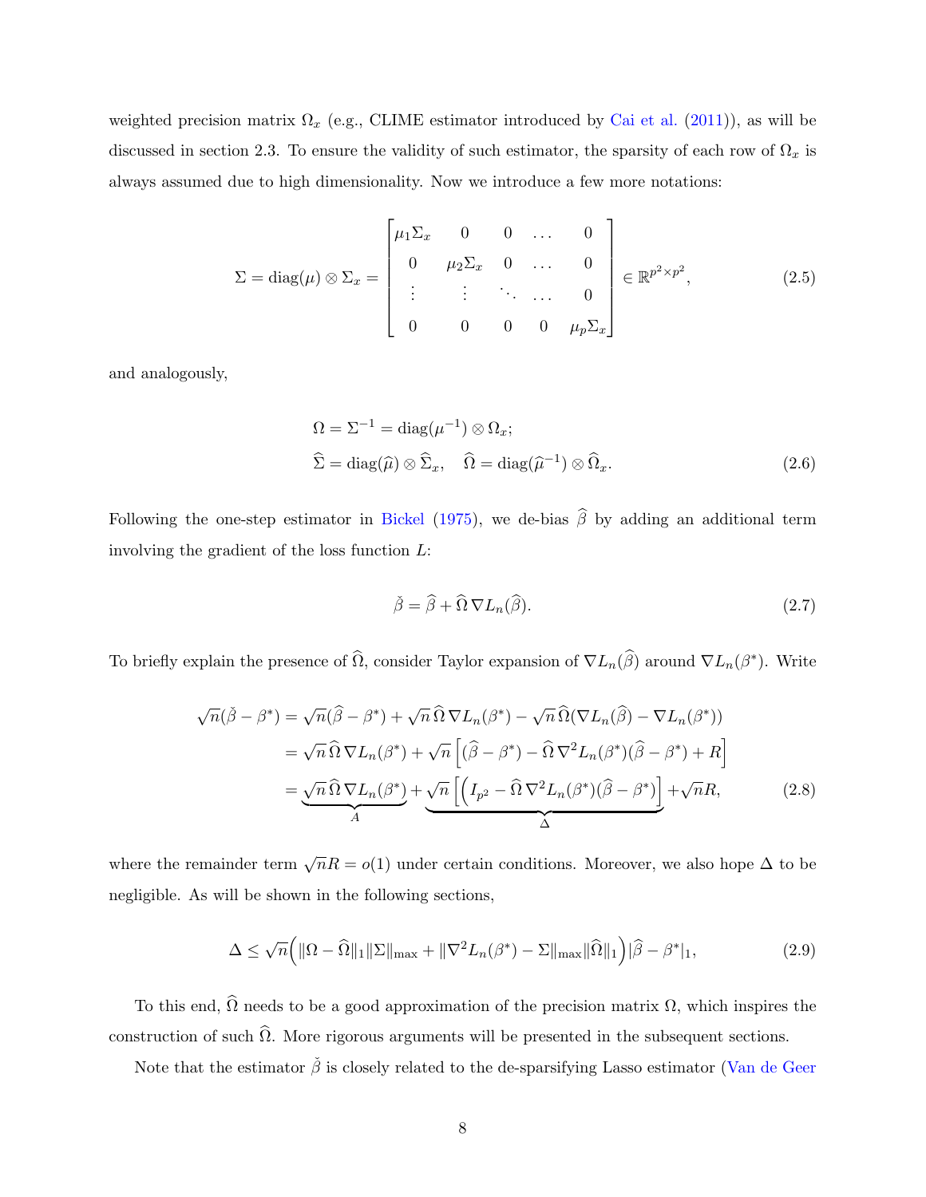weighted precision matrix $\Omega_x$ (e.g., CLIME estimator introduced by Cai et al. (2011)), as will be discussed in section 2.3. To ensure the validity of such estimator, the sparsity of each row of $\Omega_x$ is always assumed due to high dimensionality. Now we introduce a few more notations:

$$
\Sigma = \mathrm{diag}(\mu) \otimes \Sigma_x = \begin{bmatrix} \mu_1 \Sigma_x & 0 & 0 & \dots & 0 \\ 0 & \mu_2 \Sigma_x & 0 & \dots & 0 \\ \vdots & \vdots & \ddots & \dots & 0 \\ 0 & 0 & 0 & 0 & \mu_p \Sigma_x \end{bmatrix} \in \mathbb{R}^{p^2 \times p^2}, \tag{2.5}
$$

and analogously,

$$
\begin{aligned}
&\Omega = \Sigma^{-1} = \mathrm{diag}(\mu^{-1}) \otimes \Omega_x; \\
&\widehat{\Sigma} = \mathrm{diag}(\widehat{\mu}) \otimes \widehat{\Sigma}_x, \quad \widehat{\Omega} = \mathrm{diag}(\widehat{\mu}^{-1}) \otimes \widehat{\Omega}_x.
\end{aligned} \tag{2.6}
$$

Following the one-step estimator in Bickel (1975), we de-bias $\widehat{\beta}$ by adding an additional term involving the gradient of the loss function $L$:

$$
\check{\beta} = \widehat{\beta} + \widehat{\Omega} \, \nabla L_n(\widehat{\beta}). \tag{2.7}
$$

To briefly explain the presence of $\widehat{\Omega}$, consider Taylor expansion of $\nabla L_n(\widehat{\beta})$ around $\nabla L_n(\beta^*)$. Write

$$
\begin{aligned}
\sqrt{n}(\check{\beta} - \beta^*) &= \sqrt{n}(\widehat{\beta} - \beta^*) + \sqrt{n}\, \widehat{\Omega} \, \nabla L_n(\beta^*) - \sqrt{n}\, \widehat{\Omega}(\nabla L_n(\widehat{\beta}) - \nabla L_n(\beta^*)) \\
&= \sqrt{n}\, \widehat{\Omega} \, \nabla L_n(\beta^*) + \sqrt{n} \left[ (\widehat{\beta} - \beta^*) - \widehat{\Omega} \, \nabla^2 L_n(\beta^*)(\widehat{\beta} - \beta^*) + R \right] \\
&= \underbrace{\sqrt{n}\, \widehat{\Omega} \, \nabla L_n(\beta^*)}_{A} + \underbrace{\sqrt{n} \left[ \left( I_{p^2} - \widehat{\Omega} \, \nabla^2 L_n(\beta^*)(\widehat{\beta} - \beta^*) \right] \right.}_{\Delta} + \sqrt{n} R,
\end{aligned} \tag{2.8}
$$

where the remainder term $\sqrt{n}R = o(1)$ under certain conditions. Moreover, we also hope $\Delta$ to be negligible. As will be shown in the following sections,

$$
\Delta \le \sqrt{n} \Big( \|\Omega - \widehat{\Omega}\|_1 \|\Sigma\|_{\max} + \|\nabla^2 L_n(\beta^*) - \Sigma\|_{\max} \|\widehat{\Omega}\|_1 \Big) |\widehat{\beta} - \beta^*|_1, \tag{2.9}
$$

To this end, $\widehat{\Omega}$ needs to be a good approximation of the precision matrix $\Omega$, which inspires the construction of such $\widehat{\Omega}$. More rigorous arguments will be presented in the subsequent sections.

Note that the estimator $\check{\beta}$ is closely related to the de-sparsifying Lasso estimator (Van de Geer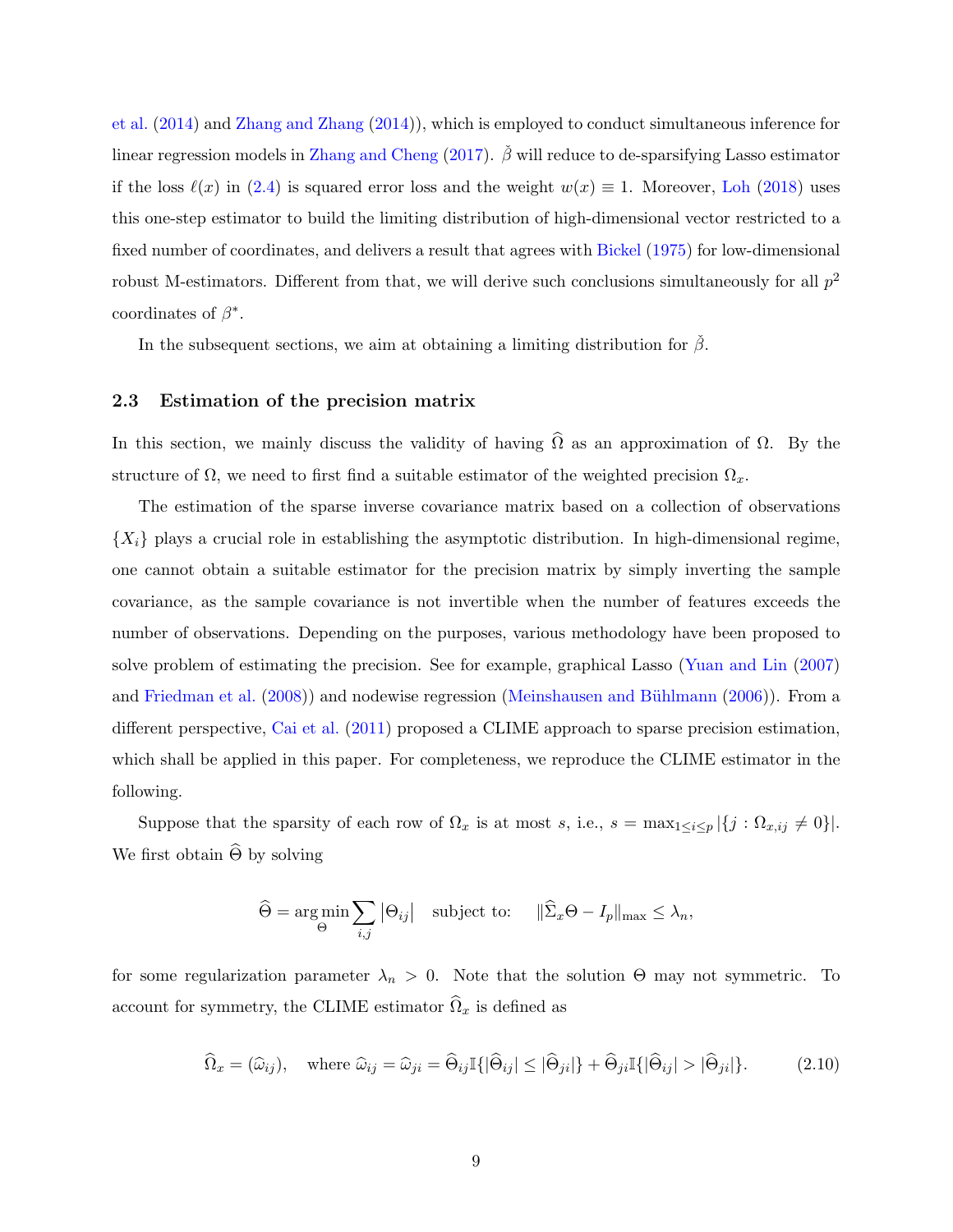et al. (2014) and Zhang and Zhang (2014)), which is employed to conduct simultaneous inference for linear regression models in Zhang and Cheng (2017). $\check{\beta}$ will reduce to de-sparsifying Lasso estimator if the loss $\ell(x)$ in (2.4) is squared error loss and the weight $w(x) \equiv 1$. Moreover, Loh (2018) uses this one-step estimator to build the limiting distribution of high-dimensional vector restricted to a fixed number of coordinates, and delivers a result that agrees with Bickel (1975) for low-dimensional robust M-estimators. Different from that, we will derive such conclusions simultaneously for all $p^2$ coordinates of $\beta^*$.

In the subsequent sections, we aim at obtaining a limiting distribution for $\check{\beta}$.

### 2.3 Estimation of the precision matrix

In this section, we mainly discuss the validity of having $\widehat{\Omega}$ as an approximation of $\Omega$. By the structure of $\Omega$, we need to first find a suitable estimator of the weighted precision $\Omega_x$.

The estimation of the sparse inverse covariance matrix based on a collection of observations $\{X_i\}$ plays a crucial role in establishing the asymptotic distribution. In high-dimensional regime, one cannot obtain a suitable estimator for the precision matrix by simply inverting the sample covariance, as the sample covariance is not invertible when the number of features exceeds the number of observations. Depending on the purposes, various methodology have been proposed to solve problem of estimating the precision. See for example, graphical Lasso (Yuan and Lin (2007) and Friedman et al. (2008)) and nodewise regression (Meinshausen and Bühlmann (2006)). From a different perspective, Cai et al. (2011) proposed a CLIME approach to sparse precision estimation, which shall be applied in this paper. For completeness, we reproduce the CLIME estimator in the following.

Suppose that the sparsity of each row of $\Omega_x$ is at most $s$, i.e., $s = \max_{1\le i\le p} |\{j : \Omega_{x,ij} \neq 0\}|$. We first obtain $\widehat{\Theta}$ by solving

$$\widehat{\Theta} = \arg\min_{\Theta} \sum_{i,j} |\Theta_{ij}| \quad \text{subject to:} \quad \|\widehat{\Sigma}_x \Theta - I_p\|_{\max} \le \lambda_n,$$

for some regularization parameter $\lambda_n > 0$. Note that the solution $\Theta$ may not symmetric. To account for symmetry, the CLIME estimator $\widehat{\Omega}_x$ is defined as

$$\widehat{\Omega}_x = (\widehat{\omega}_{ij}), \quad \text{where } \widehat{\omega}_{ij} = \widehat{\omega}_{ji} = \widehat{\Theta}_{ij}\mathbb{I}\{|\widehat{\Theta}_{ij}| \le |\widehat{\Theta}_{ji}|\} + \widehat{\Theta}_{ji}\mathbb{I}\{|\widehat{\Theta}_{ij}| > |\widehat{\Theta}_{ji}|\}. \tag{2.10}$$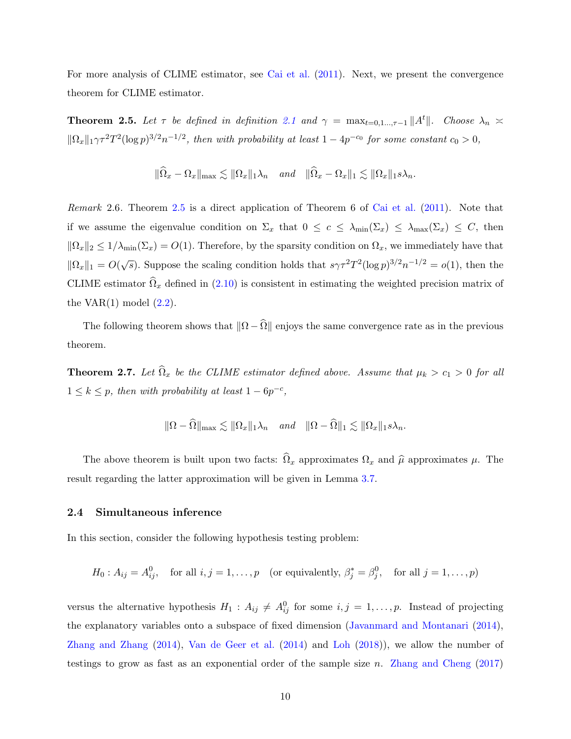For more analysis of CLIME estimator, see Cai et al. (2011). Next, we present the convergence theorem for CLIME estimator.

**Theorem 2.5.** *Let $\tau$ be defined in definition 2.1 and $\gamma = \max_{t=0,1\ldots,\tau-1} \|A^t\|$. Choose $\lambda_n \asymp \|\Omega_x\|_1 \gamma \tau^2 T^2 (\log p)^{3/2} n^{-1/2}$, then with probability at least $1 - 4p^{-c_0}$ for some constant $c_0 > 0$,*

$$\|\widehat{\Omega}_x - \Omega_x\|_{\max} \lesssim \|\Omega_x\|_1 \lambda_n \quad \text{and} \quad \|\widehat{\Omega}_x - \Omega_x\|_1 \lesssim \|\Omega_x\|_1 s \lambda_n.$$

*Remark* 2.6. Theorem 2.5 is a direct application of Theorem 6 of Cai et al. (2011). Note that if we assume the eigenvalue condition on $\Sigma_x$ that $0 \le c \le \lambda_{\min}(\Sigma_x) \le \lambda_{\max}(\Sigma_x) \le C$, then $\|\Omega_x\|_2 \le 1/\lambda_{\min}(\Sigma_x) = O(1)$. Therefore, by the sparsity condition on $\Omega_x$, we immediately have that $\|\Omega_x\|_1 = O(\sqrt{s})$. Suppose the scaling condition holds that $s\gamma\tau^2 T^2 (\log p)^{3/2} n^{-1/2} = o(1)$, then the CLIME estimator $\widehat{\Omega}_x$ defined in (2.10) is consistent in estimating the weighted precision matrix of the VAR(1) model (2.2).

The following theorem shows that $\|\Omega - \widehat{\Omega}\|$ enjoys the same convergence rate as in the previous theorem.

**Theorem 2.7.** *Let $\widehat{\Omega}_x$ be the CLIME estimator defined above. Assume that $\mu_k > c_1 > 0$ for all $1 \le k \le p$, then with probability at least $1 - 6p^{-c}$,*

$$\|\Omega - \widehat{\Omega}\|_{\max} \lesssim \|\Omega_x\|_1 \lambda_n \quad \text{and} \quad \|\Omega - \widehat{\Omega}\|_1 \lesssim \|\Omega_x\|_1 s \lambda_n.$$

The above theorem is built upon two facts: $\widehat{\Omega}_x$ approximates $\Omega_x$ and $\widehat{\mu}$ approximates $\mu$. The result regarding the latter approximation will be given in Lemma 3.7.

### 2.4 Simultaneous inference

In this section, consider the following hypothesis testing problem:

$$H_0 : A_{ij} = A^0_{ij}, \quad \text{for all } i, j = 1, \ldots, p \quad (\text{or equivalently, } \beta^*_j = \beta^0_j, \quad \text{for all } j = 1, \ldots, p)$$

versus the alternative hypothesis $H_1 : A_{ij} \ne A^0_{ij}$ for some $i, j = 1, \ldots, p$. Instead of projecting the explanatory variables onto a subspace of fixed dimension (Javanmard and Montanari (2014), Zhang and Zhang (2014), Van de Geer et al. (2014) and Loh (2018)), we allow the number of testings to grow as fast as an exponential order of the sample size $n$. Zhang and Cheng (2017)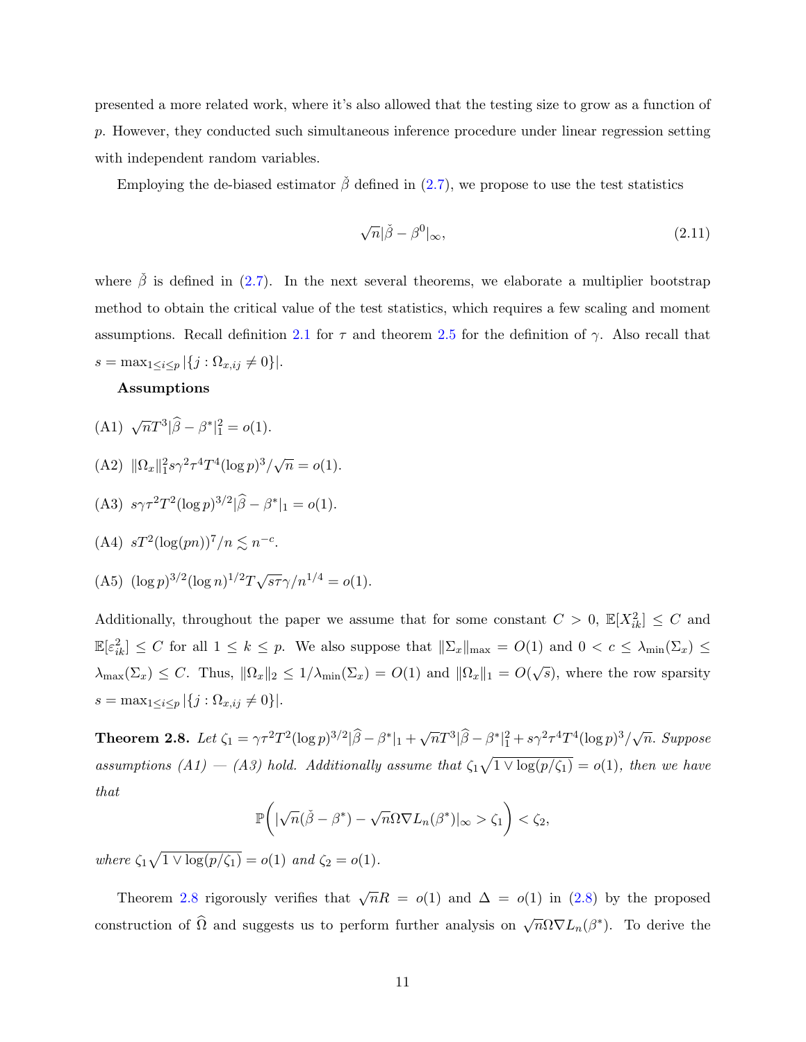presented a more related work, where it's also allowed that the testing size to grow as a function of $p$. However, they conducted such simultaneous inference procedure under linear regression setting with independent random variables.

Employing the de-biased estimator $\check{\beta}$ defined in (2.7), we propose to use the test statistics

$$\sqrt{n}|\check{\beta} - \beta^0|_\infty, \tag{2.11}$$

where $\check{\beta}$ is defined in (2.7). In the next several theorems, we elaborate a multiplier bootstrap method to obtain the critical value of the test statistics, which requires a few scaling and moment assumptions. Recall definition 2.1 for $\tau$ and theorem 2.5 for the definition of $\gamma$. Also recall that $s = \max_{1\le i\le p} |\{j : \Omega_{x,ij} \neq 0\}|$.

**Assumptions**

(A1) $\sqrt{n}T^3|\widehat{\beta} - \beta^*|_1^2 = o(1)$.

(A2) $\|\Omega_x\|_1^2 s\gamma^2\tau^4 T^4 (\log p)^3/\sqrt{n} = o(1)$.

(A3) $s\gamma\tau^2 T^2 (\log p)^{3/2} |\widehat{\beta} - \beta^*|_1 = o(1)$.

(A4) $sT^2(\log(pn))^7/n \lesssim n^{-c}$.

(A5) $(\log p)^{3/2}(\log n)^{1/2} T\sqrt{s\tau}\gamma/n^{1/4} = o(1)$.

Additionally, throughout the paper we assume that for some constant $C > 0$, $\mathbb{E}[X_{ik}^2] \le C$ and $\mathbb{E}[\varepsilon_{ik}^2] \le C$ for all $1 \le k \le p$. We also suppose that $\|\Sigma_x\|_{\max} = O(1)$ and $0 < c \le \lambda_{\min}(\Sigma_x) \le \lambda_{\max}(\Sigma_x) \le C$. Thus, $\|\Omega_x\|_2 \le 1/\lambda_{\min}(\Sigma_x) = O(1)$ and $\|\Omega_x\|_1 = O(\sqrt{s})$, where the row sparsity $s = \max_{1\le i\le p} |\{j : \Omega_{x,ij} \neq 0\}|$.

**Theorem 2.8.** *Let $\zeta_1 = \gamma\tau^2 T^2 (\log p)^{3/2} |\widehat{\beta} - \beta^*|_1 + \sqrt{n}T^3|\widehat{\beta} - \beta^*|_1^2 + s\gamma^2\tau^4 T^4 (\log p)^3/\sqrt{n}$. Suppose assumptions (A1) — (A3) hold. Additionally assume that $\zeta_1\sqrt{1 \vee \log(p/\zeta_1)} = o(1)$, then we have that*

$$\mathbb{P}\bigg(|\sqrt{n}(\check{\beta} - \beta^*) - \sqrt{n}\Omega\nabla L_n(\beta^*)|_\infty > \zeta_1\bigg) < \zeta_2,$$

*where $\zeta_1\sqrt{1 \vee \log(p/\zeta_1)} = o(1)$ and $\zeta_2 = o(1)$.*

Theorem 2.8 rigorously verifies that $\sqrt{n}R = o(1)$ and $\Delta = o(1)$ in (2.8) by the proposed construction of $\widehat{\Omega}$ and suggests us to perform further analysis on $\sqrt{n}\Omega\nabla L_n(\beta^*)$. To derive the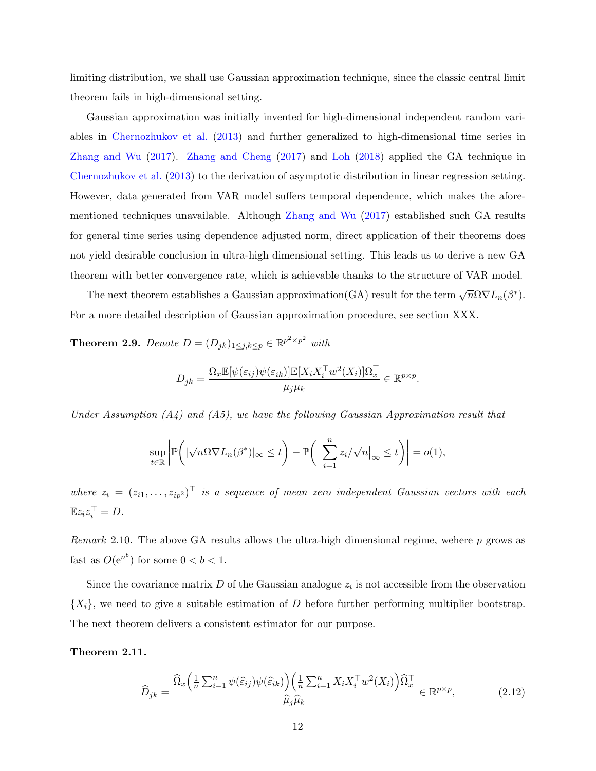limiting distribution, we shall use Gaussian approximation technique, since the classic central limit theorem fails in high-dimensional setting.

Gaussian approximation was initially invented for high-dimensional independent random variables in Chernozhukov et al. (2013) and further generalized to high-dimensional time series in Zhang and Wu (2017). Zhang and Cheng (2017) and Loh (2018) applied the GA technique in Chernozhukov et al. (2013) to the derivation of asymptotic distribution in linear regression setting. However, data generated from VAR model suffers temporal dependence, which makes the aforementioned techniques unavailable. Although Zhang and Wu (2017) established such GA results for general time series using dependence adjusted norm, direct application of their theorems does not yield desirable conclusion in ultra-high dimensional setting. This leads us to derive a new GA theorem with better convergence rate, which is achievable thanks to the structure of VAR model.

The next theorem establishes a Gaussian approximation(GA) result for the term $\sqrt{n}\Omega\nabla L_n(\beta^*)$. For a more detailed description of Gaussian approximation procedure, see section XXX.

**Theorem 2.9.** *Denote $D = (D_{jk})_{1\le j,k\le p} \in \mathbb{R}^{p^2\times p^2}$ with*

$$D_{jk} = \frac{\Omega_x \mathbb{E}[\psi(\varepsilon_{ij})\psi(\varepsilon_{ik})]\mathbb{E}[X_i X_i^\top w^2(X_i)]\Omega_x^\top}{\mu_j \mu_k} \in \mathbb{R}^{p\times p}.$$

*Under Assumption (A4) and (A5), we have the following Gaussian Approximation result that*

$$\sup_{t\in\mathbb{R}} \left| \mathbb{P}\left( |\sqrt{n}\Omega\nabla L_n(\beta^*)|_\infty \le t \right) - \mathbb{P}\left( \Big|\sum_{i=1}^n z_i/\sqrt{n}\Big|_\infty \le t \right) \right| = o(1),$$

*where $z_i = (z_{i1}, \dots, z_{ip^2})^\top$ is a sequence of mean zero independent Gaussian vectors with each $\mathbb{E}z_i z_i^\top = D$.*

*Remark* 2.10. The above GA results allows the ultra-high dimensional regime, wehere $p$ grows as fast as $O(e^{n^b})$ for some $0 < b < 1$.

Since the covariance matrix $D$ of the Gaussian analogue $z_i$ is not accessible from the observation $\{X_i\}$, we need to give a suitable estimation of $D$ before further performing multiplier bootstrap. The next theorem delivers a consistent estimator for our purpose.

**Theorem 2.11.**

$$\widehat{D}_{jk} = \frac{\widehat{\Omega}_x \Big(\frac{1}{n}\sum_{i=1}^n \psi(\widehat{\varepsilon}_{ij})\psi(\widehat{\varepsilon}_{ik})\Big)\Big(\frac{1}{n}\sum_{i=1}^n X_i X_i^\top w^2(X_i)\Big)\widehat{\Omega}_x^\top}{\widehat{\mu}_j \widehat{\mu}_k} \in \mathbb{R}^{p\times p}, \tag{2.12}$$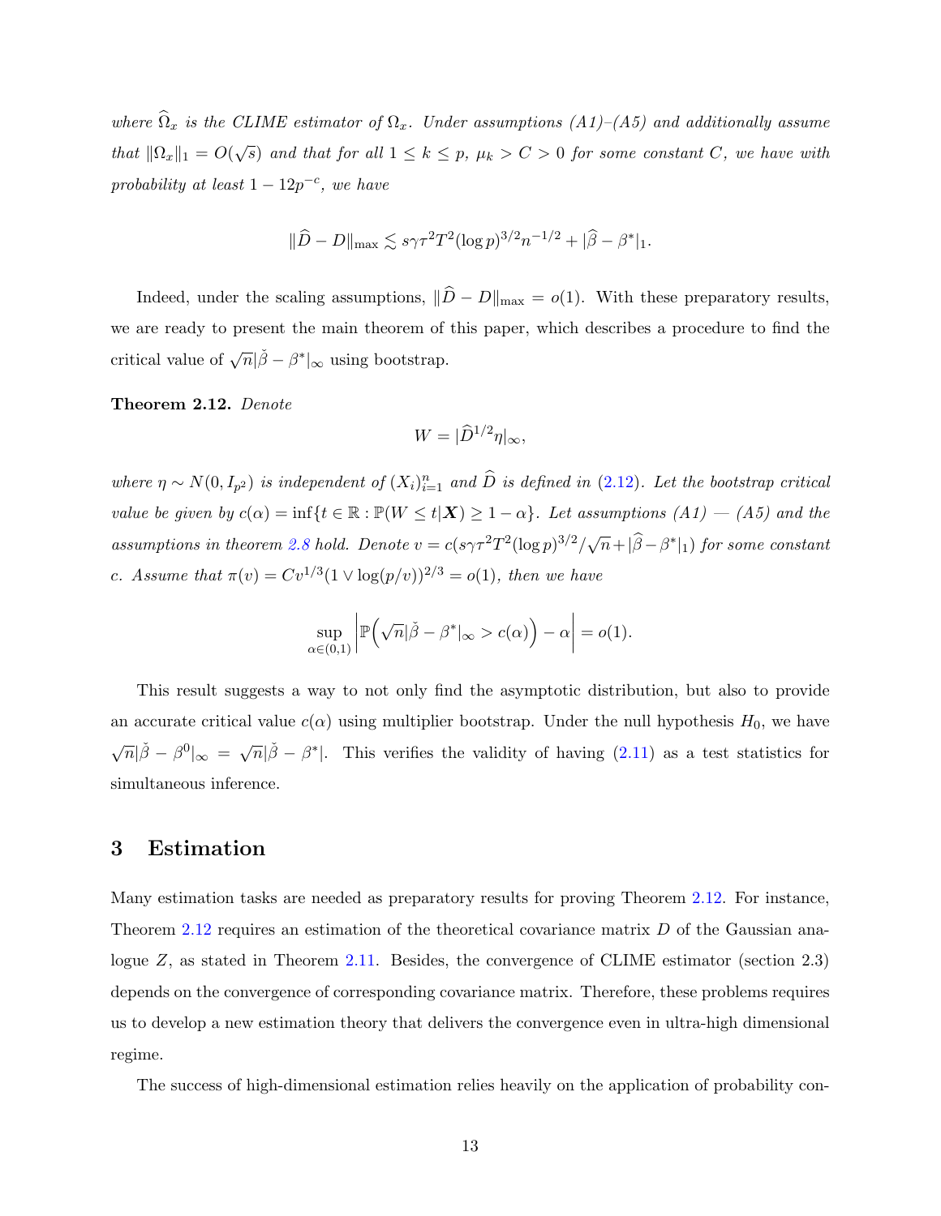*where $\widehat{\Omega}_x$ is the CLIME estimator of $\Omega_x$. Under assumptions (A1)–(A5) and additionally assume that $\|\Omega_x\|_1 = O(\sqrt{s})$ and that for all $1 \leq k \leq p$, $\mu_k > C > 0$ for some constant $C$, we have with probability at least $1 - 12p^{-c}$, we have*

$$\|\widehat{D} - D\|_{\max} \lesssim s\gamma\tau^2 T^2 (\log p)^{3/2} n^{-1/2} + |\widehat{\beta} - \beta^*|_1.$$

Indeed, under the scaling assumptions, $\|\widehat{D} - D\|_{\max} = o(1)$. With these preparatory results, we are ready to present the main theorem of this paper, which describes a procedure to find the critical value of $\sqrt{n}|\check{\beta} - \beta^*|_\infty$ using bootstrap.

**Theorem 2.12.** *Denote*

$$W = |\widehat{D}^{1/2}\eta|_\infty,$$

*where $\eta \sim N(0, I_{p^2})$ is independent of $(X_i)_{i=1}^n$ and $\widehat{D}$ is defined in (2.12). Let the bootstrap critical value be given by $c(\alpha) = \inf\{t \in \mathbb{R} : \mathbb{P}(W \leq t|\boldsymbol{X}) \geq 1 - \alpha\}$. Let assumptions (A1) — (A5) and the assumptions in theorem 2.8 hold. Denote $v = c(s\gamma\tau^2 T^2 (\log p)^{3/2}/\sqrt{n} + |\widehat{\beta} - \beta^*|_1)$ for some constant $c$. Assume that $\pi(v) = Cv^{1/3}(1 \vee \log(p/v))^{2/3} = o(1)$, then we have*

$$\sup_{\alpha \in (0,1)} \left| \mathbb{P}\Big(\sqrt{n}|\check{\beta} - \beta^*|_\infty > c(\alpha)\Big) - \alpha \right| = o(1).$$

This result suggests a way to not only find the asymptotic distribution, but also to provide an accurate critical value $c(\alpha)$ using multiplier bootstrap. Under the null hypothesis $H_0$, we have $\sqrt{n}|\check{\beta} - \beta^0|_\infty = \sqrt{n}|\check{\beta} - \beta^*|$. This verifies the validity of having (2.11) as a test statistics for simultaneous inference.

# 3 Estimation

Many estimation tasks are needed as preparatory results for proving Theorem 2.12. For instance, Theorem 2.12 requires an estimation of the theoretical covariance matrix $D$ of the Gaussian analogue $Z$, as stated in Theorem 2.11. Besides, the convergence of CLIME estimator (section 2.3) depends on the convergence of corresponding covariance matrix. Therefore, these problems requires us to develop a new estimation theory that delivers the convergence even in ultra-high dimensional regime.

The success of high-dimensional estimation relies heavily on the application of probability con-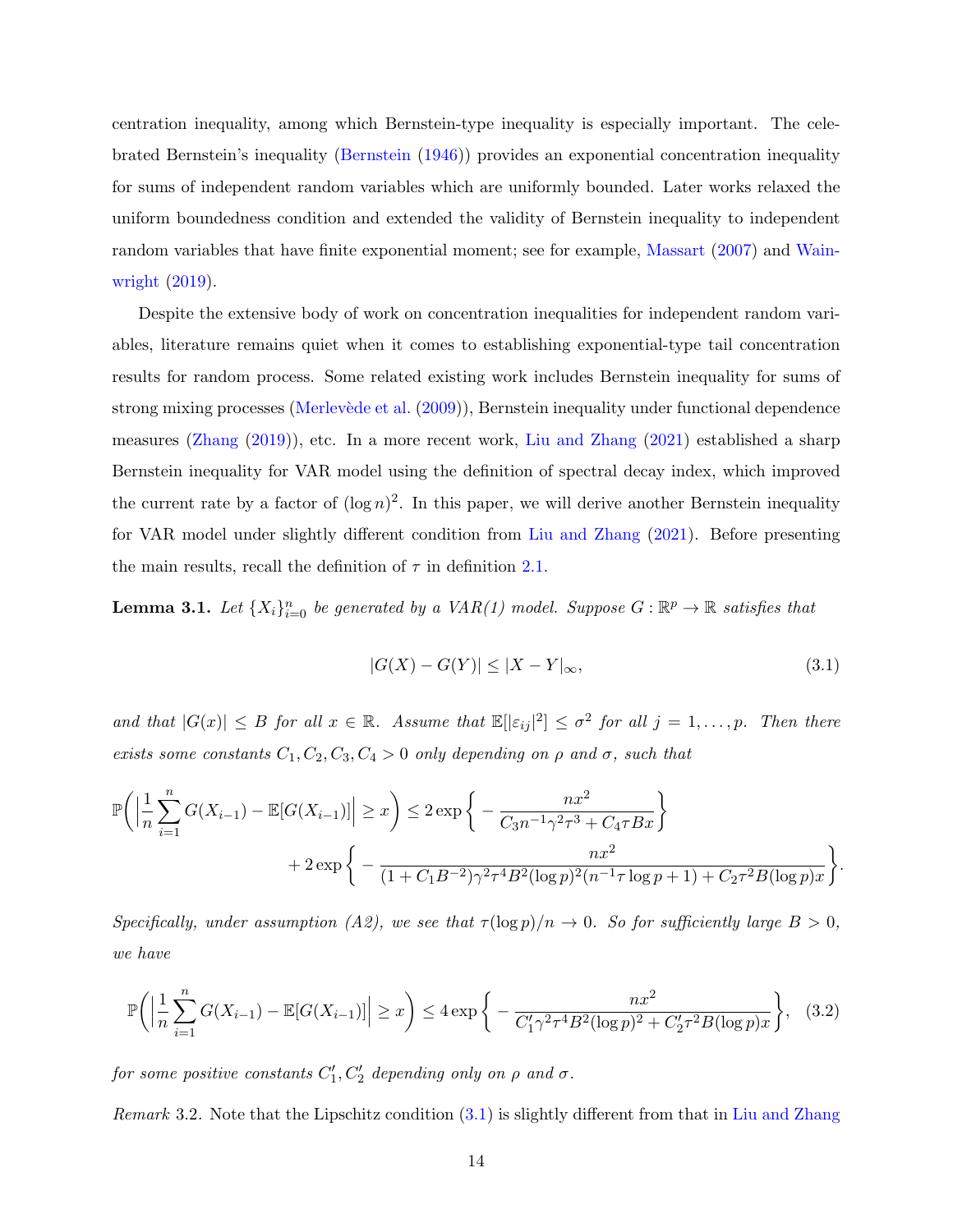centration inequality, among which Bernstein-type inequality is especially important. The celebrated Bernstein's inequality (Bernstein (1946)) provides an exponential concentration inequality for sums of independent random variables which are uniformly bounded. Later works relaxed the uniform boundedness condition and extended the validity of Bernstein inequality to independent random variables that have finite exponential moment; see for example, Massart (2007) and Wainwright (2019).

Despite the extensive body of work on concentration inequalities for independent random variables, literature remains quiet when it comes to establishing exponential-type tail concentration results for random process. Some related existing work includes Bernstein inequality for sums of strong mixing processes (Merlevède et al. (2009)), Bernstein inequality under functional dependence measures (Zhang (2019)), etc. In a more recent work, Liu and Zhang (2021) established a sharp Bernstein inequality for VAR model using the definition of spectral decay index, which improved the current rate by a factor of $(\log n)^2$. In this paper, we will derive another Bernstein inequality for VAR model under slightly different condition from Liu and Zhang (2021). Before presenting the main results, recall the definition of $\tau$ in definition 2.1.

**Lemma 3.1.** *Let $\{X_i\}_{i=0}^n$ be generated by a VAR(1) model. Suppose $G : \mathbb{R}^p \to \mathbb{R}$ satisfies that*

$$|G(X) - G(Y)| \le |X - Y|_\infty, \tag{3.1}$$

*and that $|G(x)| \le B$ for all $x \in \mathbb{R}$. Assume that $\mathbb{E}[|\varepsilon_{ij}|^2] \le \sigma^2$ for all $j = 1, \ldots, p$. Then there exists some constants $C_1, C_2, C_3, C_4 > 0$ only depending on $\rho$ and $\sigma$, such that*

$$\mathbb{P}\bigg(\Big|\frac{1}{n}\sum_{i=1}^n G(X_{i-1}) - \mathbb{E}[G(X_{i-1})]\Big| \ge x\bigg) \le 2\exp\bigg\{-\frac{nx^2}{C_3 n^{-1}\gamma^2\tau^3 + C_4\tau B x}\bigg\}$$
$$+ 2\exp\bigg\{-\frac{nx^2}{(1 + C_1 B^{-2})\gamma^2\tau^4 B^2(\log p)^2(n^{-1}\tau\log p + 1) + C_2\tau^2 B(\log p)x}\bigg\}.$$

*Specifically, under assumption (A2), we see that $\tau(\log p)/n \to 0$. So for sufficiently large $B > 0$, we have*

$$\mathbb{P}\bigg(\Big|\frac{1}{n}\sum_{i=1}^n G(X_{i-1}) - \mathbb{E}[G(X_{i-1})]\Big| \ge x\bigg) \le 4\exp\bigg\{-\frac{nx^2}{C_1'\gamma^2\tau^4 B^2(\log p)^2 + C_2'\tau^2 B(\log p)x}\bigg\}, \tag{3.2}$$

*for some positive constants $C_1', C_2'$ depending only on $\rho$ and $\sigma$.*

*Remark* 3.2. Note that the Lipschitz condition (3.1) is slightly different from that in Liu and Zhang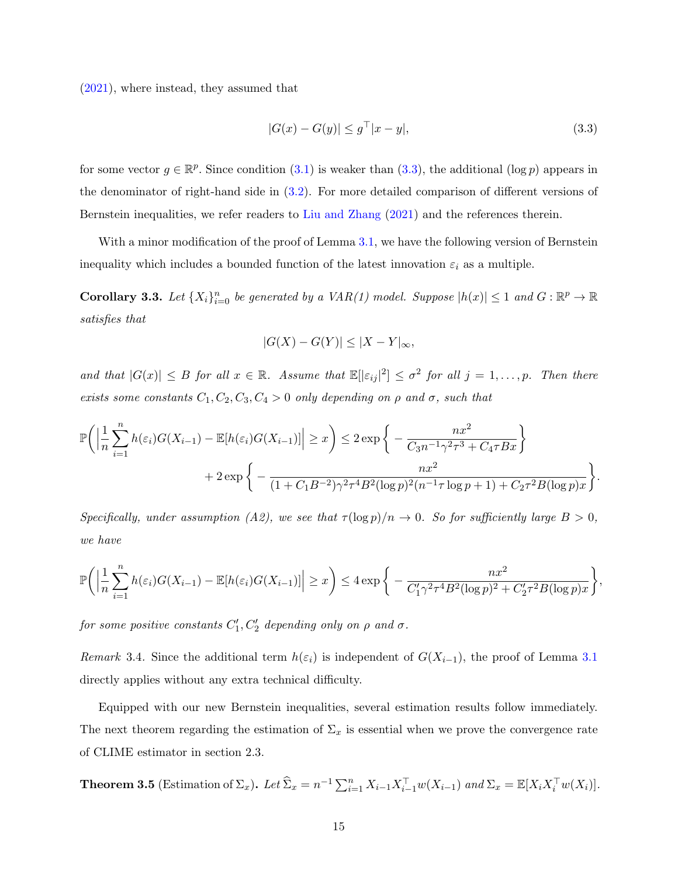(2021), where instead, they assumed that

$$|G(x) - G(y)| \le g^\top |x - y|, \tag{3.3}$$

for some vector $g \in \mathbb{R}^p$. Since condition (3.1) is weaker than (3.3), the additional $(\log p)$ appears in the denominator of right-hand side in (3.2). For more detailed comparison of different versions of Bernstein inequalities, we refer readers to Liu and Zhang (2021) and the references therein.

With a minor modification of the proof of Lemma 3.1, we have the following version of Bernstein inequality which includes a bounded function of the latest innovation $\varepsilon_i$ as a multiple.

**Corollary 3.3.** *Let $\{X_i\}_{i=0}^n$ be generated by a VAR(1) model. Suppose $|h(x)| \le 1$ and $G : \mathbb{R}^p \to \mathbb{R}$ satisfies that*

$$|G(X) - G(Y)| \le |X - Y|_\infty,$$

*and that $|G(x)| \le B$ for all $x \in \mathbb{R}$. Assume that $\mathbb{E}[|\varepsilon_{ij}|^2] \le \sigma^2$ for all $j = 1, \ldots, p$. Then there exists some constants $C_1, C_2, C_3, C_4 > 0$ only depending on $\rho$ and $\sigma$, such that*

$$\mathbb{P}\bigg( \Big| \frac{1}{n} \sum_{i=1}^n h(\varepsilon_i) G(X_{i-1}) - \mathbb{E}[h(\varepsilon_i) G(X_{i-1})] \Big| \ge x \bigg) \le 2 \exp\bigg\{ - \frac{nx^2}{C_3 n^{-1} \gamma^2 \tau^3 + C_4 \tau B x} \bigg\}$$
$$+ 2 \exp\bigg\{ - \frac{nx^2}{(1 + C_1 B^{-2}) \gamma^2 \tau^4 B^2 (\log p)^2 (n^{-1} \tau \log p + 1) + C_2 \tau^2 B (\log p) x} \bigg\}.$$

*Specifically, under assumption (A2), we see that $\tau(\log p)/n \to 0$. So for sufficiently large $B > 0$, we have*

$$\mathbb{P}\bigg( \Big| \frac{1}{n} \sum_{i=1}^n h(\varepsilon_i) G(X_{i-1}) - \mathbb{E}[h(\varepsilon_i) G(X_{i-1})] \Big| \ge x \bigg) \le 4 \exp\bigg\{ - \frac{nx^2}{C_1' \gamma^2 \tau^4 B^2 (\log p)^2 + C_2' \tau^2 B (\log p) x} \bigg\},$$

*for some positive constants $C_1', C_2'$ depending only on $\rho$ and $\sigma$.*

*Remark* 3.4. Since the additional term $h(\varepsilon_i)$ is independent of $G(X_{i-1})$, the proof of Lemma 3.1 directly applies without any extra technical difficulty.

Equipped with our new Bernstein inequalities, several estimation results follow immediately. The next theorem regarding the estimation of $\Sigma_x$ is essential when we prove the convergence rate of CLIME estimator in section 2.3.

**Theorem 3.5** (Estimation of $\Sigma_x$)**.** *Let $\widehat{\Sigma}_x = n^{-1} \sum_{i=1}^n X_{i-1} X_{i-1}^\top w(X_{i-1})$ and $\Sigma_x = \mathbb{E}[X_i X_i^\top w(X_i)]$.*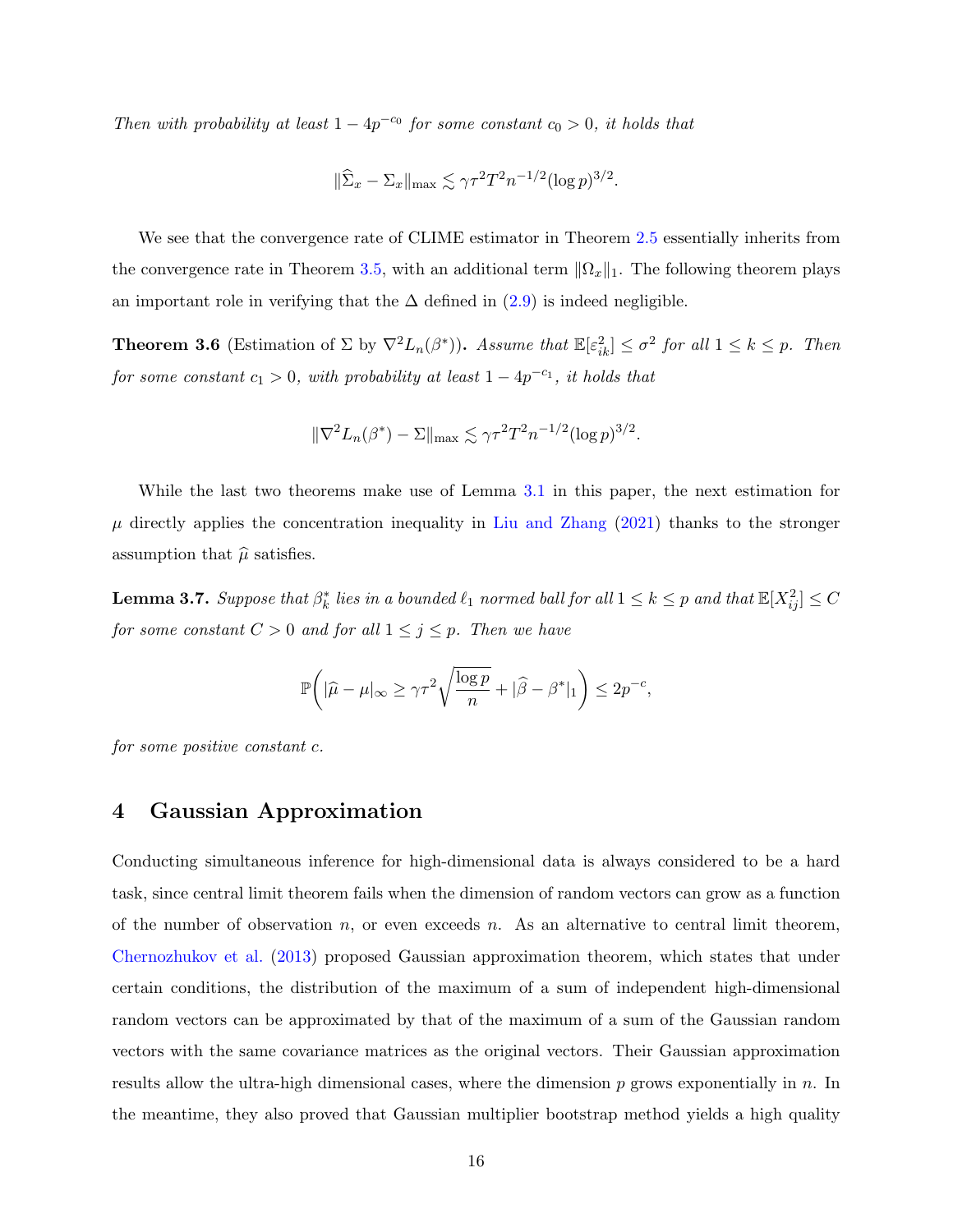*Then with probability at least $1 - 4p^{-c_0}$ for some constant $c_0 > 0$, it holds that*

$$\|\widehat{\Sigma}_x - \Sigma_x\|_{\max} \lesssim \gamma\tau^2 T^2 n^{-1/2} (\log p)^{3/2}.$$

We see that the convergence rate of CLIME estimator in Theorem 2.5 essentially inherits from the convergence rate in Theorem 3.5, with an additional term $\|\Omega_x\|_1$. The following theorem plays an important role in verifying that the $\Delta$ defined in (2.9) is indeed negligible.

**Theorem 3.6** (Estimation of $\Sigma$ by $\nabla^2 L_n(\beta^*)$)**.** *Assume that $\mathbb{E}[\varepsilon_{ik}^2] \leq \sigma^2$ for all $1 \leq k \leq p$. Then for some constant $c_1 > 0$, with probability at least $1 - 4p^{-c_1}$, it holds that*

$$\|\nabla^2 L_n(\beta^*) - \Sigma\|_{\max} \lesssim \gamma\tau^2 T^2 n^{-1/2} (\log p)^{3/2}.$$

While the last two theorems make use of Lemma 3.1 in this paper, the next estimation for $\mu$ directly applies the concentration inequality in Liu and Zhang (2021) thanks to the stronger assumption that $\widehat{\mu}$ satisfies.

**Lemma 3.7.** *Suppose that $\beta_k^*$ lies in a bounded $\ell_1$ normed ball for all $1 \leq k \leq p$ and that $\mathbb{E}[X_{ij}^2] \leq C$ for some constant $C > 0$ and for all $1 \leq j \leq p$. Then we have*

$$\mathbb{P}\left( |\widehat{\mu} - \mu|_\infty \geq \gamma\tau^2 \sqrt{\frac{\log p}{n}} + |\widehat{\beta} - \beta^*|_1 \right) \leq 2p^{-c},$$

*for some positive constant $c$.*

# 4 Gaussian Approximation

Conducting simultaneous inference for high-dimensional data is always considered to be a hard task, since central limit theorem fails when the dimension of random vectors can grow as a function of the number of observation $n$, or even exceeds $n$. As an alternative to central limit theorem, Chernozhukov et al. (2013) proposed Gaussian approximation theorem, which states that under certain conditions, the distribution of the maximum of a sum of independent high-dimensional random vectors can be approximated by that of the maximum of a sum of the Gaussian random vectors with the same covariance matrices as the original vectors. Their Gaussian approximation results allow the ultra-high dimensional cases, where the dimension $p$ grows exponentially in $n$. In the meantime, they also proved that Gaussian multiplier bootstrap method yields a high quality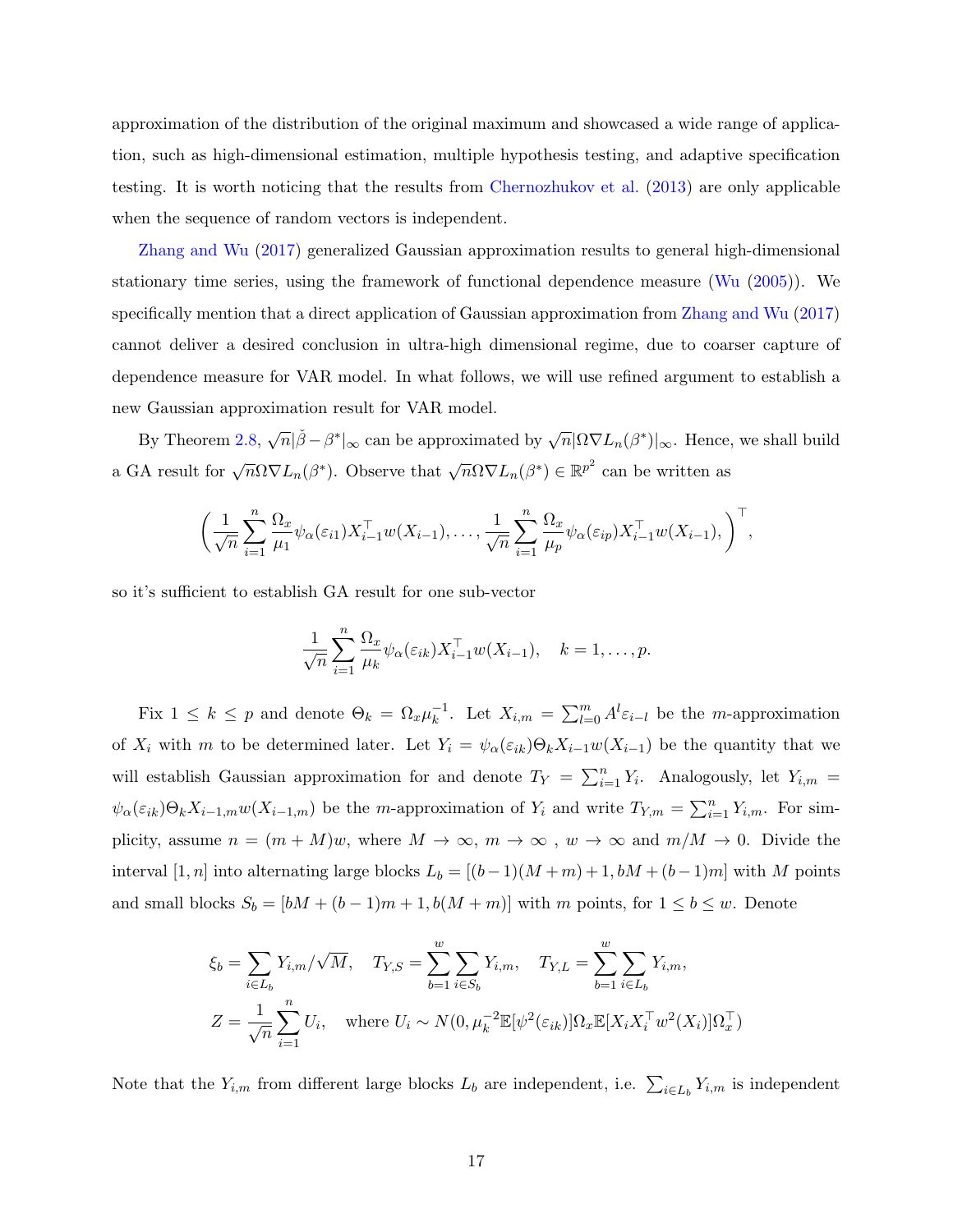approximation of the distribution of the original maximum and showcased a wide range of application, such as high-dimensional estimation, multiple hypothesis testing, and adaptive specification testing. It is worth noticing that the results from Chernozhukov et al. (2013) are only applicable when the sequence of random vectors is independent.

Zhang and Wu (2017) generalized Gaussian approximation results to general high-dimensional stationary time series, using the framework of functional dependence measure (Wu (2005)). We specifically mention that a direct application of Gaussian approximation from Zhang and Wu (2017) cannot deliver a desired conclusion in ultra-high dimensional regime, due to coarser capture of dependence measure for VAR model. In what follows, we will use refined argument to establish a new Gaussian approximation result for VAR model.

By Theorem 2.8, $\sqrt{n}|\check{\beta}-\beta^*|_\infty$ can be approximated by $\sqrt{n}|\Omega\nabla L_n(\beta^*)|_\infty$. Hence, we shall build a GA result for $\sqrt{n}\Omega\nabla L_n(\beta^*)$. Observe that $\sqrt{n}\Omega\nabla L_n(\beta^*) \in \mathbb{R}^{p^2}$ can be written as

$$\left(\frac{1}{\sqrt{n}}\sum_{i=1}^n \frac{\Omega_x}{\mu_1}\psi_\alpha(\varepsilon_{i1})X_{i-1}^\top w(X_{i-1}), \ldots, \frac{1}{\sqrt{n}}\sum_{i=1}^n \frac{\Omega_x}{\mu_p}\psi_\alpha(\varepsilon_{ip})X_{i-1}^\top w(X_{i-1}), \right)^\top,$$

so it's sufficient to establish GA result for one sub-vector

$$\frac{1}{\sqrt{n}}\sum_{i=1}^n \frac{\Omega_x}{\mu_k}\psi_\alpha(\varepsilon_{ik})X_{i-1}^\top w(X_{i-1}), \quad k = 1, \ldots, p.$$

Fix $1 \le k \le p$ and denote $\Theta_k = \Omega_x\mu_k^{-1}$. Let $X_{i,m} = \sum_{l=0}^m A^l\varepsilon_{i-l}$ be the $m$-approximation of $X_i$ with $m$ to be determined later. Let $Y_i = \psi_\alpha(\varepsilon_{ik})\Theta_k X_{i-1}w(X_{i-1})$ be the quantity that we will establish Gaussian approximation for and denote $T_Y = \sum_{i=1}^n Y_i$. Analogously, let $Y_{i,m} = \psi_\alpha(\varepsilon_{ik})\Theta_k X_{i-1,m}w(X_{i-1,m})$ be the $m$-approximation of $Y_i$ and write $T_{Y,m} = \sum_{i=1}^n Y_{i,m}$. For simplicity, assume $n = (m+M)w$, where $M \to \infty$, $m \to \infty$ , $w \to \infty$ and $m/M \to 0$. Divide the interval $[1, n]$ into alternating large blocks $L_b = [(b-1)(M+m)+1, bM+(b-1)m]$ with $M$ points and small blocks $S_b = [bM+(b-1)m+1, b(M+m)]$ with $m$ points, for $1 \le b \le w$. Denote

$$\xi_b = \sum_{i\in L_b} Y_{i,m}/\sqrt{M}, \quad T_{Y,S} = \sum_{b=1}^w \sum_{i\in S_b} Y_{i,m}, \quad T_{Y,L} = \sum_{b=1}^w \sum_{i\in L_b} Y_{i,m},$$
$$Z = \frac{1}{\sqrt{n}}\sum_{i=1}^n U_i, \quad \text{where } U_i \sim N(0, \mu_k^{-2}\mathbb{E}[\psi^2(\varepsilon_{ik})]\Omega_x\mathbb{E}[X_iX_i^\top w^2(X_i)]\Omega_x^\top)$$

Note that the $Y_{i,m}$ from different large blocks $L_b$ are independent, i.e. $\sum_{i\in L_b} Y_{i,m}$ is independent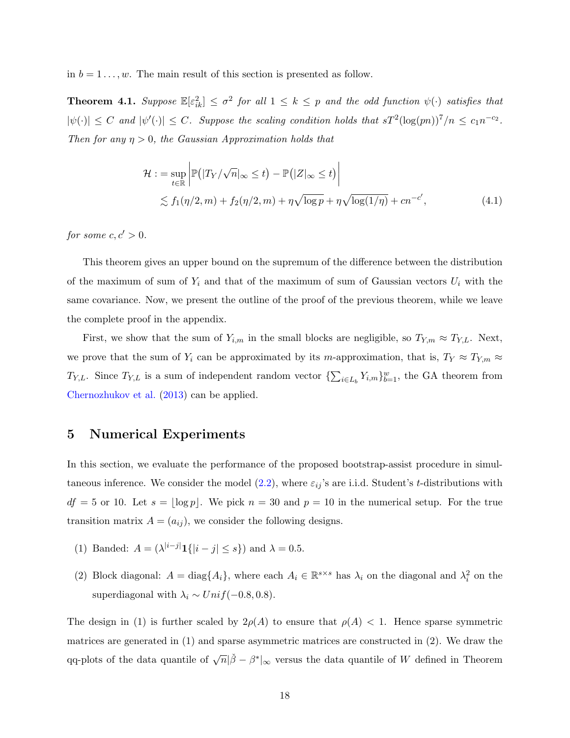in $b = 1 \dots, w$. The main result of this section is presented as follow.

**Theorem 4.1.** *Suppose $\mathbb{E}[\varepsilon_{ik}^2] \le \sigma^2$ for all $1 \le k \le p$ and the odd function $\psi(\cdot)$ satisfies that $|\psi(\cdot)| \le C$ and $|\psi'(\cdot)| \le C$. Suppose the scaling condition holds that $sT^2(\log(pn))^7/n \le c_1 n^{-c_2}$. Then for any $\eta > 0$, the Gaussian Approximation holds that*

$$
\begin{aligned}
\mathcal{H} := \sup_{t \in \mathbb{R}} & \left| \mathbb{P}\big(|T_Y/\sqrt{n}|_\infty \le t\big) - \mathbb{P}\big(|Z|_\infty \le t\big) \right| \\
& \lesssim f_1(\eta/2, m) + f_2(\eta/2, m) + \eta\sqrt{\log p} + \eta\sqrt{\log(1/\eta)} + cn^{-c'},
\end{aligned} \tag{4.1}
$$

*for some $c, c' > 0$.*

This theorem gives an upper bound on the supremum of the difference between the distribution of the maximum of sum of $Y_i$ and that of the maximum of sum of Gaussian vectors $U_i$ with the same covariance. Now, we present the outline of the proof of the previous theorem, while we leave the complete proof in the appendix.

First, we show that the sum of $Y_{i,m}$ in the small blocks are negligible, so $T_{Y,m} \approx T_{Y,L}$. Next, we prove that the sum of $Y_i$ can be approximated by its $m$-approximation, that is, $T_Y \approx T_{Y,m} \approx T_{Y,L}$. Since $T_{Y,L}$ is a sum of independent random vector $\{\sum_{i \in L_b} Y_{i,m}\}_{b=1}^{w}$, the GA theorem from Chernozhukov et al. (2013) can be applied.

## 5 Numerical Experiments

In this section, we evaluate the performance of the proposed bootstrap-assist procedure in simultaneous inference. We consider the model (2.2), where $\varepsilon_{ij}$'s are i.i.d. Student's $t$-distributions with $df = 5$ or 10. Let $s = \lfloor \log p \rfloor$. We pick $n = 30$ and $p = 10$ in the numerical setup. For the true transition matrix $A = (a_{ij})$, we consider the following designs.

1. Banded: $A = (\lambda^{|i-j|}\mathbf{1}\{|i-j| \le s\})$ and $\lambda = 0.5$.
2. Block diagonal: $A = \text{diag}\{A_i\}$, where each $A_i \in \mathbb{R}^{s \times s}$ has $\lambda_i$ on the diagonal and $\lambda_i^2$ on the superdiagonal with $\lambda_i \sim Unif(-0.8, 0.8)$.

The design in (1) is further scaled by $2\rho(A)$ to ensure that $\rho(A) < 1$. Hence sparse symmetric matrices are generated in (1) and sparse asymmetric matrices are constructed in (2). We draw the qq-plots of the data quantile of $\sqrt{n}|\check{\beta} - \beta^*|_\infty$ versus the data quantile of $W$ defined in Theorem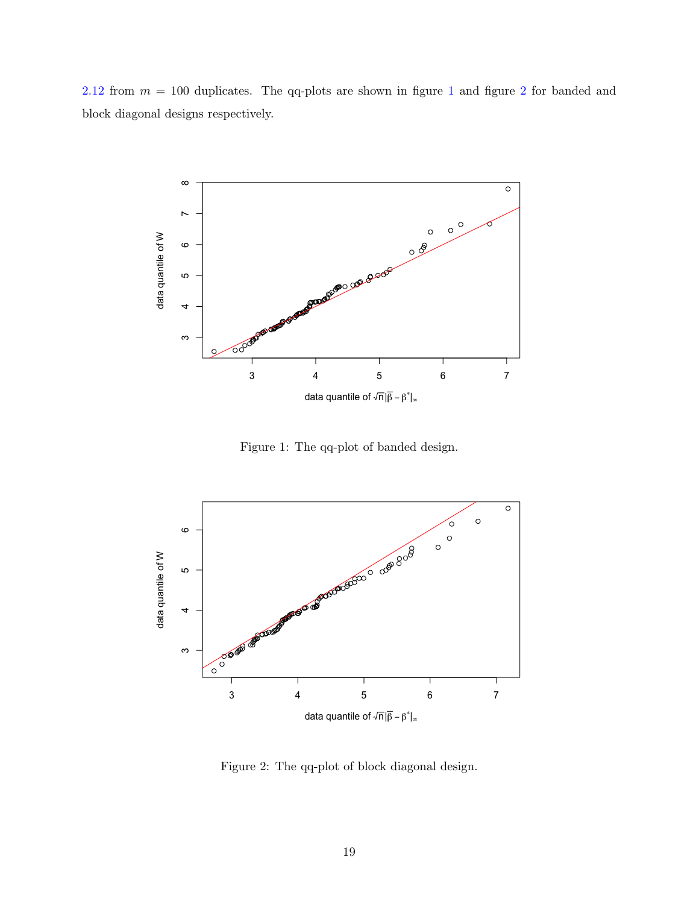2.12 from $m = 100$ duplicates. The qq-plots are shown in figure 1 and figure 2 for banded and block diagonal designs respectively.

Figure 1: The qq-plot of banded design.

Figure 2: The qq-plot of block diagonal design.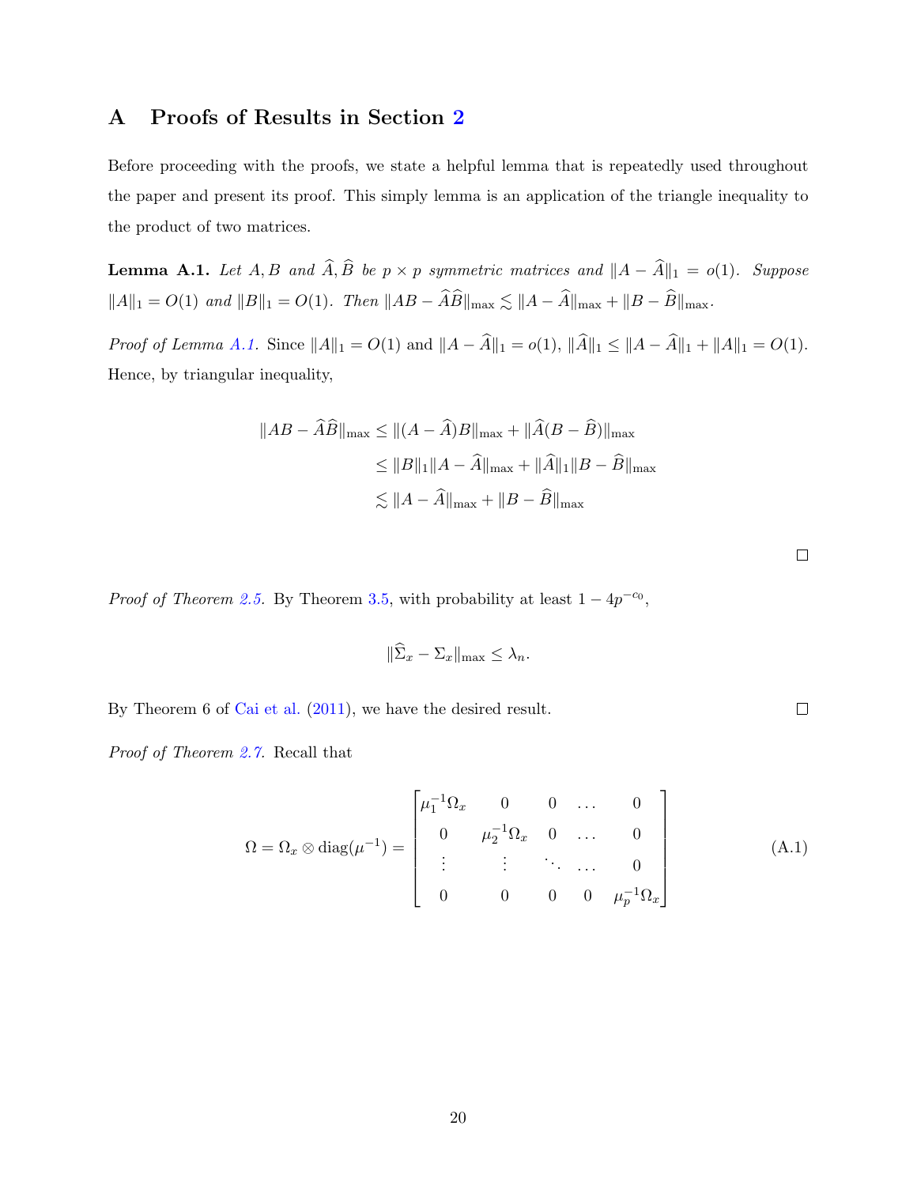# A Proofs of Results in Section 2

Before proceeding with the proofs, we state a helpful lemma that is repeatedly used throughout the paper and present its proof. This simply lemma is an application of the triangle inequality to the product of two matrices.

**Lemma A.1.** *Let $A, B$ and $\widehat{A}, \widehat{B}$ be $p \times p$ symmetric matrices and $\|A - \widehat{A}\|_1 = o(1)$. Suppose $\|A\|_1 = O(1)$ and $\|B\|_1 = O(1)$. Then $\|AB - \widehat{A}\widehat{B}\|_{\max} \lesssim \|A - \widehat{A}\|_{\max} + \|B - \widehat{B}\|_{\max}$.*

*Proof of Lemma A.1.* Since $\|A\|_1 = O(1)$ and $\|A - \widehat{A}\|_1 = o(1)$, $\|\widehat{A}\|_1 \leq \|A - \widehat{A}\|_1 + \|A\|_1 = O(1)$. Hence, by triangular inequality,

$$
\begin{aligned}
\|AB - \widehat{A}\widehat{B}\|_{\max} &\leq \|(A - \widehat{A})B\|_{\max} + \|\widehat{A}(B - \widehat{B})\|_{\max} \\
&\leq \|B\|_1 \|A - \widehat{A}\|_{\max} + \|\widehat{A}\|_1 \|B - \widehat{B}\|_{\max} \\
&\lesssim \|A - \widehat{A}\|_{\max} + \|B - \widehat{B}\|_{\max}
\end{aligned}
$$

□

*Proof of Theorem 2.5.* By Theorem 3.5, with probability at least $1 - 4p^{-c_0}$,

$$
\|\widehat{\Sigma}_x - \Sigma_x\|_{\max} \leq \lambda_n.
$$

By Theorem 6 of Cai et al. (2011), we have the desired result. □

*Proof of Theorem 2.7.* Recall that

$$
\Omega = \Omega_x \otimes \operatorname{diag}(\mu^{-1}) = \begin{bmatrix} \mu_1^{-1}\Omega_x & 0 & 0 & \dots & 0 \\ 0 & \mu_2^{-1}\Omega_x & 0 & \dots & 0 \\ \vdots & \vdots & \ddots & \dots & 0 \\ 0 & 0 & 0 & 0 & \mu_p^{-1}\Omega_x \end{bmatrix} \tag{A.1}
$$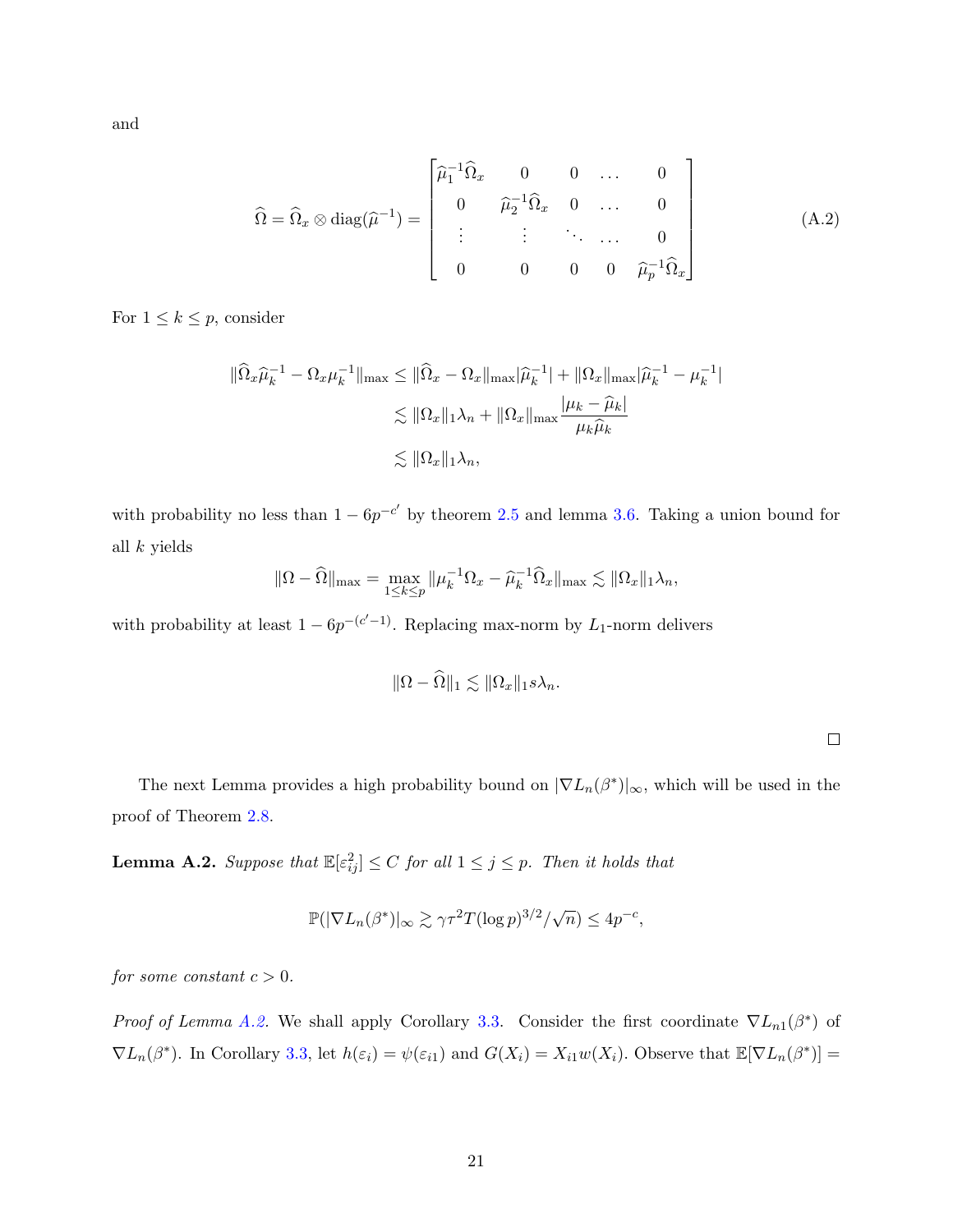and

$$
\widehat{\Omega} = \widehat{\Omega}_x \otimes \mathrm{diag}(\widehat{\mu}^{-1}) = \begin{bmatrix} \widehat{\mu}_1^{-1}\widehat{\Omega}_x & 0 & 0 & \dots & 0 \\ 0 & \widehat{\mu}_2^{-1}\widehat{\Omega}_x & 0 & \dots & 0 \\ \vdots & \vdots & \ddots & \dots & 0 \\ 0 & 0 & 0 & 0 & \widehat{\mu}_p^{-1}\widehat{\Omega}_x \end{bmatrix} \tag{A.2}
$$

For $1 \le k \le p$, consider

$$
\begin{aligned}
\|\widehat{\Omega}_x \widehat{\mu}_k^{-1} - \Omega_x \mu_k^{-1}\|_{\max} &\le \|\widehat{\Omega}_x - \Omega_x\|_{\max} |\widehat{\mu}_k^{-1}| + \|\Omega_x\|_{\max} |\widehat{\mu}_k^{-1} - \mu_k^{-1}| \\
&\lesssim \|\Omega_x\|_1 \lambda_n + \|\Omega_x\|_{\max} \frac{|\mu_k - \widehat{\mu}_k|}{\mu_k \widehat{\mu}_k} \\
&\lesssim \|\Omega_x\|_1 \lambda_n,
\end{aligned}
$$

with probability no less than $1 - 6p^{-c'}$ by theorem 2.5 and lemma 3.6. Taking a union bound for all $k$ yields

$$
\|\Omega - \widehat{\Omega}\|_{\max} = \max_{1 \le k \le p} \|\mu_k^{-1}\Omega_x - \widehat{\mu}_k^{-1}\widehat{\Omega}_x\|_{\max} \lesssim \|\Omega_x\|_1 \lambda_n,
$$

with probability at least $1 - 6p^{-(c'-1)}$. Replacing max-norm by $L_1$-norm delivers

$$
\|\Omega - \widehat{\Omega}\|_1 \lesssim \|\Omega_x\|_1 s \lambda_n.
$$

□

The next Lemma provides a high probability bound on $|\nabla L_n(\beta^*)|_\infty$, which will be used in the proof of Theorem 2.8.

**Lemma A.2.** *Suppose that $\mathbb{E}[\varepsilon_{ij}^2] \le C$ for all $1 \le j \le p$. Then it holds that*

$$
\mathbb{P}(|\nabla L_n(\beta^*)|_\infty \gtrsim \gamma \tau^2 T (\log p)^{3/2} / \sqrt{n}) \le 4p^{-c},
$$

*for some constant $c > 0$.*

*Proof of Lemma A.2.* We shall apply Corollary 3.3. Consider the first coordinate $\nabla L_{n1}(\beta^*)$ of $\nabla L_n(\beta^*)$. In Corollary 3.3, let $h(\varepsilon_i) = \psi(\varepsilon_{i1})$ and $G(X_i) = X_{i1} w(X_i)$. Observe that $\mathbb{E}[\nabla L_n(\beta^*)] =$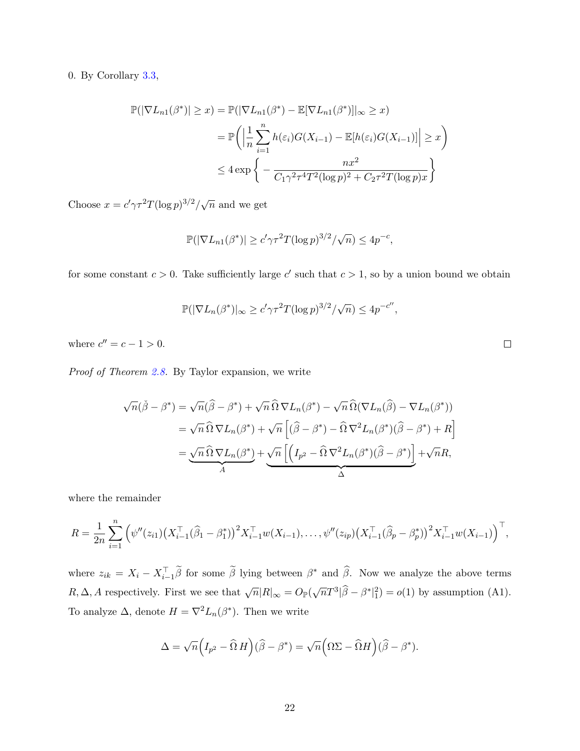0. By Corollary 3.3,

$$
\begin{aligned}
\mathbb{P}(|\nabla L_{n1}(\beta^*)| \geq x) &= \mathbb{P}(|\nabla L_{n1}(\beta^*) - \mathbb{E}[\nabla L_{n1}(\beta^*)]|_\infty \geq x) \\
&= \mathbb{P}\bigg( \Big| \frac{1}{n} \sum_{i=1}^n h(\varepsilon_i) G(X_{i-1}) - \mathbb{E}[h(\varepsilon_i) G(X_{i-1})] \Big| \geq x \bigg) \\
&\leq 4 \exp\bigg\{ - \frac{n x^2}{C_1 \gamma^2 \tau^4 T^2 (\log p)^2 + C_2 \tau^2 T (\log p) x} \bigg\}
\end{aligned}
$$

Choose $x = c' \gamma \tau^2 T (\log p)^{3/2} / \sqrt{n}$ and we get

$$
\mathbb{P}(|\nabla L_{n1}(\beta^*)| \geq c' \gamma \tau^2 T (\log p)^{3/2} / \sqrt{n}) \leq 4 p^{-c},
$$

for some constant $c > 0$. Take sufficiently large $c'$ such that $c > 1$, so by a union bound we obtain

$$
\mathbb{P}(|\nabla L_n(\beta^*)|_\infty \geq c' \gamma \tau^2 T (\log p)^{3/2} / \sqrt{n}) \leq 4 p^{-c''},
$$

where $c'' = c - 1 > 0$. $\square$

*Proof of Theorem 2.8.* By Taylor expansion, we write

$$
\begin{aligned}
\sqrt{n}(\check{\beta} - \beta^*) &= \sqrt{n}(\widehat{\beta} - \beta^*) + \sqrt{n}\, \widehat{\Omega}\, \nabla L_n(\beta^*) - \sqrt{n}\, \widehat{\Omega} (\nabla L_n(\widehat{\beta}) - \nabla L_n(\beta^*)) \\
&= \sqrt{n}\, \widehat{\Omega}\, \nabla L_n(\beta^*) + \sqrt{n} \Big[ (\widehat{\beta} - \beta^*) - \widehat{\Omega}\, \nabla^2 L_n(\beta^*)(\widehat{\beta} - \beta^*) + R \Big] \\
&= \underbrace{\sqrt{n}\, \widehat{\Omega}\, \nabla L_n(\beta^*)}_{A} + \underbrace{\sqrt{n} \Big[ \Big( I_{p^2} - \widehat{\Omega}\, \nabla^2 L_n(\beta^*)(\widehat{\beta} - \beta^*) \Big]}_{\Delta} + \sqrt{n} R,
\end{aligned}
$$

where the remainder

$$
R = \frac{1}{2n} \sum_{i=1}^n \Big( \psi''(z_{i1}) \big( X_{i-1}^\top (\widehat{\beta}_1 - \beta_1^*) \big)^2 X_{i-1}^\top w(X_{i-1}), \ldots, \psi''(z_{ip}) \big( X_{i-1}^\top (\widehat{\beta}_p - \beta_p^*) \big)^2 X_{i-1}^\top w(X_{i-1}) \Big)^\top,
$$

where $z_{ik} = X_i - X_{i-1}^\top \widetilde{\beta}$ for some $\widetilde{\beta}$ lying between $\beta^*$ and $\widehat{\beta}$. Now we analyze the above terms $R, \Delta, A$ respectively. First we see that $\sqrt{n}|R|_\infty = O_{\mathbb{P}}(\sqrt{n} T^3 |\widehat{\beta} - \beta^*|_1^2) = o(1)$ by assumption (A1). To analyze $\Delta$, denote $H = \nabla^2 L_n(\beta^*)$. Then we write

$$
\Delta = \sqrt{n} \Big( I_{p^2} - \widehat{\Omega}\, H \Big)(\widehat{\beta} - \beta^*) = \sqrt{n} \Big( \Omega \Sigma - \widehat{\Omega} H \Big)(\widehat{\beta} - \beta^*).
$$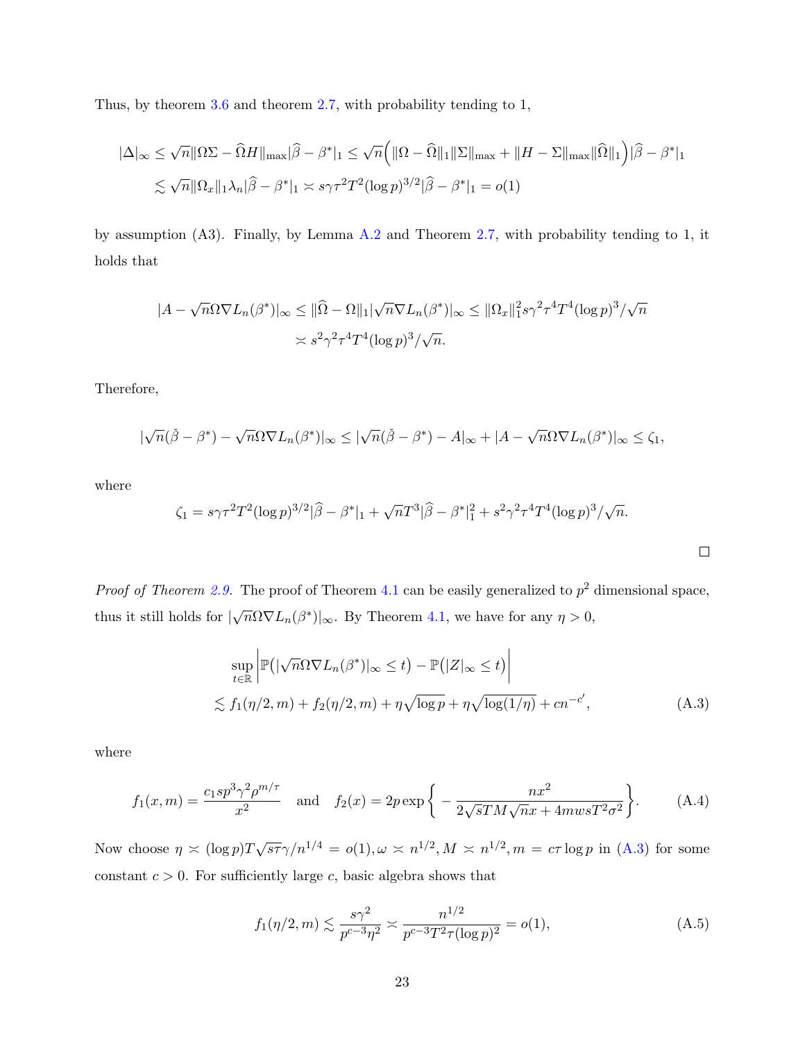Thus, by theorem 3.6 and theorem 2.7, with probability tending to 1,

$$
\begin{aligned}
|\Delta|_\infty &\le \sqrt{n}\|\Omega\Sigma - \widehat{\Omega}H\|_{\max}|\widehat{\beta} - \beta^*|_1 \le \sqrt{n}\Big(\|\Omega - \widehat{\Omega}\|_1\|\Sigma\|_{\max} + \|H - \Sigma\|_{\max}\|\widehat{\Omega}\|_1\Big)|\widehat{\beta} - \beta^*|_1 \\
&\lesssim \sqrt{n}\|\Omega_x\|_1\lambda_n|\widehat{\beta} - \beta^*|_1 \asymp s\gamma\tau^2T^2(\log p)^{3/2}|\widehat{\beta} - \beta^*|_1 = o(1)
\end{aligned}
$$

by assumption (A3). Finally, by Lemma A.2 and Theorem 2.7, with probability tending to 1, it holds that

$$
\begin{aligned}
|A - \sqrt{n}\Omega\nabla L_n(\beta^*)|_\infty &\le \|\widehat{\Omega} - \Omega\|_1|\sqrt{n}\nabla L_n(\beta^*)|_\infty \le \|\Omega_x\|_1^2 s\gamma^2\tau^4T^4(\log p)^3/\sqrt{n} \\
&\asymp s^2\gamma^2\tau^4T^4(\log p)^3/\sqrt{n}.
\end{aligned}
$$

Therefore,

$$
|\sqrt{n}(\check{\beta} - \beta^*) - \sqrt{n}\Omega\nabla L_n(\beta^*)|_\infty \le |\sqrt{n}(\check{\beta} - \beta^*) - A|_\infty + |A - \sqrt{n}\Omega\nabla L_n(\beta^*)|_\infty \le \zeta_1,
$$

where

$$
\zeta_1 = s\gamma\tau^2T^2(\log p)^{3/2}|\widehat{\beta} - \beta^*|_1 + \sqrt{n}T^3|\widehat{\beta} - \beta^*|_1^2 + s^2\gamma^2\tau^4T^4(\log p)^3/\sqrt{n}.
$$

□

*Proof of Theorem 2.9.* The proof of Theorem 4.1 can be easily generalized to $p^2$ dimensional space, thus it still holds for $|\sqrt{n}\Omega\nabla L_n(\beta^*)|_\infty$. By Theorem 4.1, we have for any $\eta > 0$,

$$
\begin{aligned}
&\sup_{t\in\mathbb{R}}\Big|\mathbb{P}\big(|\sqrt{n}\Omega\nabla L_n(\beta^*)|_\infty \le t\big) - \mathbb{P}\big(|Z|_\infty \le t\big)\Big| \\
&\lesssim f_1(\eta/2, m) + f_2(\eta/2, m) + \eta\sqrt{\log p} + \eta\sqrt{\log(1/\eta)} + cn^{-c'},
\end{aligned}
\tag{A.3}
$$

where

$$
f_1(x, m) = \frac{c_1 s p^3\gamma^2\rho^{m/\tau}}{x^2} \quad \text{and} \quad f_2(x) = 2p\exp\bigg\{-\frac{nx^2}{2\sqrt{s}TM\sqrt{n}x + 4mwsT^2\sigma^2}\bigg\}. \tag{A.4}
$$

Now choose $\eta \asymp (\log p)T\sqrt{s\tau}\gamma/n^{1/4} = o(1), \omega \asymp n^{1/2}, M \asymp n^{1/2}, m = c\tau\log p$ in (A.3) for some constant $c > 0$. For sufficiently large $c$, basic algebra shows that

$$
f_1(\eta/2, m) \lesssim \frac{s\gamma^2}{p^{c-3}\eta^2} \asymp \frac{n^{1/2}}{p^{c-3}T^2\tau(\log p)^2} = o(1), \tag{A.5}
$$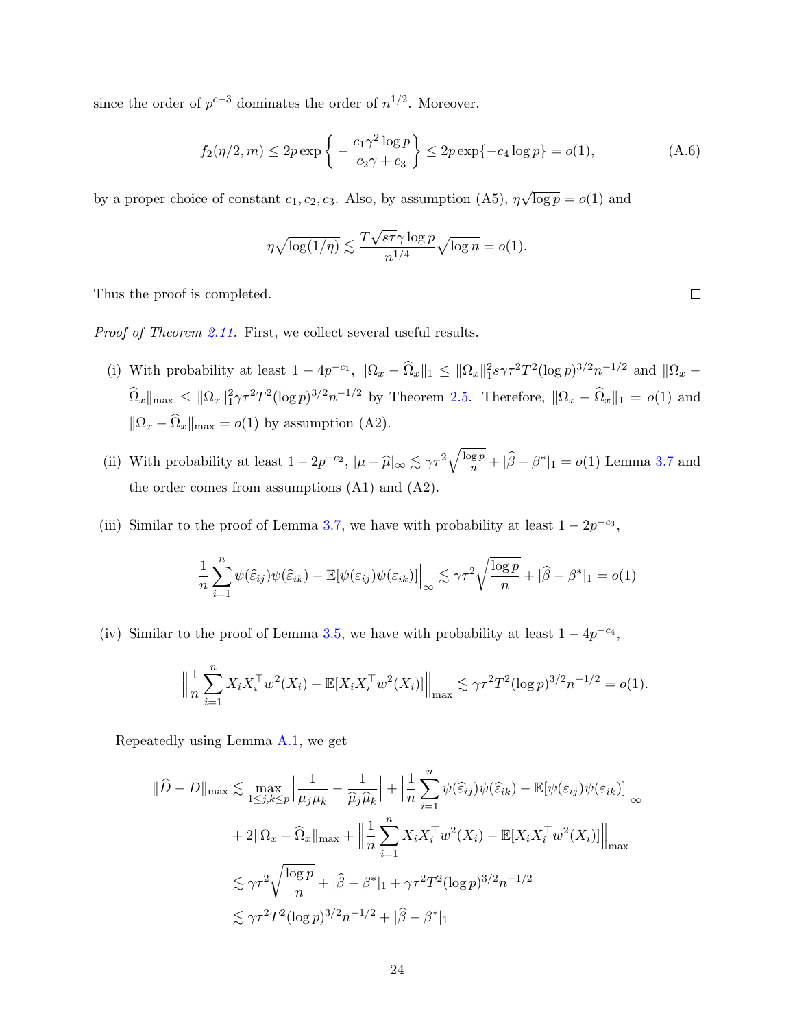since the order of $p^{c-3}$ dominates the order of $n^{1/2}$. Moreover,

$$f_2(\eta/2, m) \leq 2p \exp\bigg\{-\frac{c_1\gamma^2 \log p}{c_2\gamma + c_3}\bigg\} \leq 2p\exp\{-c_4 \log p\} = o(1), \tag{A.6}$$

by a proper choice of constant $c_1, c_2, c_3$. Also, by assumption (A5), $\eta\sqrt{\log p} = o(1)$ and

$$\eta\sqrt{\log(1/\eta)} \lesssim \frac{T\sqrt{s\tau}\gamma\log p}{n^{1/4}}\sqrt{\log n} = o(1).$$

Thus the proof is completed. $\square$

*Proof of Theorem 2.11.* First, we collect several useful results.

(i) With probability at least $1 - 4p^{-c_1}$, $\|\Omega_x - \widehat{\Omega}_x\|_1 \leq \|\Omega_x\|_1^2 s\gamma\tau^2 T^2(\log p)^{3/2} n^{-1/2}$ and $\|\Omega_x - \widehat{\Omega}_x\|_{\max} \leq \|\Omega_x\|_1^2\gamma\tau^2T^2(\log p)^{3/2}n^{-1/2}$ by Theorem 2.5. Therefore, $\|\Omega_x - \widehat{\Omega}_x\|_1 = o(1)$ and $\|\Omega_x - \widehat{\Omega}_x\|_{\max} = o(1)$ by assumption (A2).

(ii) With probability at least $1 - 2p^{-c_2}$, $|\mu - \widehat{\mu}|_\infty \lesssim \gamma\tau^2\sqrt{\frac{\log p}{n}} + |\widehat{\beta} - \beta^*|_1 = o(1)$ Lemma 3.7 and the order comes from assumptions (A1) and (A2).

(iii) Similar to the proof of Lemma 3.7, we have with probability at least $1 - 2p^{-c_3}$,

$$\Big|\frac{1}{n}\sum_{i=1}^n \psi(\widehat{\varepsilon}_{ij})\psi(\widehat{\varepsilon}_{ik}) - \mathbb{E}[\psi(\varepsilon_{ij})\psi(\varepsilon_{ik})]\Big|_\infty \lesssim \gamma\tau^2\sqrt{\frac{\log p}{n}} + |\widehat{\beta} - \beta^*|_1 = o(1)$$

(iv) Similar to the proof of Lemma 3.5, we have with probability at least $1 - 4p^{-c_4}$,

$$\Big\|\frac{1}{n}\sum_{i=1}^n X_iX_i^\top w^2(X_i) - \mathbb{E}[X_iX_i^\top w^2(X_i)]\Big\|_{\max} \lesssim \gamma\tau^2T^2(\log p)^{3/2}n^{-1/2} = o(1).$$

Repeatedly using Lemma A.1, we get

$$\begin{aligned}
\|\widehat{D} - D\|_{\max} &\lesssim \max_{1\leq j,k\leq p}\Big|\frac{1}{\mu_j\mu_k} - \frac{1}{\widehat{\mu}_j\widehat{\mu}_k}\Big| + \Big|\frac{1}{n}\sum_{i=1}^n \psi(\widehat{\varepsilon}_{ij})\psi(\widehat{\varepsilon}_{ik}) - \mathbb{E}[\psi(\varepsilon_{ij})\psi(\varepsilon_{ik})]\Big|_\infty \\
&\quad + 2\|\Omega_x - \widehat{\Omega}_x\|_{\max} + \Big\|\frac{1}{n}\sum_{i=1}^n X_iX_i^\top w^2(X_i) - \mathbb{E}[X_iX_i^\top w^2(X_i)]\Big\|_{\max} \\
&\lesssim \gamma\tau^2\sqrt{\frac{\log p}{n}} + |\widehat{\beta} - \beta^*|_1 + \gamma\tau^2T^2(\log p)^{3/2}n^{-1/2} \\
&\lesssim \gamma\tau^2T^2(\log p)^{3/2}n^{-1/2} + |\widehat{\beta} - \beta^*|_1
\end{aligned}$$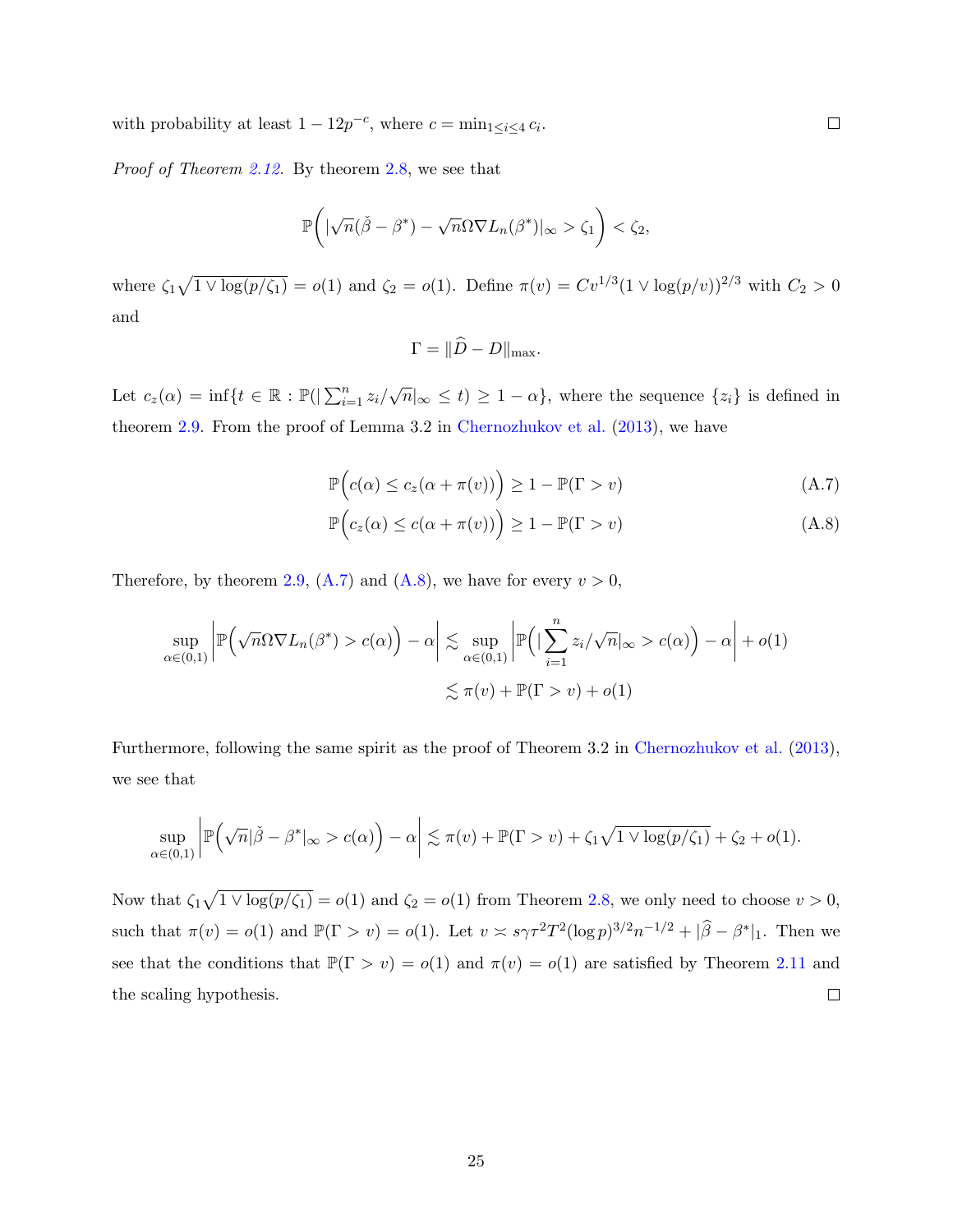with probability at least $1 - 12p^{-c}$, where $c = \min_{1 \le i \le 4} c_i$. $\square$

*Proof of Theorem 2.12.* By theorem 2.8, we see that

$$\mathbb{P}\Big( |\sqrt{n}(\check{\beta} - \beta^*) - \sqrt{n}\Omega \nabla L_n(\beta^*)|_\infty > \zeta_1 \Big) < \zeta_2,$$

where $\zeta_1 \sqrt{1 \vee \log(p/\zeta_1)} = o(1)$ and $\zeta_2 = o(1)$. Define $\pi(v) = C v^{1/3}(1 \vee \log(p/v))^{2/3}$ with $C_2 > 0$ and

$$\Gamma = \|\widehat{D} - D\|_{\max}.$$

Let $c_z(\alpha) = \inf\{t \in \mathbb{R} : \mathbb{P}(|\sum_{i=1}^n z_i/\sqrt{n}|_\infty \le t) \ge 1 - \alpha\}$, where the sequence $\{z_i\}$ is defined in theorem 2.9. From the proof of Lemma 3.2 in Chernozhukov et al. (2013), we have

$$\mathbb{P}\Big( c(\alpha) \le c_z(\alpha + \pi(v)) \Big) \ge 1 - \mathbb{P}(\Gamma > v) \tag{A.7}$$

$$\mathbb{P}\Big( c_z(\alpha) \le c(\alpha + \pi(v)) \Big) \ge 1 - \mathbb{P}(\Gamma > v) \tag{A.8}$$

Therefore, by theorem 2.9, (A.7) and (A.8), we have for every $v > 0$,

$$\begin{aligned}
\sup_{\alpha \in (0,1)} \left| \mathbb{P}\Big( \sqrt{n}\Omega \nabla L_n(\beta^*) > c(\alpha) \Big) - \alpha \right| &\lesssim \sup_{\alpha \in (0,1)} \left| \mathbb{P}\Big( |\sum_{i=1}^n z_i/\sqrt{n}|_\infty > c(\alpha) \Big) - \alpha \right| + o(1) \\
&\lesssim \pi(v) + \mathbb{P}(\Gamma > v) + o(1)
\end{aligned}$$

Furthermore, following the same spirit as the proof of Theorem 3.2 in Chernozhukov et al. (2013), we see that

$$\sup_{\alpha \in (0,1)} \left| \mathbb{P}\Big( \sqrt{n}|\check{\beta} - \beta^*|_\infty > c(\alpha) \Big) - \alpha \right| \lesssim \pi(v) + \mathbb{P}(\Gamma > v) + \zeta_1 \sqrt{1 \vee \log(p/\zeta_1)} + \zeta_2 + o(1).$$

Now that $\zeta_1 \sqrt{1 \vee \log(p/\zeta_1)} = o(1)$ and $\zeta_2 = o(1)$ from Theorem 2.8, we only need to choose $v > 0$, such that $\pi(v) = o(1)$ and $\mathbb{P}(\Gamma > v) = o(1)$. Let $v \asymp s\gamma\tau^2 T^2 (\log p)^{3/2} n^{-1/2} + |\widehat{\beta} - \beta^*|_1$. Then we see that the conditions that $\mathbb{P}(\Gamma > v) = o(1)$ and $\pi(v) = o(1)$ are satisfied by Theorem 2.11 and the scaling hypothesis. $\square$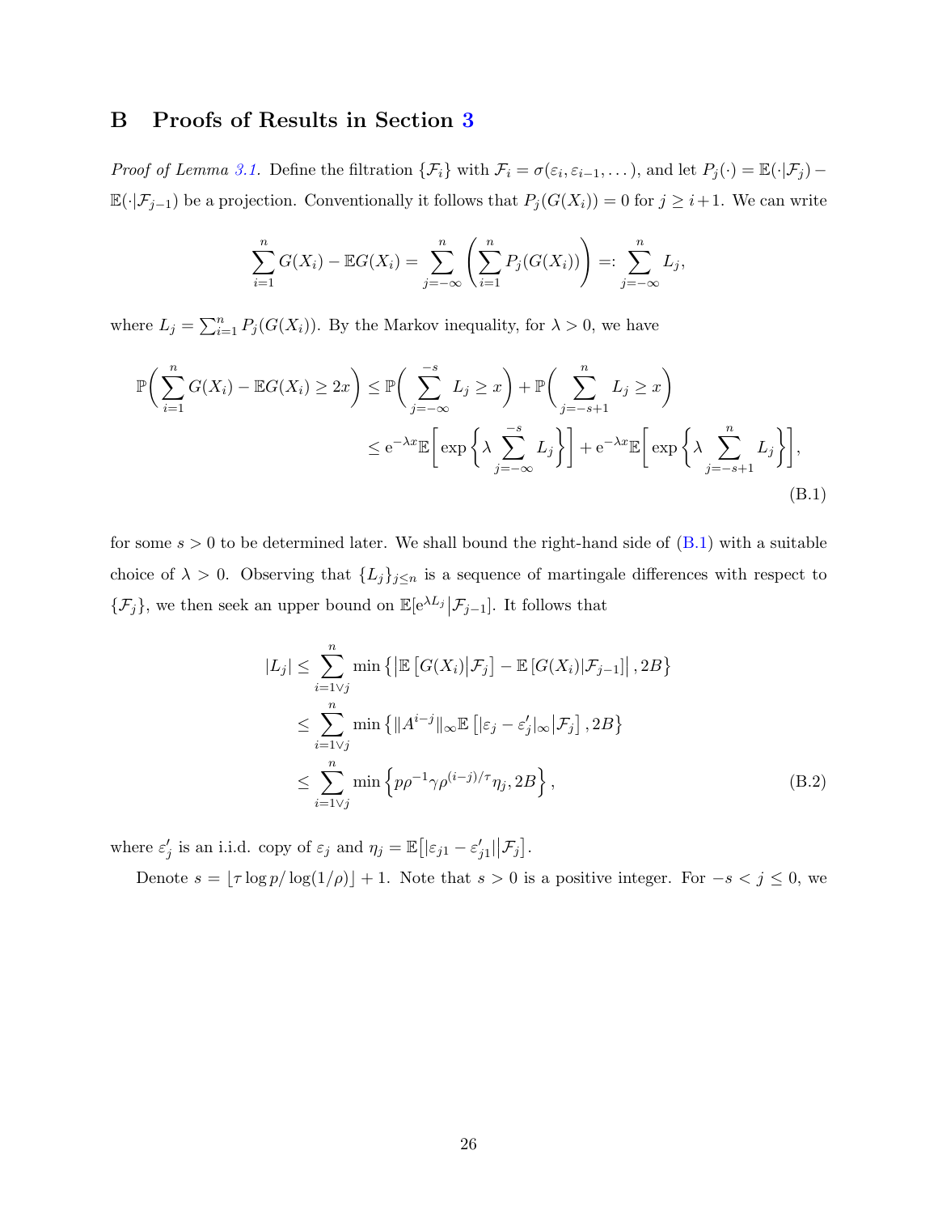# B Proofs of Results in Section 3

*Proof of Lemma 3.1.* Define the filtration $\{\mathcal{F}_i\}$ with $\mathcal{F}_i = \sigma(\varepsilon_i, \varepsilon_{i-1}, \dots)$, and let $P_j(\cdot) = \mathbb{E}(\cdot|\mathcal{F}_j) - \mathbb{E}(\cdot|\mathcal{F}_{j-1})$ be a projection. Conventionally it follows that $P_j(G(X_i)) = 0$ for $j \geq i+1$. We can write

$$
\sum_{i=1}^{n} G(X_i) - \mathbb{E}G(X_i) = \sum_{j=-\infty}^{n} \left( \sum_{i=1}^{n} P_j(G(X_i)) \right) =: \sum_{j=-\infty}^{n} L_j,
$$

where $L_j = \sum_{i=1}^{n} P_j(G(X_i))$. By the Markov inequality, for $\lambda > 0$, we have

$$
\begin{aligned}
\mathbb{P}\bigg( \sum_{i=1}^{n} G(X_i) - \mathbb{E}G(X_i) \geq 2x \bigg) &\leq \mathbb{P}\bigg( \sum_{j=-\infty}^{-s} L_j \geq x \bigg) + \mathbb{P}\bigg( \sum_{j=-s+1}^{n} L_j \geq x \bigg) \\
&\leq \mathrm{e}^{-\lambda x} \mathbb{E}\bigg[ \exp\bigg\{ \lambda \sum_{j=-\infty}^{-s} L_j \bigg\} \bigg] + \mathrm{e}^{-\lambda x} \mathbb{E}\bigg[ \exp\bigg\{ \lambda \sum_{j=-s+1}^{n} L_j \bigg\} \bigg],
\end{aligned} \tag{B.1}
$$

for some $s > 0$ to be determined later. We shall bound the right-hand side of (B.1) with a suitable choice of $\lambda > 0$. Observing that $\{L_j\}_{j \leq n}$ is a sequence of martingale differences with respect to $\{\mathcal{F}_j\}$, we then seek an upper bound on $\mathbb{E}[\mathrm{e}^{\lambda L_j}|\mathcal{F}_{j-1}]$. It follows that

$$
\begin{aligned}
|L_j| &\leq \sum_{i=1 \vee j}^{n} \min\left\{ \left| \mathbb{E}\left[ G(X_i) \middle| \mathcal{F}_j \right] - \mathbb{E}\left[ G(X_i) | \mathcal{F}_{j-1} \right] \right|, 2B \right\} \\
&\leq \sum_{i=1 \vee j}^{n} \min\left\{ \|A^{i-j}\|_\infty \mathbb{E}\left[ |\varepsilon_j - \varepsilon_j'|_\infty \middle| \mathcal{F}_j \right], 2B \right\} \\
&\leq \sum_{i=1 \vee j}^{n} \min\left\{ p\rho^{-1}\gamma\rho^{(i-j)/\tau}\eta_j, 2B \right\},
\end{aligned} \tag{B.2}
$$

where $\varepsilon_j'$ is an i.i.d. copy of $\varepsilon_j$ and $\eta_j = \mathbb{E}\big[|\varepsilon_{j1} - \varepsilon_{j1}'|\big|\mathcal{F}_j\big]$.

Denote $s = \lfloor \tau \log p / \log(1/\rho) \rfloor + 1$. Note that $s > 0$ is a positive integer. For $-s < j \leq 0$, we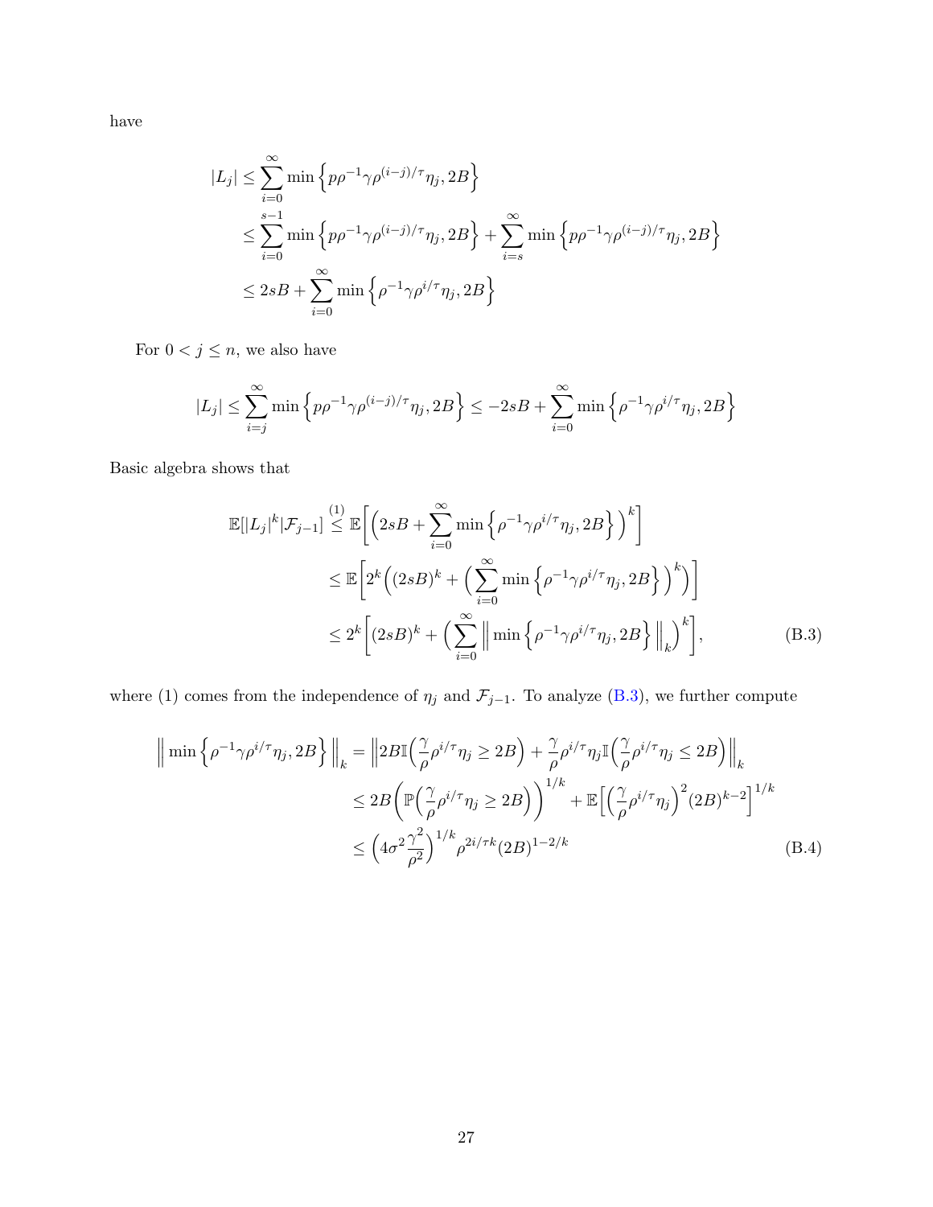have

$$
\begin{aligned}
|L_j| &\le \sum_{i=0}^{\infty} \min\Big\{p\rho^{-1}\gamma\rho^{(i-j)/\tau}\eta_j, 2B\Big\} \\
&\le \sum_{i=0}^{s-1} \min\Big\{p\rho^{-1}\gamma\rho^{(i-j)/\tau}\eta_j, 2B\Big\} + \sum_{i=s}^{\infty} \min\Big\{p\rho^{-1}\gamma\rho^{(i-j)/\tau}\eta_j, 2B\Big\} \\
&\le 2sB + \sum_{i=0}^{\infty} \min\Big\{\rho^{-1}\gamma\rho^{i/\tau}\eta_j, 2B\Big\}
\end{aligned}
$$

For $0 < j \le n$, we also have

$$
|L_j| \le \sum_{i=j}^{\infty} \min\Big\{p\rho^{-1}\gamma\rho^{(i-j)/\tau}\eta_j, 2B\Big\} \le -2sB + \sum_{i=0}^{\infty} \min\Big\{\rho^{-1}\gamma\rho^{i/\tau}\eta_j, 2B\Big\}
$$

Basic algebra shows that

$$
\begin{aligned}
\mathbb{E}[|L_j|^k|\mathcal{F}_{j-1}] &\overset{(1)}{\le} \mathbb{E}\bigg[\Big(2sB + \sum_{i=0}^{\infty} \min\Big\{\rho^{-1}\gamma\rho^{i/\tau}\eta_j, 2B\Big\}\Big)^k\bigg] \\
&\le \mathbb{E}\bigg[2^k\Big((2sB)^k + \Big(\sum_{i=0}^{\infty} \min\Big\{\rho^{-1}\gamma\rho^{i/\tau}\eta_j, 2B\Big\}\Big)^k\Big)\bigg] \\
&\le 2^k\bigg[(2sB)^k + \Big(\sum_{i=0}^{\infty} \Big\|\min\Big\{\rho^{-1}\gamma\rho^{i/\tau}\eta_j, 2B\Big\}\Big\|_k\Big)^k\bigg], \qquad \text{(B.3)}
\end{aligned}
$$

where (1) comes from the independence of $\eta_j$ and $\mathcal{F}_{j-1}$. To analyze (B.3), we further compute

$$
\begin{aligned}
\Big\|\min\Big\{\rho^{-1}\gamma\rho^{i/\tau}\eta_j, 2B\Big\}\Big\|_k &= \Big\|2B\mathbb{I}\Big(\frac{\gamma}{\rho}\rho^{i/\tau}\eta_j \ge 2B\Big) + \frac{\gamma}{\rho}\rho^{i/\tau}\eta_j\mathbb{I}\Big(\frac{\gamma}{\rho}\rho^{i/\tau}\eta_j \le 2B\Big)\Big\|_k \\
&\le 2B\Big(\mathbb{P}\Big(\frac{\gamma}{\rho}\rho^{i/\tau}\eta_j \ge 2B\Big)\Big)^{1/k} + \mathbb{E}\Big[\Big(\frac{\gamma}{\rho}\rho^{i/\tau}\eta_j\Big)^2(2B)^{k-2}\Big]^{1/k} \\
&\le \Big(4\sigma^2\frac{\gamma^2}{\rho^2}\Big)^{1/k}\rho^{2i/\tau k}(2B)^{1-2/k} \qquad \text{(B.4)}
\end{aligned}
$$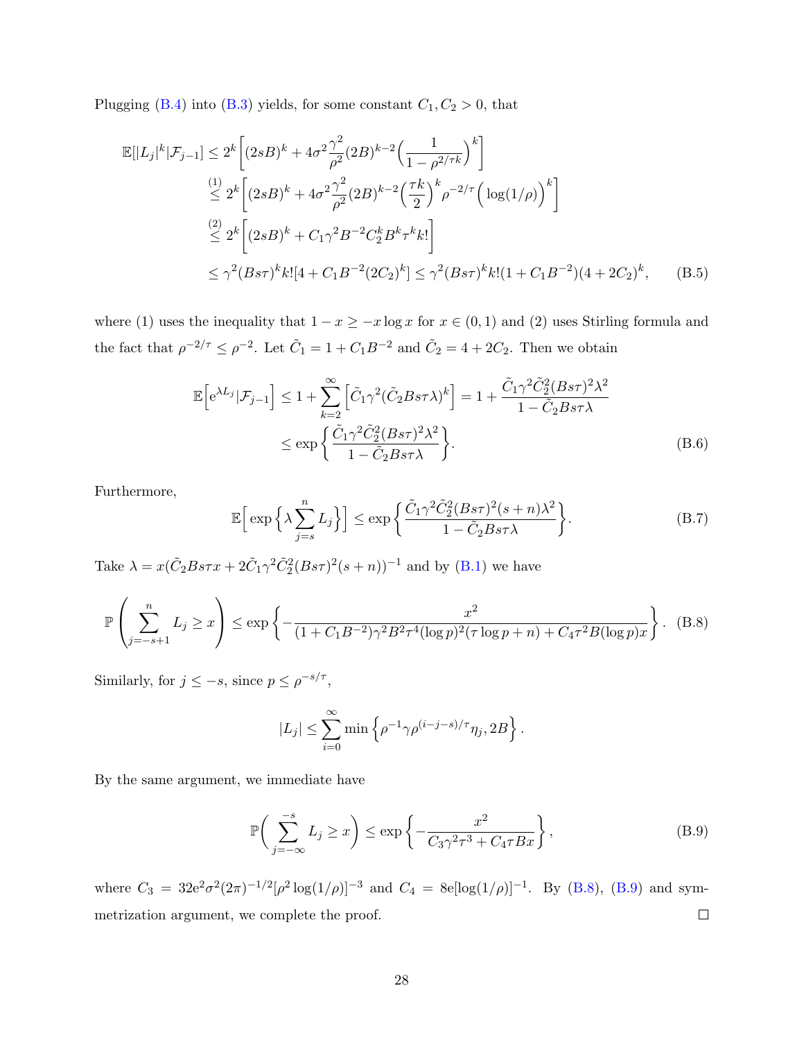Plugging (B.4) into (B.3) yields, for some constant $C_1, C_2 > 0$, that

$$
\begin{aligned}
\mathbb{E}[|L_j|^k|\mathcal{F}_{j-1}] &\le 2^k\bigg[(2sB)^k + 4\sigma^2\frac{\gamma^2}{\rho^2}(2B)^{k-2}\Big(\frac{1}{1-\rho^{2/\tau k}}\Big)^k\bigg] \\
&\overset{(1)}{\le} 2^k\bigg[(2sB)^k + 4\sigma^2\frac{\gamma^2}{\rho^2}(2B)^{k-2}\Big(\frac{\tau k}{2}\Big)^k\rho^{-2/\tau}\Big(\log(1/\rho)\Big)^k\bigg] \\
&\overset{(2)}{\le} 2^k\bigg[(2sB)^k + C_1\gamma^2 B^{-2}C_2^k B^k\tau^k k!\bigg] \\
&\le \gamma^2(Bs\tau)^k k![4 + C_1B^{-2}(2C_2)^k] \le \gamma^2(Bs\tau)^k k!(1+C_1B^{-2})(4+2C_2)^k, \qquad \text{(B.5)}
\end{aligned}
$$

where (1) uses the inequality that $1-x \ge -x\log x$ for $x\in(0,1)$ and (2) uses Stirling formula and the fact that $\rho^{-2/\tau}\le\rho^{-2}$. Let $\tilde{C}_1 = 1 + C_1B^{-2}$ and $\tilde{C}_2 = 4+2C_2$. Then we obtain

$$
\begin{aligned}
\mathbb{E}\Big[\mathrm{e}^{\lambda L_j}|\mathcal{F}_{j-1}\Big] &\le 1 + \sum_{k=2}^{\infty}\Big[\tilde{C}_1\gamma^2(\tilde{C}_2Bs\tau\lambda)^k\Big] = 1 + \frac{\tilde{C}_1\gamma^2\tilde{C}_2^2(Bs\tau)^2\lambda^2}{1-\tilde{C}_2Bs\tau\lambda} \\
&\le \exp\Big\{\frac{\tilde{C}_1\gamma^2\tilde{C}_2^2(Bs\tau)^2\lambda^2}{1-\tilde{C}_2Bs\tau\lambda}\Big\}. \qquad \text{(B.6)}
\end{aligned}
$$

Furthermore,

$$
\mathbb{E}\Big[\exp\Big\{\lambda\sum_{j=s}^{n}L_j\Big\}\Big] \le \exp\Big\{\frac{\tilde{C}_1\gamma^2\tilde{C}_2^2(Bs\tau)^2(s+n)\lambda^2}{1-\tilde{C}_2Bs\tau\lambda}\Big\}. \qquad \text{(B.7)}
$$

Take $\lambda = x(\tilde{C}_2Bs\tau x + 2\tilde{C}_1\gamma^2\tilde{C}_2^2(Bs\tau)^2(s+n))^{-1}$ and by (B.1) we have

$$
\mathbb{P}\left(\sum_{j=-s+1}^{n}L_j \ge x\right) \le \exp\left\{-\frac{x^2}{(1+C_1B^{-2})\gamma^2B^2\tau^4(\log p)^2(\tau\log p + n) + C_4\tau^2B(\log p)x}\right\}. \quad \text{(B.8)}
$$

Similarly, for $j\le -s$, since $p\le\rho^{-s/\tau}$,

$$
|L_j| \le \sum_{i=0}^{\infty}\min\left\{\rho^{-1}\gamma\rho^{(i-j-s)/\tau}\eta_j, 2B\right\}.
$$

By the same argument, we immediate have

$$
\mathbb{P}\Big(\sum_{j=-\infty}^{-s}L_j\ge x\Big) \le \exp\Big\{-\frac{x^2}{C_3\gamma^2\tau^3 + C_4\tau Bx}\Big\}, \qquad \text{(B.9)}
$$

where $C_3 = 32\mathrm{e}^2\sigma^2(2\pi)^{-1/2}[\rho^2\log(1/\rho)]^{-3}$ and $C_4 = 8\mathrm{e}[\log(1/\rho)]^{-1}$. By (B.8), (B.9) and symmetrization argument, we complete the proof. $\square$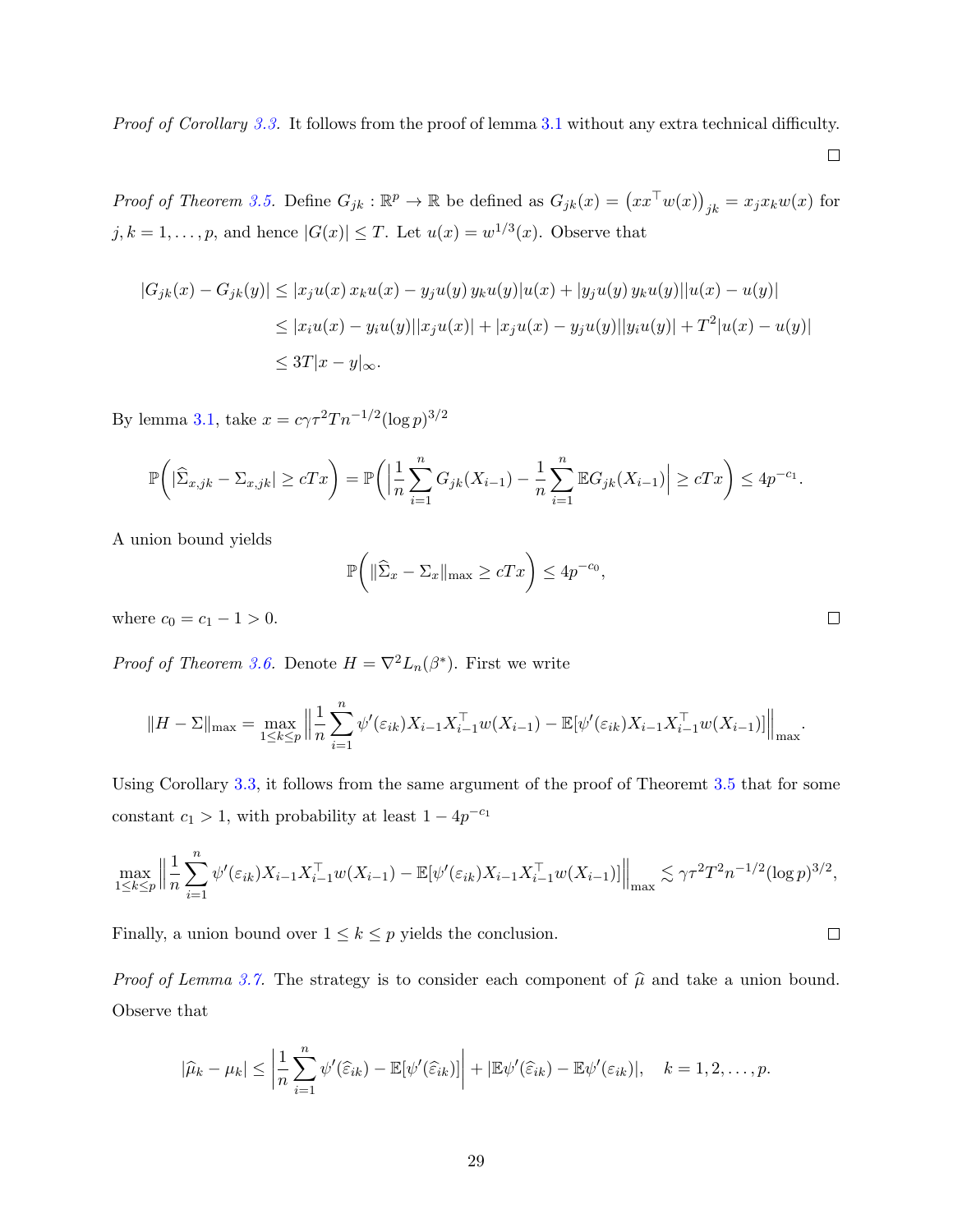*Proof of Corollary 3.3.* It follows from the proof of lemma 3.1 without any extra technical difficulty. □

*Proof of Theorem 3.5.* Define $G_{jk} : \mathbb{R}^p \to \mathbb{R}$ be defined as $G_{jk}(x) = \big(xx^\top w(x)\big)_{jk} = x_j x_k w(x)$ for $j, k = 1, \ldots, p$, and hence $|G(x)| \le T$. Let $u(x) = w^{1/3}(x)$. Observe that

$$
\begin{aligned}
|G_{jk}(x) - G_{jk}(y)| &\le |x_j u(x)\, x_k u(x) - y_j u(y)\, y_k u(y)||u(x) + |y_j u(y)\, y_k u(y)||u(x) - u(y)| \\
&\le |x_i u(x) - y_i u(y)||x_j u(x)| + |x_j u(x) - y_j u(y)||y_i u(y)| + T^2 |u(x) - u(y)| \\
&\le 3T|x - y|_\infty.
\end{aligned}
$$

By lemma 3.1, take $x = c\gamma\tau^2 T n^{-1/2} (\log p)^{3/2}$

$$
\mathbb{P}\bigg( |\widehat{\Sigma}_{x,jk} - \Sigma_{x,jk}| \ge cTx \bigg) = \mathbb{P}\bigg( \Big| \frac{1}{n} \sum_{i=1}^n G_{jk}(X_{i-1}) - \frac{1}{n} \sum_{i=1}^n \mathbb{E} G_{jk}(X_{i-1}) \Big| \ge cTx \bigg) \le 4p^{-c_1}.
$$

A union bound yields

$$
\mathbb{P}\bigg( \|\widehat{\Sigma}_x - \Sigma_x\|_{\max} \ge cTx \bigg) \le 4p^{-c_0},
$$

where $c_0 = c_1 - 1 > 0$. □

*Proof of Theorem 3.6.* Denote $H = \nabla^2 L_n(\beta^*)$. First we write

$$
\|H - \Sigma\|_{\max} = \max_{1 \le k \le p} \Big\| \frac{1}{n} \sum_{i=1}^n \psi'(\varepsilon_{ik}) X_{i-1} X_{i-1}^\top w(X_{i-1}) - \mathbb{E}[\psi'(\varepsilon_{ik}) X_{i-1} X_{i-1}^\top w(X_{i-1})] \Big\|_{\max}.
$$

Using Corollary 3.3, it follows from the same argument of the proof of Theoremt 3.5 that for some constant $c_1 > 1$, with probability at least $1 - 4p^{-c_1}$

$$
\max_{1 \le k \le p} \Big\| \frac{1}{n} \sum_{i=1}^n \psi'(\varepsilon_{ik}) X_{i-1} X_{i-1}^\top w(X_{i-1}) - \mathbb{E}[\psi'(\varepsilon_{ik}) X_{i-1} X_{i-1}^\top w(X_{i-1})] \Big\|_{\max} \lesssim \gamma\tau^2 T^2 n^{-1/2} (\log p)^{3/2},
$$

Finally, a union bound over $1 \le k \le p$ yields the conclusion. □

*Proof of Lemma 3.7.* The strategy is to consider each component of $\widehat{\mu}$ and take a union bound. Observe that

$$
|\widehat{\mu}_k - \mu_k| \le \bigg| \frac{1}{n} \sum_{i=1}^n \psi'(\widehat{\varepsilon}_{ik}) - \mathbb{E}[\psi'(\widehat{\varepsilon}_{ik})] \bigg| + |\mathbb{E}\psi'(\widehat{\varepsilon}_{ik}) - \mathbb{E}\psi'(\varepsilon_{ik})|, \quad k = 1, 2, \ldots, p.
$$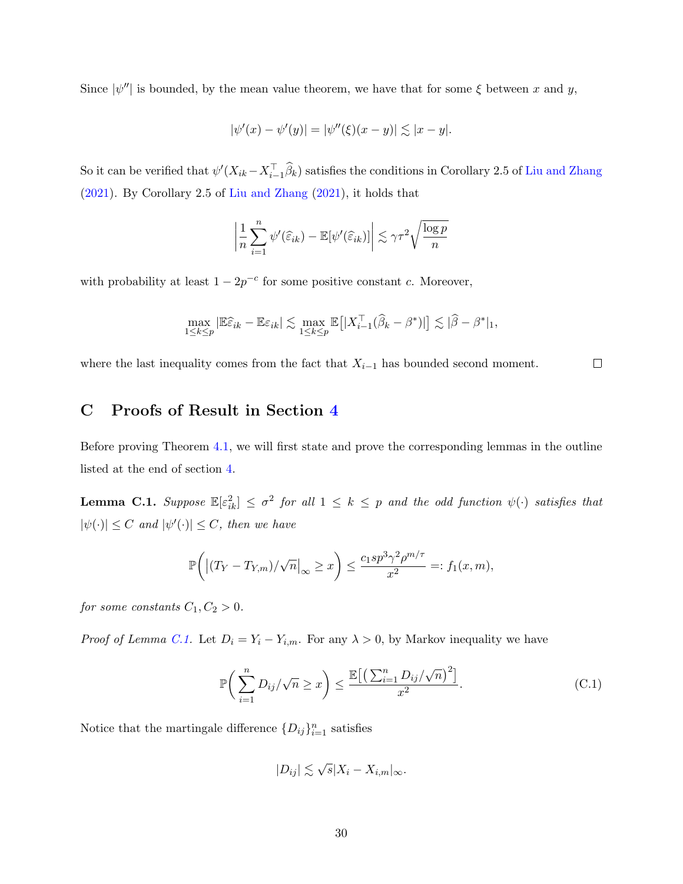Since $|\psi''|$ is bounded, by the mean value theorem, we have that for some $\xi$ between $x$ and $y$,

$$|\psi'(x) - \psi'(y)| = |\psi''(\xi)(x-y)| \lesssim |x-y|.$$

So it can be verified that $\psi'(X_{ik} - X_{i-1}^\top \widehat{\beta}_k)$ satisfies the conditions in Corollary 2.5 of Liu and Zhang (2021). By Corollary 2.5 of Liu and Zhang (2021), it holds that

$$\left| \frac{1}{n} \sum_{i=1}^n \psi'(\widehat{\varepsilon}_{ik}) - \mathbb{E}[\psi'(\widehat{\varepsilon}_{ik})] \right| \lesssim \gamma \tau^2 \sqrt{\frac{\log p}{n}}$$

with probability at least $1 - 2p^{-c}$ for some positive constant $c$. Moreover,

$$\max_{1 \le k \le p} |\mathbb{E}\widehat{\varepsilon}_{ik} - \mathbb{E}\varepsilon_{ik}| \lesssim \max_{1 \le k \le p} \mathbb{E}\big[|X_{i-1}^\top(\widehat{\beta}_k - \beta^*)|\big] \lesssim |\widehat{\beta} - \beta^*|_1,$$

where the last inequality comes from the fact that $X_{i-1}$ has bounded second moment. $\square$

## C Proofs of Result in Section 4

Before proving Theorem 4.1, we will first state and prove the corresponding lemmas in the outline listed at the end of section 4.

**Lemma C.1.** *Suppose $\mathbb{E}[\varepsilon_{ik}^2] \le \sigma^2$ for all $1 \le k \le p$ and the odd function $\psi(\cdot)$ satisfies that $|\psi(\cdot)| \le C$ and $|\psi'(\cdot)| \le C$, then we have*

$$\mathbb{P}\bigg( \big|(T_Y - T_{Y,m})/\sqrt{n}\big|_\infty \ge x \bigg) \le \frac{c_1 s p^3 \gamma^2 \rho^{m/\tau}}{x^2} =: f_1(x,m),$$

*for some constants $C_1, C_2 > 0$.*

*Proof of Lemma C.1.* Let $D_i = Y_i - Y_{i,m}$. For any $\lambda > 0$, by Markov inequality we have

$$\mathbb{P}\bigg( \sum_{i=1}^n D_{ij}/\sqrt{n} \ge x \bigg) \le \frac{\mathbb{E}\big[\big(\sum_{i=1}^n D_{ij}/\sqrt{n}\big)^2\big]}{x^2}. \tag{C.1}$$

Notice that the martingale difference $\{D_{ij}\}_{i=1}^n$ satisfies

$$|D_{ij}| \lesssim \sqrt{s}|X_i - X_{i,m}|_\infty.$$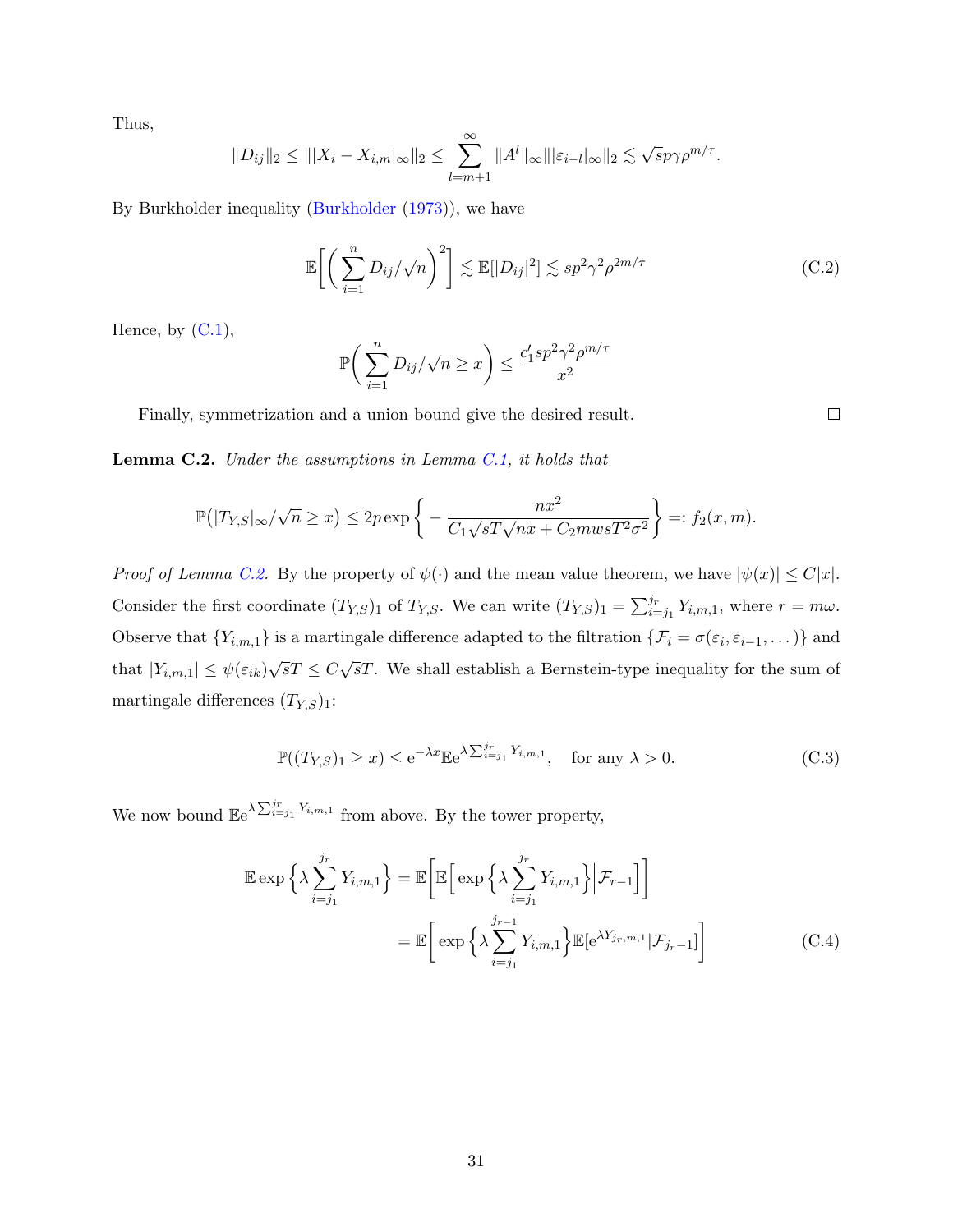Thus,

$$\|D_{ij}\|_2 \le \||X_i - X_{i,m}|_\infty\|_2 \le \sum_{l=m+1}^{\infty} \|A^l\|_\infty \||\varepsilon_{i-l}|_\infty\|_2 \lesssim \sqrt{s}p\gamma\rho^{m/\tau}.$$

By Burkholder inequality (Burkholder (1973)), we have

$$\mathbb{E}\bigg[\bigg(\sum_{i=1}^{n} D_{ij}/\sqrt{n}\bigg)^2\bigg] \lesssim \mathbb{E}[|D_{ij}|^2] \lesssim sp^2\gamma^2\rho^{2m/\tau} \tag{C.2}$$

Hence, by (C.1),

$$\mathbb{P}\bigg(\sum_{i=1}^{n} D_{ij}/\sqrt{n} \ge x\bigg) \le \frac{c_1' sp^2\gamma^2\rho^{m/\tau}}{x^2}$$

Finally, symmetrization and a union bound give the desired result. ◻

**Lemma C.2.** *Under the assumptions in Lemma C.1, it holds that*

$$\mathbb{P}\big(|T_{Y,S}|_\infty/\sqrt{n} \ge x\big) \le 2p\exp\bigg\{-\frac{nx^2}{C_1\sqrt{s}T\sqrt{n}x + C_2 mwsT^2\sigma^2}\bigg\} =: f_2(x,m).$$

*Proof of Lemma C.2.* By the property of $\psi(\cdot)$ and the mean value theorem, we have $|\psi(x)| \le C|x|$. Consider the first coordinate $(T_{Y,S})_1$ of $T_{Y,S}$. We can write $(T_{Y,S})_1 = \sum_{i=j_1}^{j_r} Y_{i,m,1}$, where $r = m\omega$. Observe that $\{Y_{i,m,1}\}$ is a martingale difference adapted to the filtration $\{\mathcal{F}_i = \sigma(\varepsilon_i, \varepsilon_{i-1}, \dots)\}$ and that $|Y_{i,m,1}| \le \psi(\varepsilon_{ik})\sqrt{s}T \le C\sqrt{s}T$. We shall establish a Bernstein-type inequality for the sum of martingale differences $(T_{Y,S})_1$:

$$\mathbb{P}((T_{Y,S})_1 \ge x) \le \mathrm{e}^{-\lambda x}\mathbb{E}\mathrm{e}^{\lambda\sum_{i=j_1}^{j_r} Y_{i,m,1}}, \quad \text{for any } \lambda > 0. \tag{C.3}$$

We now bound $\mathbb{E}\mathrm{e}^{\lambda\sum_{i=j_1}^{j_r} Y_{i,m,1}}$ from above. By the tower property,

$$\begin{aligned}
\mathbb{E}\exp\Big\{\lambda\sum_{i=j_1}^{j_r} Y_{i,m,1}\Big\} &= \mathbb{E}\bigg[\mathbb{E}\Big[\exp\Big\{\lambda\sum_{i=j_1}^{j_r} Y_{i,m,1}\Big\}\Big|\mathcal{F}_{r-1}\Big]\bigg] \\
&= \mathbb{E}\bigg[\exp\Big\{\lambda\sum_{i=j_1}^{j_{r-1}} Y_{i,m,1}\Big\}\mathbb{E}[\mathrm{e}^{\lambda Y_{j_r,m,1}}|\mathcal{F}_{j_r-1}]\bigg]
\end{aligned} \tag{C.4}$$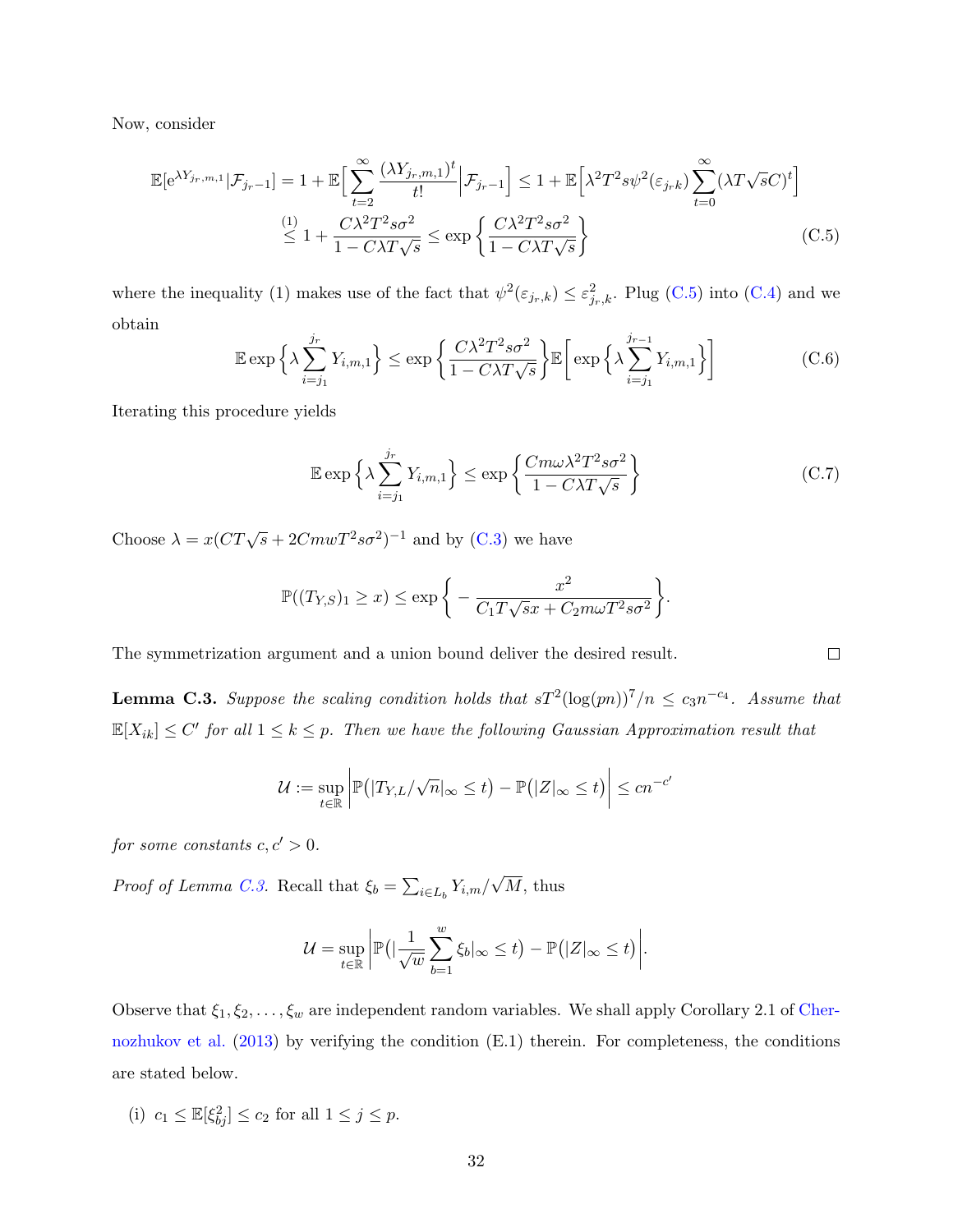Now, consider

$$
\begin{aligned}
\mathbb{E}[\mathrm{e}^{\lambda Y_{j_r,m,1}}|\mathcal{F}_{j_r-1}] &= 1+\mathbb{E}\Big[\sum_{t=2}^{\infty}\frac{(\lambda Y_{j_r,m,1})^t}{t!}\Big|\mathcal{F}_{j_r-1}\Big] \le 1+\mathbb{E}\Big[\lambda^2 T^2 s\psi^2(\varepsilon_{j_r k})\sum_{t=0}^{\infty}(\lambda T\sqrt{s}C)^t\Big] \\
&\overset{(1)}{\le} 1+\frac{C\lambda^2T^2s\sigma^2}{1-C\lambda T\sqrt{s}} \le \exp\Big\{\frac{C\lambda^2T^2s\sigma^2}{1-C\lambda T\sqrt{s}}\Big\}
\end{aligned}
\tag{C.5}
$$

where the inequality (1) makes use of the fact that $\psi^2(\varepsilon_{j_r,k}) \le \varepsilon^2_{j_r,k}$. Plug (C.5) into (C.4) and we obtain

$$
\mathbb{E}\exp\Big\{\lambda\sum_{i=j_1}^{j_r}Y_{i,m,1}\Big\} \le \exp\Big\{\frac{C\lambda^2T^2s\sigma^2}{1-C\lambda T\sqrt{s}}\Big\}\mathbb{E}\Big[\exp\Big\{\lambda\sum_{i=j_1}^{j_{r-1}}Y_{i,m,1}\Big\}\Big]
\tag{C.6}
$$

Iterating this procedure yields

$$
\mathbb{E}\exp\Big\{\lambda\sum_{i=j_1}^{j_r}Y_{i,m,1}\Big\} \le \exp\Big\{\frac{Cm\omega\lambda^2T^2s\sigma^2}{1-C\lambda T\sqrt{s}}\Big\}
\tag{C.7}
$$

Choose $\lambda = x(CT\sqrt{s}+2CmwT^2s\sigma^2)^{-1}$ and by (C.3) we have

$$
\mathbb{P}((T_{Y,S})_1 \ge x) \le \exp\Big\{-\frac{x^2}{C_1T\sqrt{s}x + C_2m\omega T^2s\sigma^2}\Big\}.
$$

The symmetrization argument and a union bound deliver the desired result. $\square$

**Lemma C.3.** *Suppose the scaling condition holds that $sT^2(\log(pn))^7/n \le c_3 n^{-c_4}$. Assume that $\mathbb{E}[X_{ik}] \le C'$ for all $1 \le k \le p$. Then we have the following Gaussian Approximation result that*

$$
\mathcal{U} := \sup_{t\in\mathbb{R}}\Big|\mathbb{P}\big(|T_{Y,L}/\sqrt{n}|_\infty \le t\big) - \mathbb{P}\big(|Z|_\infty \le t\big)\Big| \le cn^{-c'}
$$

*for some constants $c, c' > 0$.*

*Proof of Lemma C.3.* Recall that $\xi_b = \sum_{i\in L_b} Y_{i,m}/\sqrt{M}$, thus

$$
\mathcal{U} = \sup_{t\in\mathbb{R}}\Big|\mathbb{P}\big(|\frac{1}{\sqrt{w}}\sum_{b=1}^{w}\xi_b|_\infty \le t\big) - \mathbb{P}\big(|Z|_\infty \le t\big)\Big|.
$$

Observe that $\xi_1, \xi_2, \ldots, \xi_w$ are independent random variables. We shall apply Corollary 2.1 of Chernozhukov et al. (2013) by verifying the condition (E.1) therein. For completeness, the conditions are stated below.

(i) $c_1 \le \mathbb{E}[\xi_{bj}^2] \le c_2$ for all $1 \le j \le p$.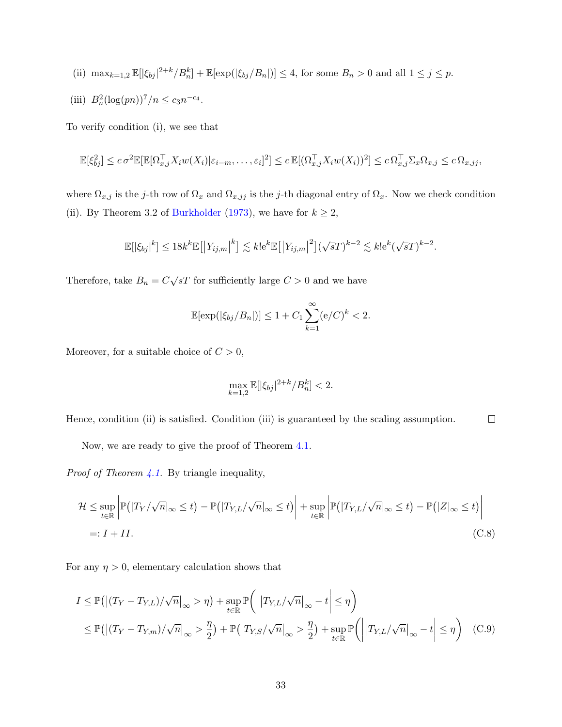(ii) $\max_{k=1,2} \mathbb{E}[|\xi_{bj}|^{2+k}/B_n^k] + \mathbb{E}[\exp(|\xi_{bj}/B_n|)] \le 4$, for some $B_n > 0$ and all $1 \le j \le p$.

(iii) $B_n^2(\log(pn))^7/n \le c_3 n^{-c_4}$.

To verify condition (i), we see that

$$\mathbb{E}[\xi_{bj}^2] \le c\,\sigma^2 \mathbb{E}[\mathbb{E}[\Omega_{x,j}^\top X_i w(X_i) | \varepsilon_{i-m}, \ldots, \varepsilon_i]^2] \le c\,\mathbb{E}[(\Omega_{x,j}^\top X_i w(X_i))^2] \le c\,\Omega_{x,j}^\top \Sigma_x \Omega_{x,j} \le c\,\Omega_{x,jj},$$

where $\Omega_{x,j}$ is the $j$-th row of $\Omega_x$ and $\Omega_{x,jj}$ is the $j$-th diagonal entry of $\Omega_x$. Now we check condition (ii). By Theorem 3.2 of Burkholder (1973), we have for $k \ge 2$,

$$\mathbb{E}[|\xi_{bj}|^k] \le 18 k^k \mathbb{E}\big[\big|Y_{ij,m}\big|^k\big] \lesssim k! \mathrm{e}^k \mathbb{E}\big[\big|Y_{ij,m}\big|^2\big] (\sqrt{s}T)^{k-2} \lesssim k! \mathrm{e}^k (\sqrt{s}T)^{k-2}.$$

Therefore, take $B_n = C\sqrt{s}T$ for sufficiently large $C > 0$ and we have

$$\mathbb{E}[\exp(|\xi_{bj}/B_n|)] \le 1 + C_1 \sum_{k=1}^{\infty} (\mathrm{e}/C)^k < 2.$$

Moreover, for a suitable choice of $C > 0$,

$$\max_{k=1,2} \mathbb{E}[|\xi_{bj}|^{2+k}/B_n^k] < 2.$$

Hence, condition (ii) is satisfied. Condition (iii) is guaranteed by the scaling assumption. $\square$

Now, we are ready to give the proof of Theorem 4.1.

*Proof of Theorem 4.1.* By triangle inequality,

$$\begin{aligned}
\mathcal{H} &\le \sup_{t\in\mathbb{R}} \Big| \mathbb{P}\big(|T_Y/\sqrt{n}|_\infty \le t\big) - \mathbb{P}\big(|T_{Y,L}/\sqrt{n}|_\infty \le t\big) \Big| + \sup_{t\in\mathbb{R}} \Big| \mathbb{P}\big(|T_{Y,L}/\sqrt{n}|_\infty \le t\big) - \mathbb{P}\big(|Z|_\infty \le t\big) \Big| \\
&=: I + II. \qquad\qquad\qquad\qquad\qquad\qquad\qquad\qquad\qquad\qquad\qquad\qquad\qquad\qquad (\text{C.8})
\end{aligned}$$

For any $\eta > 0$, elementary calculation shows that

$$\begin{aligned}
I &\le \mathbb{P}\big(\big|(T_Y - T_{Y,L})/\sqrt{n}\big|_\infty > \eta\big) + \sup_{t\in\mathbb{R}} \mathbb{P}\bigg( \Big| \big|T_{Y,L}/\sqrt{n}\big|_\infty - t \Big| \le \eta \bigg) \\
&\le \mathbb{P}\big(\big|(T_Y - T_{Y,m})/\sqrt{n}\big|_\infty > \frac{\eta}{2}\big) + \mathbb{P}\big(\big|T_{Y,S}/\sqrt{n}\big|_\infty > \frac{\eta}{2}\big) + \sup_{t\in\mathbb{R}} \mathbb{P}\bigg( \Big| \big|T_{Y,L}/\sqrt{n}\big|_\infty - t \Big| \le \eta \bigg) \quad (\text{C.9})
\end{aligned}$$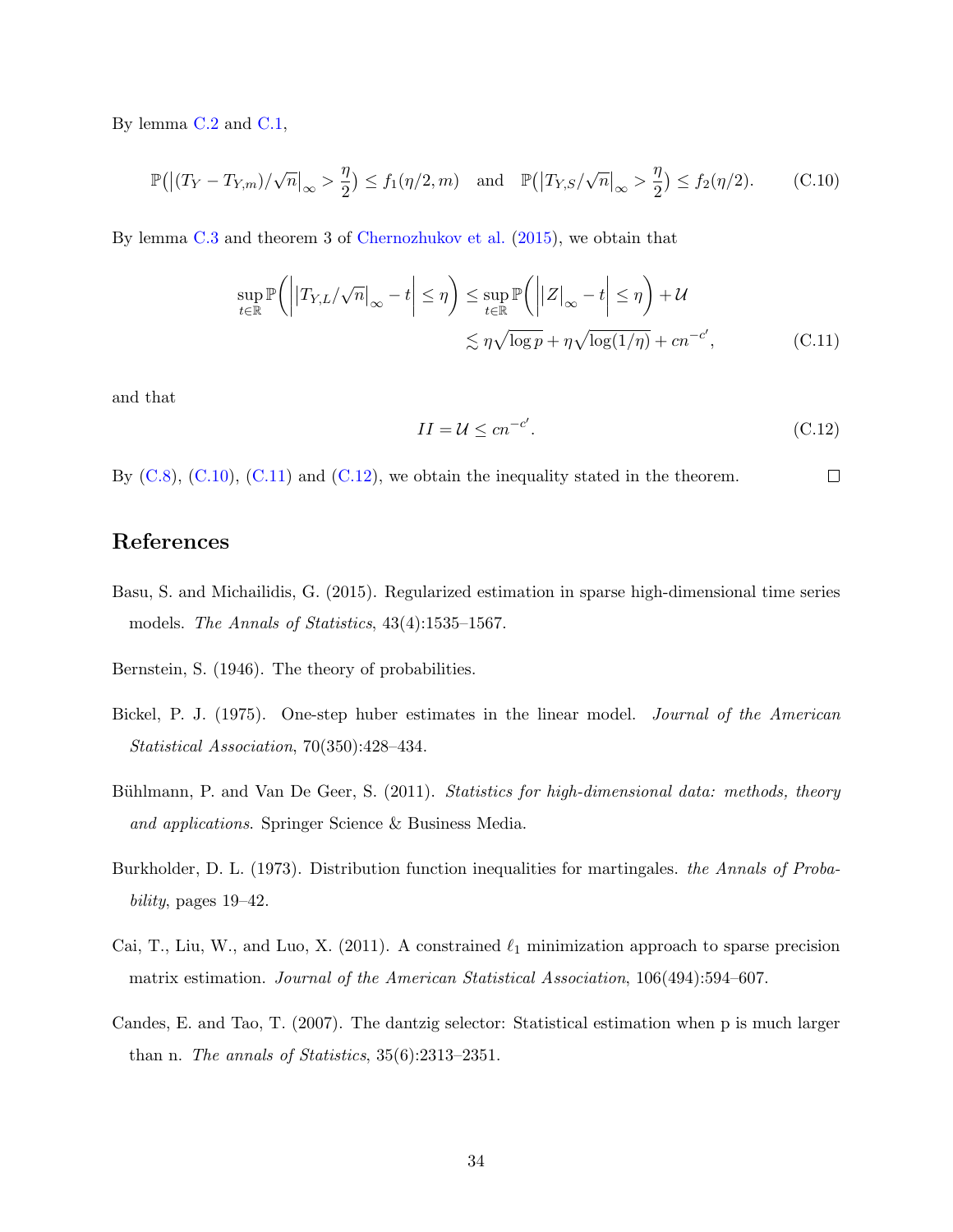By lemma C.2 and C.1,

$$\mathbb{P}\big(\big|(T_Y - T_{Y,m})/\sqrt{n}\big|_\infty > \frac{\eta}{2}\big) \le f_1(\eta/2, m) \quad \text{and} \quad \mathbb{P}\big(\big|T_{Y,S}/\sqrt{n}\big|_\infty > \frac{\eta}{2}\big) \le f_2(\eta/2). \tag{C.10}$$

By lemma C.3 and theorem 3 of Chernozhukov et al. (2015), we obtain that

$$\begin{aligned}
\sup_{t\in\mathbb{R}} \mathbb{P}\bigg(\Big|\big|T_{Y,L}/\sqrt{n}\big|_\infty - t\Big| \le \eta\bigg) &\le \sup_{t\in\mathbb{R}} \mathbb{P}\bigg(\Big|\big|Z\big|_\infty - t\Big| \le \eta\bigg) + \mathcal{U} \\
&\lesssim \eta\sqrt{\log p} + \eta\sqrt{\log(1/\eta)} + cn^{-c'},
\end{aligned} \tag{C.11}$$

and that

$$II = \mathcal{U} \le cn^{-c'}. \tag{C.12}$$

By (C.8), (C.10), (C.11) and (C.12), we obtain the inequality stated in the theorem. □

# References

Basu, S. and Michailidis, G. (2015). Regularized estimation in sparse high-dimensional time series models. *The Annals of Statistics*, 43(4):1535–1567.

Bernstein, S. (1946). The theory of probabilities.

Bickel, P. J. (1975). One-step huber estimates in the linear model. *Journal of the American Statistical Association*, 70(350):428–434.

Bühlmann, P. and Van De Geer, S. (2011). *Statistics for high-dimensional data: methods, theory and applications*. Springer Science & Business Media.

Burkholder, D. L. (1973). Distribution function inequalities for martingales. *the Annals of Probability*, pages 19–42.

Cai, T., Liu, W., and Luo, X. (2011). A constrained $\ell_1$ minimization approach to sparse precision matrix estimation. *Journal of the American Statistical Association*, 106(494):594–607.

Candes, E. and Tao, T. (2007). The dantzig selector: Statistical estimation when p is much larger than n. *The annals of Statistics*, 35(6):2313–2351.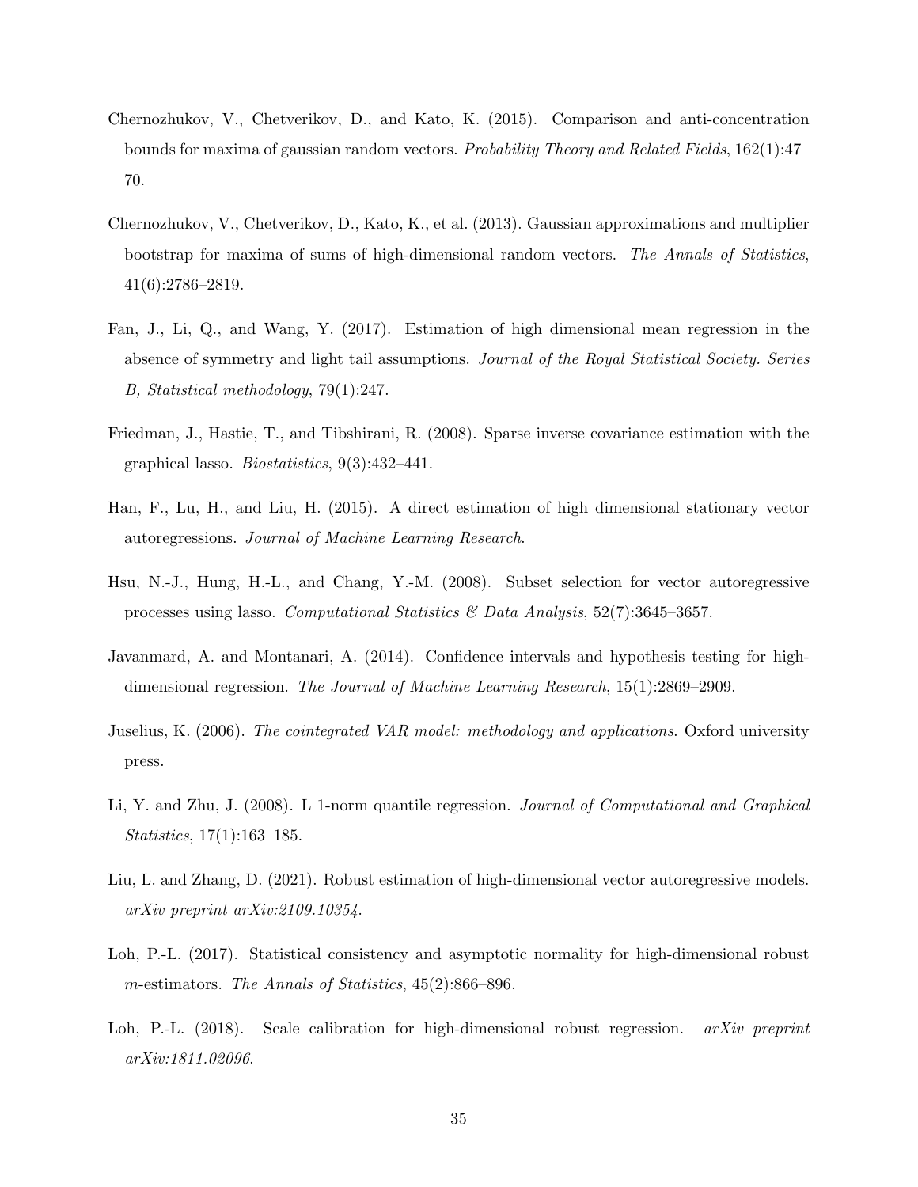Chernozhukov, V., Chetverikov, D., and Kato, K. (2015). Comparison and anti-concentration bounds for maxima of gaussian random vectors. *Probability Theory and Related Fields*, 162(1):47–70.

Chernozhukov, V., Chetverikov, D., Kato, K., et al. (2013). Gaussian approximations and multiplier bootstrap for maxima of sums of high-dimensional random vectors. *The Annals of Statistics*, 41(6):2786–2819.

Fan, J., Li, Q., and Wang, Y. (2017). Estimation of high dimensional mean regression in the absence of symmetry and light tail assumptions. *Journal of the Royal Statistical Society. Series B, Statistical methodology*, 79(1):247.

Friedman, J., Hastie, T., and Tibshirani, R. (2008). Sparse inverse covariance estimation with the graphical lasso. *Biostatistics*, 9(3):432–441.

Han, F., Lu, H., and Liu, H. (2015). A direct estimation of high dimensional stationary vector autoregressions. *Journal of Machine Learning Research*.

Hsu, N.-J., Hung, H.-L., and Chang, Y.-M. (2008). Subset selection for vector autoregressive processes using lasso. *Computational Statistics & Data Analysis*, 52(7):3645–3657.

Javanmard, A. and Montanari, A. (2014). Confidence intervals and hypothesis testing for high-dimensional regression. *The Journal of Machine Learning Research*, 15(1):2869–2909.

Juselius, K. (2006). *The cointegrated VAR model: methodology and applications*. Oxford university press.

Li, Y. and Zhu, J. (2008). L 1-norm quantile regression. *Journal of Computational and Graphical Statistics*, 17(1):163–185.

Liu, L. and Zhang, D. (2021). Robust estimation of high-dimensional vector autoregressive models. *arXiv preprint arXiv:2109.10354*.

Loh, P.-L. (2017). Statistical consistency and asymptotic normality for high-dimensional robust $m$-estimators. *The Annals of Statistics*, 45(2):866–896.

Loh, P.-L. (2018). Scale calibration for high-dimensional robust regression. *arXiv preprint arXiv:1811.02096*.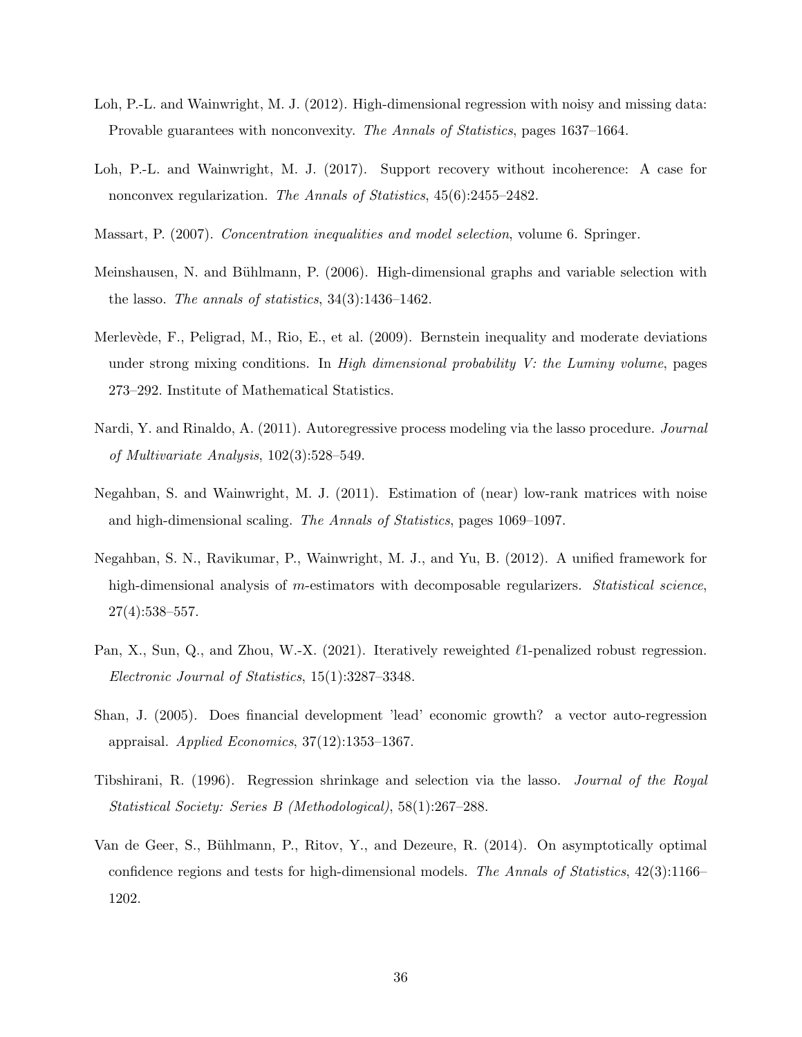Loh, P.-L. and Wainwright, M. J. (2012). High-dimensional regression with noisy and missing data: Provable guarantees with nonconvexity. *The Annals of Statistics*, pages 1637–1664.

Loh, P.-L. and Wainwright, M. J. (2017). Support recovery without incoherence: A case for nonconvex regularization. *The Annals of Statistics*, 45(6):2455–2482.

Massart, P. (2007). *Concentration inequalities and model selection*, volume 6. Springer.

Meinshausen, N. and Bühlmann, P. (2006). High-dimensional graphs and variable selection with the lasso. *The annals of statistics*, 34(3):1436–1462.

Merlevède, F., Peligrad, M., Rio, E., et al. (2009). Bernstein inequality and moderate deviations under strong mixing conditions. In *High dimensional probability V: the Luminy volume*, pages 273–292. Institute of Mathematical Statistics.

Nardi, Y. and Rinaldo, A. (2011). Autoregressive process modeling via the lasso procedure. *Journal of Multivariate Analysis*, 102(3):528–549.

Negahban, S. and Wainwright, M. J. (2011). Estimation of (near) low-rank matrices with noise and high-dimensional scaling. *The Annals of Statistics*, pages 1069–1097.

Negahban, S. N., Ravikumar, P., Wainwright, M. J., and Yu, B. (2012). A unified framework for high-dimensional analysis of $m$-estimators with decomposable regularizers. *Statistical science*, 27(4):538–557.

Pan, X., Sun, Q., and Zhou, W.-X. (2021). Iteratively reweighted $\ell$1-penalized robust regression. *Electronic Journal of Statistics*, 15(1):3287–3348.

Shan, J. (2005). Does financial development 'lead' economic growth? a vector auto-regression appraisal. *Applied Economics*, 37(12):1353–1367.

Tibshirani, R. (1996). Regression shrinkage and selection via the lasso. *Journal of the Royal Statistical Society: Series B (Methodological)*, 58(1):267–288.

Van de Geer, S., Bühlmann, P., Ritov, Y., and Dezeure, R. (2014). On asymptotically optimal confidence regions and tests for high-dimensional models. *The Annals of Statistics*, 42(3):1166–1202.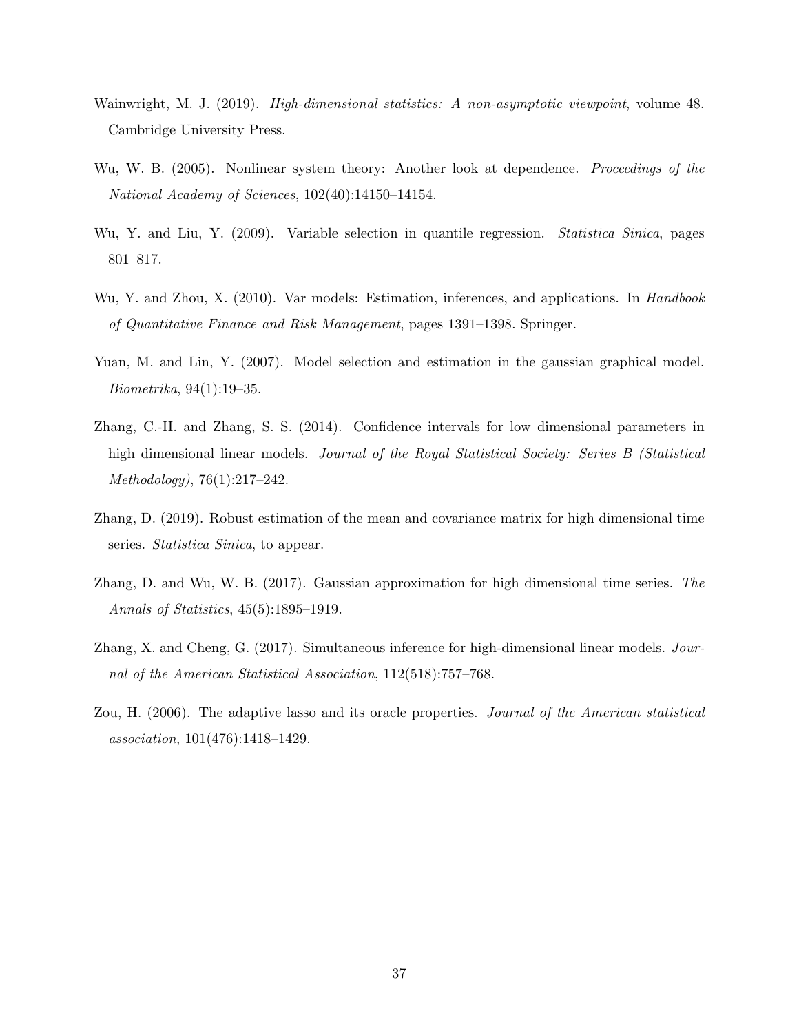Wainwright, M. J. (2019). *High-dimensional statistics: A non-asymptotic viewpoint*, volume 48. Cambridge University Press.

Wu, W. B. (2005). Nonlinear system theory: Another look at dependence. *Proceedings of the National Academy of Sciences*, 102(40):14150–14154.

Wu, Y. and Liu, Y. (2009). Variable selection in quantile regression. *Statistica Sinica*, pages 801–817.

Wu, Y. and Zhou, X. (2010). Var models: Estimation, inferences, and applications. In *Handbook of Quantitative Finance and Risk Management*, pages 1391–1398. Springer.

Yuan, M. and Lin, Y. (2007). Model selection and estimation in the gaussian graphical model. *Biometrika*, 94(1):19–35.

Zhang, C.-H. and Zhang, S. S. (2014). Confidence intervals for low dimensional parameters in high dimensional linear models. *Journal of the Royal Statistical Society: Series B (Statistical Methodology)*, 76(1):217–242.

Zhang, D. (2019). Robust estimation of the mean and covariance matrix for high dimensional time series. *Statistica Sinica*, to appear.

Zhang, D. and Wu, W. B. (2017). Gaussian approximation for high dimensional time series. *The Annals of Statistics*, 45(5):1895–1919.

Zhang, X. and Cheng, G. (2017). Simultaneous inference for high-dimensional linear models. *Journal of the American Statistical Association*, 112(518):757–768.

Zou, H. (2006). The adaptive lasso and its oracle properties. *Journal of the American statistical association*, 101(476):1418–1429.